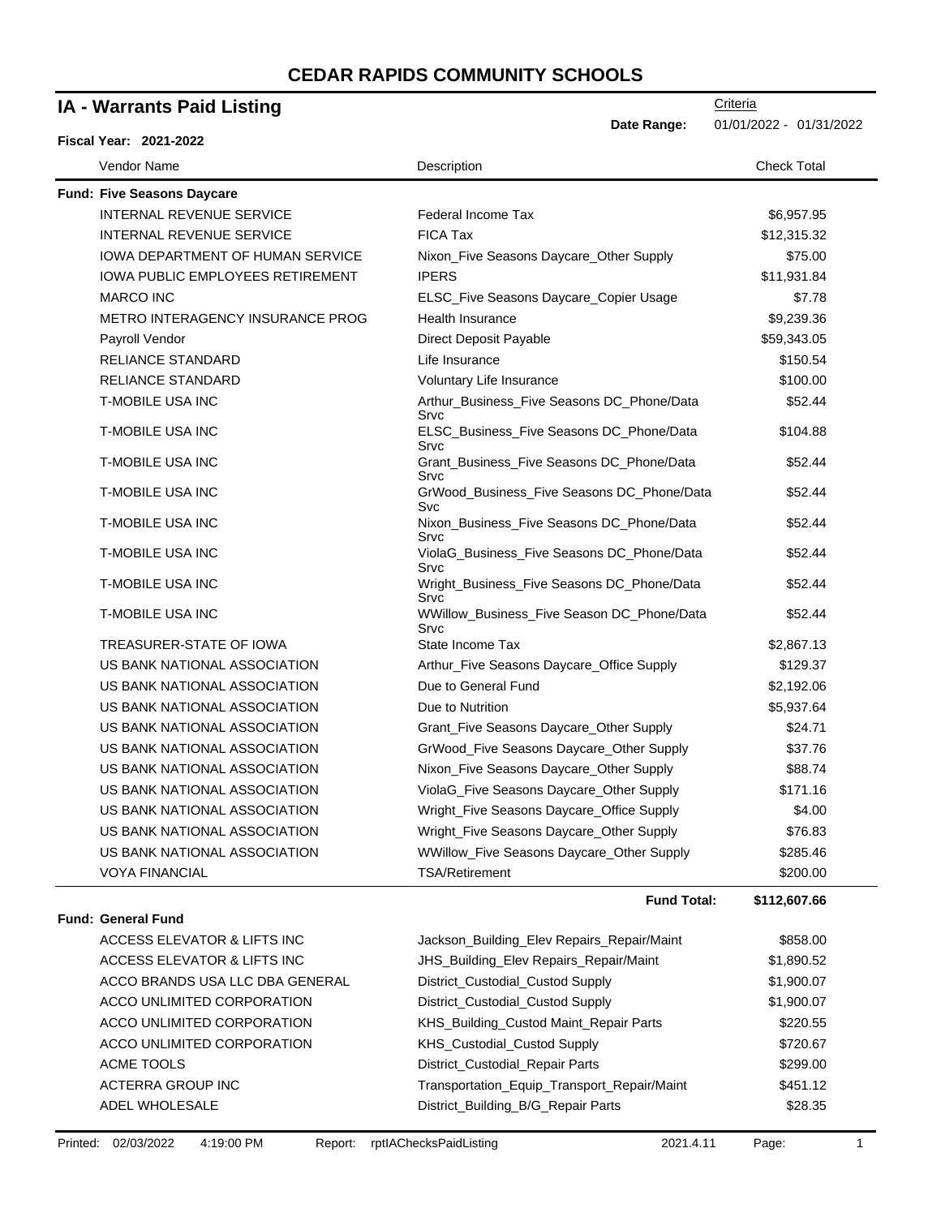# CEDAR RAPIDS COMMUNITY SCHOOLS

## IA - Warrants Paid Listing

**Fiscal Year: 2021-2022**

Criteria

**Date Range:** 01/01/2022 - 01/31/2022

| Vendor Name | Description | Check Total |
|---|---|---|
| **Fund: Five Seasons Daycare** | | |
| INTERNAL REVENUE SERVICE | Federal Income Tax | $6,957.95 |
| INTERNAL REVENUE SERVICE | FICA Tax | $12,315.32 |
| IOWA DEPARTMENT OF HUMAN SERVICE | Nixon_Five Seasons Daycare_Other Supply | $75.00 |
| IOWA PUBLIC EMPLOYEES RETIREMENT | IPERS | $11,931.84 |
| MARCO INC | ELSC_Five Seasons Daycare_Copier Usage | $7.78 |
| METRO INTERAGENCY INSURANCE PROG | Health Insurance | $9,239.36 |
| Payroll Vendor | Direct Deposit Payable | $59,343.05 |
| RELIANCE STANDARD | Life Insurance | $150.54 |
| RELIANCE STANDARD | Voluntary Life Insurance | $100.00 |
| T-MOBILE USA INC | Arthur_Business_Five Seasons DC_Phone/Data Srvc | $52.44 |
| T-MOBILE USA INC | ELSC_Business_Five Seasons DC_Phone/Data Srvc | $104.88 |
| T-MOBILE USA INC | Grant_Business_Five Seasons DC_Phone/Data Srvc | $52.44 |
| T-MOBILE USA INC | GrWood_Business_Five Seasons DC_Phone/Data Svc | $52.44 |
| T-MOBILE USA INC | Nixon_Business_Five Seasons DC_Phone/Data Srvc | $52.44 |
| T-MOBILE USA INC | ViolaG_Business_Five Seasons DC_Phone/Data Srvc | $52.44 |
| T-MOBILE USA INC | Wright_Business_Five Seasons DC_Phone/Data Srvc | $52.44 |
| T-MOBILE USA INC | WWillow_Business_Five Season DC_Phone/Data Srvc | $52.44 |
| TREASURER-STATE OF IOWA | State Income Tax | $2,867.13 |
| US BANK NATIONAL ASSOCIATION | Arthur_Five Seasons Daycare_Office Supply | $129.37 |
| US BANK NATIONAL ASSOCIATION | Due to General Fund | $2,192.06 |
| US BANK NATIONAL ASSOCIATION | Due to Nutrition | $5,937.64 |
| US BANK NATIONAL ASSOCIATION | Grant_Five Seasons Daycare_Other Supply | $24.71 |
| US BANK NATIONAL ASSOCIATION | GrWood_Five Seasons Daycare_Other Supply | $37.76 |
| US BANK NATIONAL ASSOCIATION | Nixon_Five Seasons Daycare_Other Supply | $88.74 |
| US BANK NATIONAL ASSOCIATION | ViolaG_Five Seasons Daycare_Other Supply | $171.16 |
| US BANK NATIONAL ASSOCIATION | Wright_Five Seasons Daycare_Office Supply | $4.00 |
| US BANK NATIONAL ASSOCIATION | Wright_Five Seasons Daycare_Other Supply | $76.83 |
| US BANK NATIONAL ASSOCIATION | WWillow_Five Seasons Daycare_Other Supply | $285.46 |
| VOYA FINANCIAL | TSA/Retirement | $200.00 |
| | **Fund Total:** | **$112,607.66** |
| **Fund: General Fund** | | |
| ACCESS ELEVATOR & LIFTS INC | Jackson_Building_Elev Repairs_Repair/Maint | $858.00 |
| ACCESS ELEVATOR & LIFTS INC | JHS_Building_Elev Repairs_Repair/Maint | $1,890.52 |
| ACCO BRANDS USA LLC DBA GENERAL | District_Custodial_Custod Supply | $1,900.07 |
| ACCO UNLIMITED CORPORATION | District_Custodial_Custod Supply | $1,900.07 |
| ACCO UNLIMITED CORPORATION | KHS_Building_Custod Maint_Repair Parts | $220.55 |
| ACCO UNLIMITED CORPORATION | KHS_Custodial_Custod Supply | $720.67 |
| ACME TOOLS | District_Custodial_Repair Parts | $299.00 |
| ACTERRA GROUP INC | Transportation_Equip_Transport_Repair/Maint | $451.12 |
| ADEL WHOLESALE | District_Building_B/G_Repair Parts | $28.35 |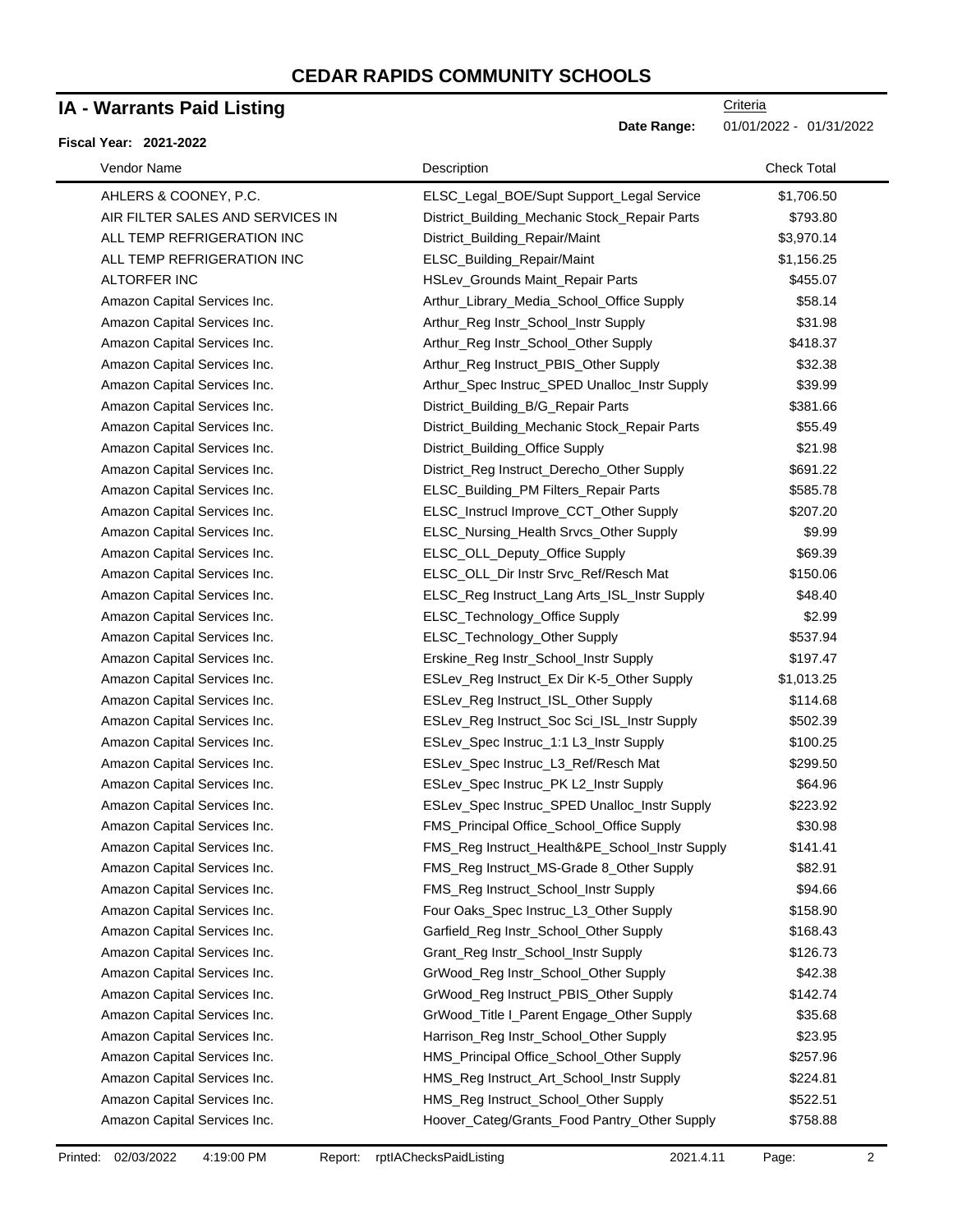# CEDAR RAPIDS COMMUNITY SCHOOLS

## IA - Warrants Paid Listing

Criteria

**Date Range:** 01/01/2022 - 01/31/2022

**Fiscal Year: 2021-2022**

| Vendor Name | Description | Check Total |
|---|---|---|
| AHLERS & COONEY, P.C. | ELSC_Legal_BOE/Supt Support_Legal Service | $1,706.50 |
| AIR FILTER SALES AND SERVICES IN | District_Building_Mechanic Stock_Repair Parts | $793.80 |
| ALL TEMP REFRIGERATION INC | District_Building_Repair/Maint | $3,970.14 |
| ALL TEMP REFRIGERATION INC | ELSC_Building_Repair/Maint | $1,156.25 |
| ALTORFER INC | HSLev_Grounds Maint_Repair Parts | $455.07 |
| Amazon Capital Services Inc. | Arthur_Library_Media_School_Office Supply | $58.14 |
| Amazon Capital Services Inc. | Arthur_Reg Instr_School_Instr Supply | $31.98 |
| Amazon Capital Services Inc. | Arthur_Reg Instr_School_Other Supply | $418.37 |
| Amazon Capital Services Inc. | Arthur_Reg Instruct_PBIS_Other Supply | $32.38 |
| Amazon Capital Services Inc. | Arthur_Spec Instruc_SPED Unalloc_Instr Supply | $39.99 |
| Amazon Capital Services Inc. | District_Building_B/G_Repair Parts | $381.66 |
| Amazon Capital Services Inc. | District_Building_Mechanic Stock_Repair Parts | $55.49 |
| Amazon Capital Services Inc. | District_Building_Office Supply | $21.98 |
| Amazon Capital Services Inc. | District_Reg Instruct_Derecho_Other Supply | $691.22 |
| Amazon Capital Services Inc. | ELSC_Building_PM Filters_Repair Parts | $585.78 |
| Amazon Capital Services Inc. | ELSC_Instrucl Improve_CCT_Other Supply | $207.20 |
| Amazon Capital Services Inc. | ELSC_Nursing_Health Srvcs_Other Supply | $9.99 |
| Amazon Capital Services Inc. | ELSC_OLL_Deputy_Office Supply | $69.39 |
| Amazon Capital Services Inc. | ELSC_OLL_Dir Instr Srvc_Ref/Resch Mat | $150.06 |
| Amazon Capital Services Inc. | ELSC_Reg Instruct_Lang Arts_ISL_Instr Supply | $48.40 |
| Amazon Capital Services Inc. | ELSC_Technology_Office Supply | $2.99 |
| Amazon Capital Services Inc. | ELSC_Technology_Other Supply | $537.94 |
| Amazon Capital Services Inc. | Erskine_Reg Instr_School_Instr Supply | $197.47 |
| Amazon Capital Services Inc. | ESLev_Reg Instruct_Ex Dir K-5_Other Supply | $1,013.25 |
| Amazon Capital Services Inc. | ESLev_Reg Instruct_ISL_Other Supply | $114.68 |
| Amazon Capital Services Inc. | ESLev_Reg Instruct_Soc Sci_ISL_Instr Supply | $502.39 |
| Amazon Capital Services Inc. | ESLev_Spec Instruc_1:1 L3_Instr Supply | $100.25 |
| Amazon Capital Services Inc. | ESLev_Spec Instruc_L3_Ref/Resch Mat | $299.50 |
| Amazon Capital Services Inc. | ESLev_Spec Instruc_PK L2_Instr Supply | $64.96 |
| Amazon Capital Services Inc. | ESLev_Spec Instruc_SPED Unalloc_Instr Supply | $223.92 |
| Amazon Capital Services Inc. | FMS_Principal Office_School_Office Supply | $30.98 |
| Amazon Capital Services Inc. | FMS_Reg Instruct_Health&PE_School_Instr Supply | $141.41 |
| Amazon Capital Services Inc. | FMS_Reg Instruct_MS-Grade 8_Other Supply | $82.91 |
| Amazon Capital Services Inc. | FMS_Reg Instruct_School_Instr Supply | $94.66 |
| Amazon Capital Services Inc. | Four Oaks_Spec Instruc_L3_Other Supply | $158.90 |
| Amazon Capital Services Inc. | Garfield_Reg Instr_School_Other Supply | $168.43 |
| Amazon Capital Services Inc. | Grant_Reg Instr_School_Instr Supply | $126.73 |
| Amazon Capital Services Inc. | GrWood_Reg Instr_School_Other Supply | $42.38 |
| Amazon Capital Services Inc. | GrWood_Reg Instruct_PBIS_Other Supply | $142.74 |
| Amazon Capital Services Inc. | GrWood_Title I_Parent Engage_Other Supply | $35.68 |
| Amazon Capital Services Inc. | Harrison_Reg Instr_School_Other Supply | $23.95 |
| Amazon Capital Services Inc. | HMS_Principal Office_School_Other Supply | $257.96 |
| Amazon Capital Services Inc. | HMS_Reg Instruct_Art_School_Instr Supply | $224.81 |
| Amazon Capital Services Inc. | HMS_Reg Instruct_School_Other Supply | $522.51 |
| Amazon Capital Services Inc. | Hoover_Categ/Grants_Food Pantry_Other Supply | $758.88 |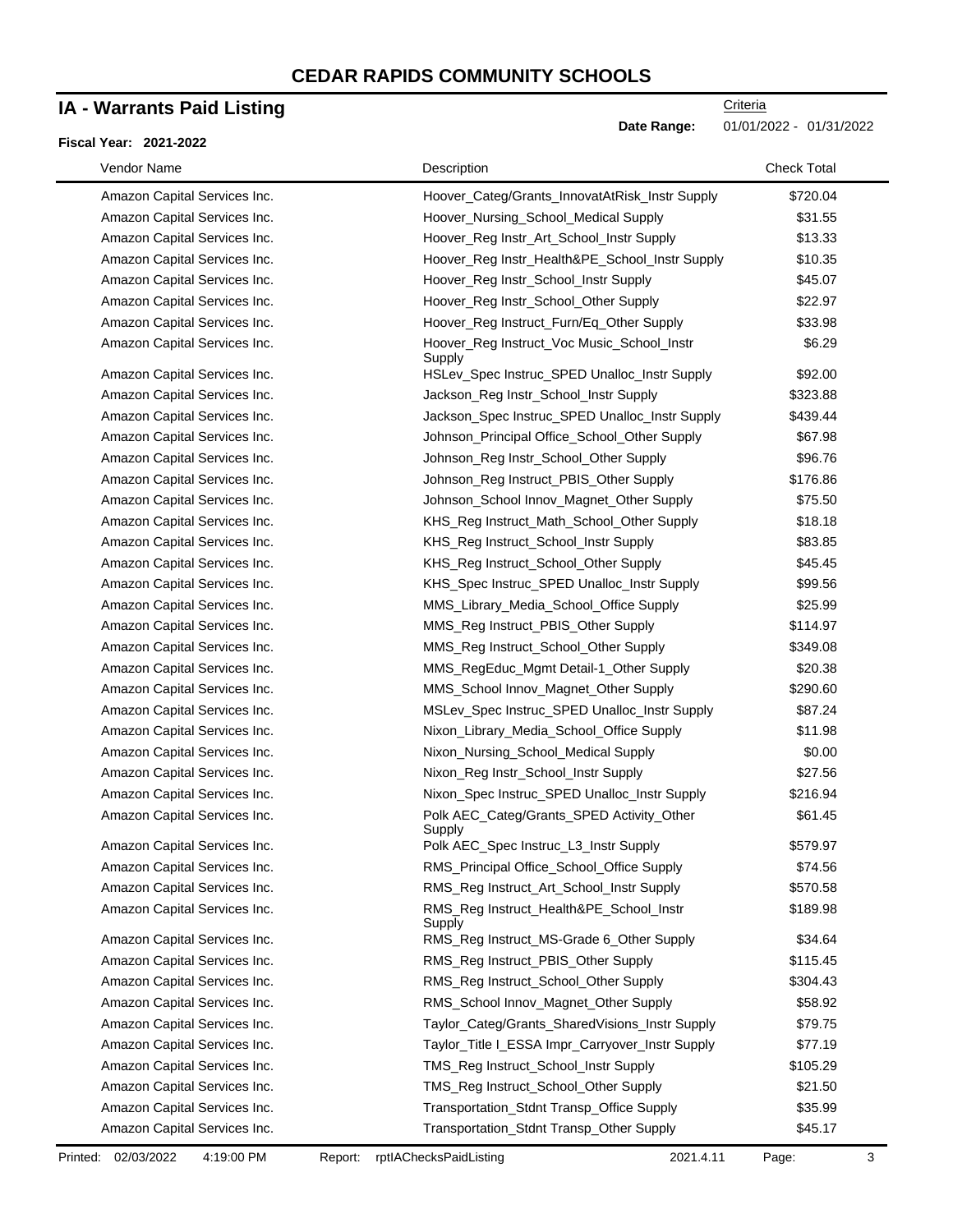# CEDAR RAPIDS COMMUNITY SCHOOLS

## IA - Warrants Paid Listing

Criteria

**Date Range:** 01/01/2022 - 01/31/2022

**Fiscal Year: 2021-2022**

| Vendor Name | Description | Check Total |
|---|---|---|
| Amazon Capital Services Inc. | Hoover_Categ/Grants_InnovatAtRisk_Instr Supply | $720.04 |
| Amazon Capital Services Inc. | Hoover_Nursing_School_Medical Supply | $31.55 |
| Amazon Capital Services Inc. | Hoover_Reg Instr_Art_School_Instr Supply | $13.33 |
| Amazon Capital Services Inc. | Hoover_Reg Instr_Health&PE_School_Instr Supply | $10.35 |
| Amazon Capital Services Inc. | Hoover_Reg Instr_School_Instr Supply | $45.07 |
| Amazon Capital Services Inc. | Hoover_Reg Instr_School_Other Supply | $22.97 |
| Amazon Capital Services Inc. | Hoover_Reg Instruct_Furn/Eq_Other Supply | $33.98 |
| Amazon Capital Services Inc. | Hoover_Reg Instruct_Voc Music_School_Instr Supply | $6.29 |
| Amazon Capital Services Inc. | HSLev_Spec Instruc_SPED Unalloc_Instr Supply | $92.00 |
| Amazon Capital Services Inc. | Jackson_Reg Instr_School_Instr Supply | $323.88 |
| Amazon Capital Services Inc. | Jackson_Spec Instruc_SPED Unalloc_Instr Supply | $439.44 |
| Amazon Capital Services Inc. | Johnson_Principal Office_School_Other Supply | $67.98 |
| Amazon Capital Services Inc. | Johnson_Reg Instr_School_Other Supply | $96.76 |
| Amazon Capital Services Inc. | Johnson_Reg Instruct_PBIS_Other Supply | $176.86 |
| Amazon Capital Services Inc. | Johnson_School Innov_Magnet_Other Supply | $75.50 |
| Amazon Capital Services Inc. | KHS_Reg Instruct_Math_School_Other Supply | $18.18 |
| Amazon Capital Services Inc. | KHS_Reg Instruct_School_Instr Supply | $83.85 |
| Amazon Capital Services Inc. | KHS_Reg Instruct_School_Other Supply | $45.45 |
| Amazon Capital Services Inc. | KHS_Spec Instruc_SPED Unalloc_Instr Supply | $99.56 |
| Amazon Capital Services Inc. | MMS_Library_Media_School_Office Supply | $25.99 |
| Amazon Capital Services Inc. | MMS_Reg Instruct_PBIS_Other Supply | $114.97 |
| Amazon Capital Services Inc. | MMS_Reg Instruct_School_Other Supply | $349.08 |
| Amazon Capital Services Inc. | MMS_RegEduc_Mgmt Detail-1_Other Supply | $20.38 |
| Amazon Capital Services Inc. | MMS_School Innov_Magnet_Other Supply | $290.60 |
| Amazon Capital Services Inc. | MSLev_Spec Instruc_SPED Unalloc_Instr Supply | $87.24 |
| Amazon Capital Services Inc. | Nixon_Library_Media_School_Office Supply | $11.98 |
| Amazon Capital Services Inc. | Nixon_Nursing_School_Medical Supply | $0.00 |
| Amazon Capital Services Inc. | Nixon_Reg Instr_School_Instr Supply | $27.56 |
| Amazon Capital Services Inc. | Nixon_Spec Instruc_SPED Unalloc_Instr Supply | $216.94 |
| Amazon Capital Services Inc. | Polk AEC_Categ/Grants_SPED Activity_Other Supply | $61.45 |
| Amazon Capital Services Inc. | Polk AEC_Spec Instruc_L3_Instr Supply | $579.97 |
| Amazon Capital Services Inc. | RMS_Principal Office_School_Office Supply | $74.56 |
| Amazon Capital Services Inc. | RMS_Reg Instruct_Art_School_Instr Supply | $570.58 |
| Amazon Capital Services Inc. | RMS_Reg Instruct_Health&PE_School_Instr Supply | $189.98 |
| Amazon Capital Services Inc. | RMS_Reg Instruct_MS-Grade 6_Other Supply | $34.64 |
| Amazon Capital Services Inc. | RMS_Reg Instruct_PBIS_Other Supply | $115.45 |
| Amazon Capital Services Inc. | RMS_Reg Instruct_School_Other Supply | $304.43 |
| Amazon Capital Services Inc. | RMS_School Innov_Magnet_Other Supply | $58.92 |
| Amazon Capital Services Inc. | Taylor_Categ/Grants_SharedVisions_Instr Supply | $79.75 |
| Amazon Capital Services Inc. | Taylor_Title I_ESSA Impr_Carryover_Instr Supply | $77.19 |
| Amazon Capital Services Inc. | TMS_Reg Instruct_School_Instr Supply | $105.29 |
| Amazon Capital Services Inc. | TMS_Reg Instruct_School_Other Supply | $21.50 |
| Amazon Capital Services Inc. | Transportation_Stdnt Transp_Office Supply | $35.99 |
| Amazon Capital Services Inc. | Transportation_Stdnt Transp_Other Supply | $45.17 |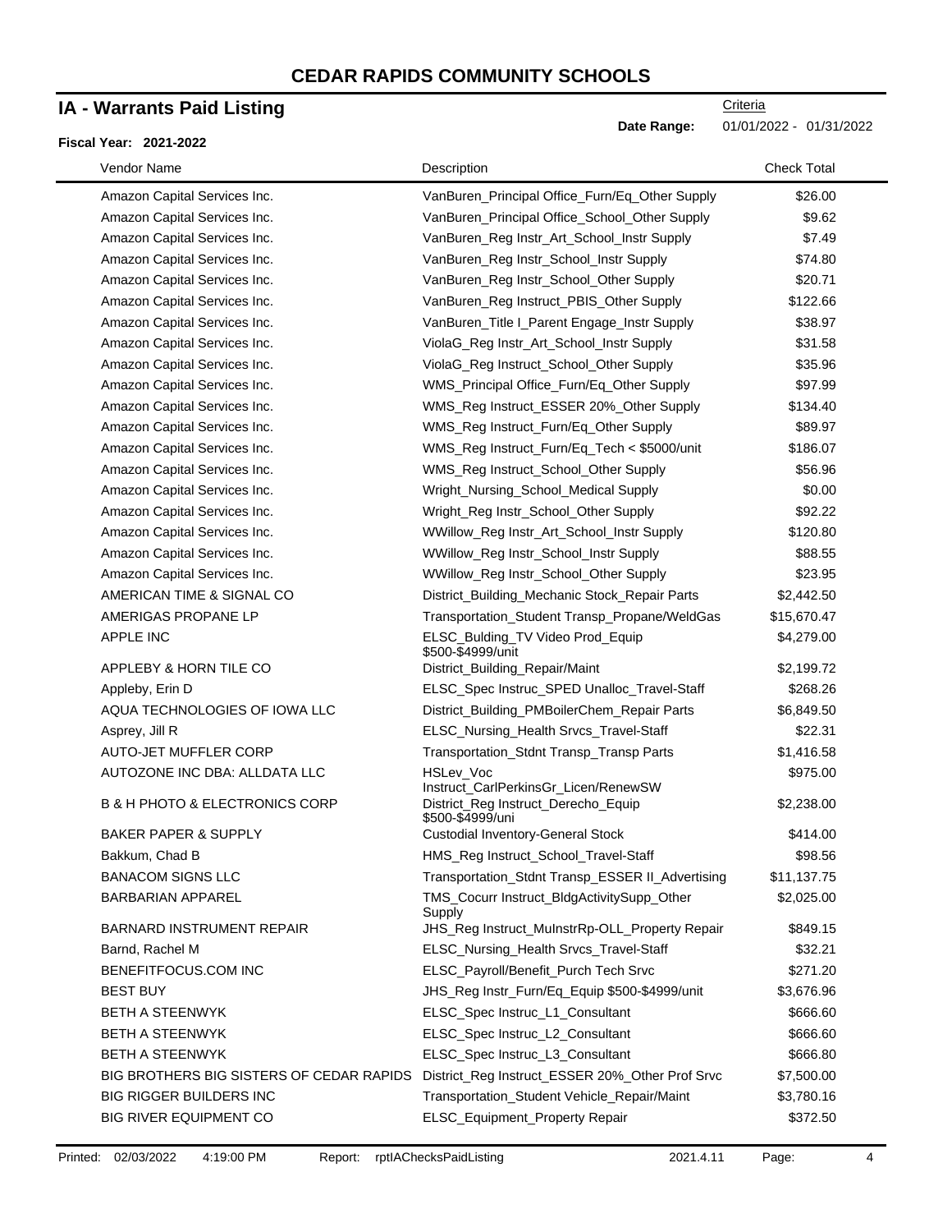# CEDAR RAPIDS COMMUNITY SCHOOLS

## IA - Warrants Paid Listing

Criteria

**Date Range:** 01/01/2022 - 01/31/2022

**Fiscal Year: 2021-2022**

| Vendor Name | Description | Check Total |
|---|---|---|
| Amazon Capital Services Inc. | VanBuren_Principal Office_Furn/Eq_Other Supply | $26.00 |
| Amazon Capital Services Inc. | VanBuren_Principal Office_School_Other Supply | $9.62 |
| Amazon Capital Services Inc. | VanBuren_Reg Instr_Art_School_Instr Supply | $7.49 |
| Amazon Capital Services Inc. | VanBuren_Reg Instr_School_Instr Supply | $74.80 |
| Amazon Capital Services Inc. | VanBuren_Reg Instr_School_Other Supply | $20.71 |
| Amazon Capital Services Inc. | VanBuren_Reg Instruct_PBIS_Other Supply | $122.66 |
| Amazon Capital Services Inc. | VanBuren_Title I_Parent Engage_Instr Supply | $38.97 |
| Amazon Capital Services Inc. | ViolaG_Reg Instr_Art_School_Instr Supply | $31.58 |
| Amazon Capital Services Inc. | ViolaG_Reg Instruct_School_Other Supply | $35.96 |
| Amazon Capital Services Inc. | WMS_Principal Office_Furn/Eq_Other Supply | $97.99 |
| Amazon Capital Services Inc. | WMS_Reg Instruct_ESSER 20%_Other Supply | $134.40 |
| Amazon Capital Services Inc. | WMS_Reg Instruct_Furn/Eq_Other Supply | $89.97 |
| Amazon Capital Services Inc. | WMS_Reg Instruct_Furn/Eq_Tech < $5000/unit | $186.07 |
| Amazon Capital Services Inc. | WMS_Reg Instruct_School_Other Supply | $56.96 |
| Amazon Capital Services Inc. | Wright_Nursing_School_Medical Supply | $0.00 |
| Amazon Capital Services Inc. | Wright_Reg Instr_School_Other Supply | $92.22 |
| Amazon Capital Services Inc. | WWillow_Reg Instr_Art_School_Instr Supply | $120.80 |
| Amazon Capital Services Inc. | WWillow_Reg Instr_School_Instr Supply | $88.55 |
| Amazon Capital Services Inc. | WWillow_Reg Instr_School_Other Supply | $23.95 |
| AMERICAN TIME & SIGNAL CO | District_Building_Mechanic Stock_Repair Parts | $2,442.50 |
| AMERIGAS PROPANE LP | Transportation_Student Transp_Propane/WeldGas | $15,670.47 |
| APPLE INC | ELSC_Bulding_TV Video Prod_Equip $500-$4999/unit | $4,279.00 |
| APPLEBY & HORN TILE CO | District_Building_Repair/Maint | $2,199.72 |
| Appleby, Erin D | ELSC_Spec Instruc_SPED Unalloc_Travel-Staff | $268.26 |
| AQUA TECHNOLOGIES OF IOWA LLC | District_Building_PMBoilerChem_Repair Parts | $6,849.50 |
| Asprey, Jill R | ELSC_Nursing_Health Srvcs_Travel-Staff | $22.31 |
| AUTO-JET MUFFLER CORP | Transportation_Stdnt Transp_Transp Parts | $1,416.58 |
| AUTOZONE INC DBA: ALLDATA LLC | HSLev_Voc Instruct_CarlPerkinsGr_Licen/RenewSW | $975.00 |
| B & H PHOTO & ELECTRONICS CORP | District_Reg Instruct_Derecho_Equip $500-$4999/uni | $2,238.00 |
| BAKER PAPER & SUPPLY | Custodial Inventory-General Stock | $414.00 |
| Bakkum, Chad B | HMS_Reg Instruct_School_Travel-Staff | $98.56 |
| BANACOM SIGNS LLC | Transportation_Stdnt Transp_ESSER II_Advertising | $11,137.75 |
| BARBARIAN APPAREL | TMS_Cocurr Instruct_BldgActivitySupp_Other Supply | $2,025.00 |
| BARNARD INSTRUMENT REPAIR | JHS_Reg Instruct_MuInstrRp-OLL_Property Repair | $849.15 |
| Barnd, Rachel M | ELSC_Nursing_Health Srvcs_Travel-Staff | $32.21 |
| BENEFITFOCUS.COM INC | ELSC_Payroll/Benefit_Purch Tech Srvc | $271.20 |
| BEST BUY | JHS_Reg Instr_Furn/Eq_Equip $500-$4999/unit | $3,676.96 |
| BETH A STEENWYK | ELSC_Spec Instruc_L1_Consultant | $666.60 |
| BETH A STEENWYK | ELSC_Spec Instruc_L2_Consultant | $666.60 |
| BETH A STEENWYK | ELSC_Spec Instruc_L3_Consultant | $666.80 |
| BIG BROTHERS BIG SISTERS OF CEDAR RAPIDS | District_Reg Instruct_ESSER 20%_Other Prof Srvc | $7,500.00 |
| BIG RIGGER BUILDERS INC | Transportation_Student Vehicle_Repair/Maint | $3,780.16 |
| BIG RIVER EQUIPMENT CO | ELSC_Equipment_Property Repair | $372.50 |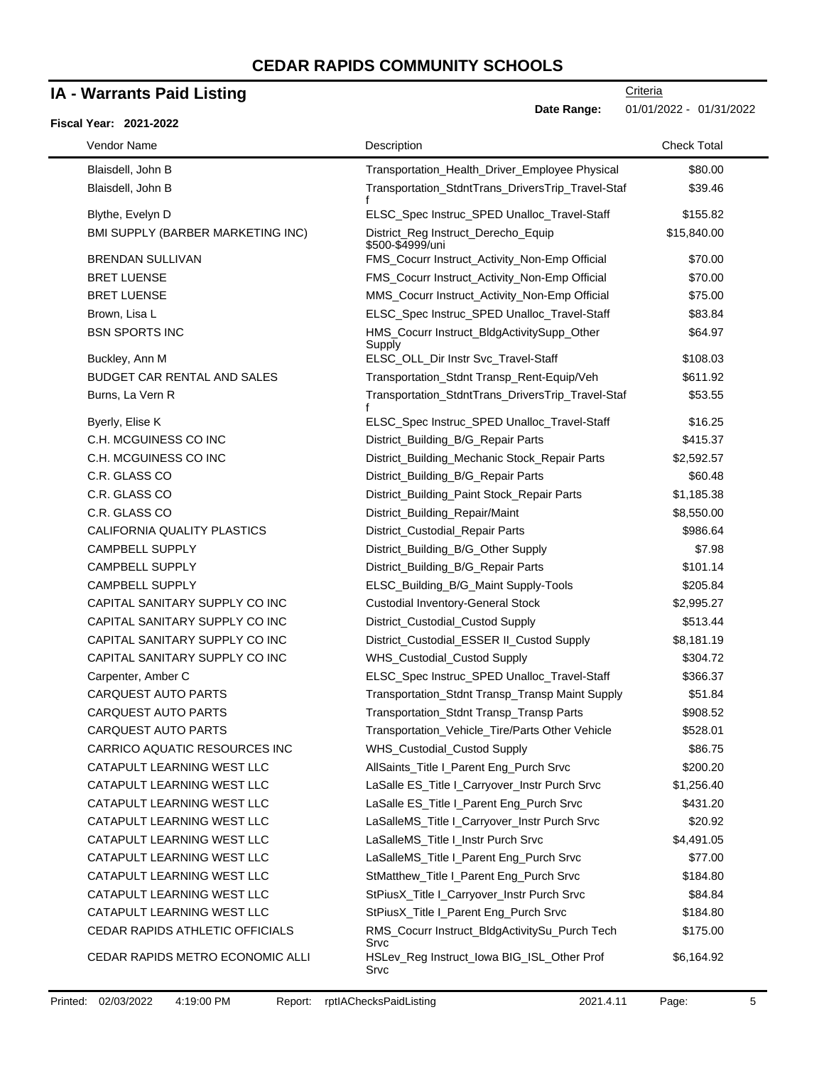# CEDAR RAPIDS COMMUNITY SCHOOLS

## IA - Warrants Paid Listing

Criteria

**Date Range:** 01/01/2022 - 01/31/2022

**Fiscal Year: 2021-2022**

| Vendor Name | Description | Check Total |
|---|---|---|
| Blaisdell, John B | Transportation_Health_Driver_Employee Physical | $80.00 |
| Blaisdell, John B | Transportation_StdntTrans_DriversTrip_Travel-Staff | $39.46 |
| Blythe, Evelyn D | ELSC_Spec Instruc_SPED Unalloc_Travel-Staff | $155.82 |
| BMI SUPPLY (BARBER MARKETING INC) | District_Reg Instruct_Derecho_Equip $500-$4999/uni | $15,840.00 |
| BRENDAN SULLIVAN | FMS_Cocurr Instruct_Activity_Non-Emp Official | $70.00 |
| BRET LUENSE | FMS_Cocurr Instruct_Activity_Non-Emp Official | $70.00 |
| BRET LUENSE | MMS_Cocurr Instruct_Activity_Non-Emp Official | $75.00 |
| Brown, Lisa L | ELSC_Spec Instruc_SPED Unalloc_Travel-Staff | $83.84 |
| BSN SPORTS INC | HMS_Cocurr Instruct_BldgActivitySupp_Other Supply | $64.97 |
| Buckley, Ann M | ELSC_OLL_Dir Instr Svc_Travel-Staff | $108.03 |
| BUDGET CAR RENTAL AND SALES | Transportation_Stdnt Transp_Rent-Equip/Veh | $611.92 |
| Burns, La Vern R | Transportation_StdntTrans_DriversTrip_Travel-Staff | $53.55 |
| Byerly, Elise K | ELSC_Spec Instruc_SPED Unalloc_Travel-Staff | $16.25 |
| C.H. MCGUINESS CO INC | District_Building_B/G_Repair Parts | $415.37 |
| C.H. MCGUINESS CO INC | District_Building_Mechanic Stock_Repair Parts | $2,592.57 |
| C.R. GLASS CO | District_Building_B/G_Repair Parts | $60.48 |
| C.R. GLASS CO | District_Building_Paint Stock_Repair Parts | $1,185.38 |
| C.R. GLASS CO | District_Building_Repair/Maint | $8,550.00 |
| CALIFORNIA QUALITY PLASTICS | District_Custodial_Repair Parts | $986.64 |
| CAMPBELL SUPPLY | District_Building_B/G_Other Supply | $7.98 |
| CAMPBELL SUPPLY | District_Building_B/G_Repair Parts | $101.14 |
| CAMPBELL SUPPLY | ELSC_Building_B/G_Maint Supply-Tools | $205.84 |
| CAPITAL SANITARY SUPPLY CO INC | Custodial Inventory-General Stock | $2,995.27 |
| CAPITAL SANITARY SUPPLY CO INC | District_Custodial_Custod Supply | $513.44 |
| CAPITAL SANITARY SUPPLY CO INC | District_Custodial_ESSER II_Custod Supply | $8,181.19 |
| CAPITAL SANITARY SUPPLY CO INC | WHS_Custodial_Custod Supply | $304.72 |
| Carpenter, Amber C | ELSC_Spec Instruc_SPED Unalloc_Travel-Staff | $366.37 |
| CARQUEST AUTO PARTS | Transportation_Stdnt Transp_Transp Maint Supply | $51.84 |
| CARQUEST AUTO PARTS | Transportation_Stdnt Transp_Transp Parts | $908.52 |
| CARQUEST AUTO PARTS | Transportation_Vehicle_Tire/Parts Other Vehicle | $528.01 |
| CARRICO AQUATIC RESOURCES INC | WHS_Custodial_Custod Supply | $86.75 |
| CATAPULT LEARNING WEST LLC | AllSaints_Title I_Parent Eng_Purch Srvc | $200.20 |
| CATAPULT LEARNING WEST LLC | LaSalle ES_Title I_Carryover_Instr Purch Srvc | $1,256.40 |
| CATAPULT LEARNING WEST LLC | LaSalle ES_Title I_Parent Eng_Purch Srvc | $431.20 |
| CATAPULT LEARNING WEST LLC | LaSalleMS_Title I_Carryover_Instr Purch Srvc | $20.92 |
| CATAPULT LEARNING WEST LLC | LaSalleMS_Title I_Instr Purch Srvc | $4,491.05 |
| CATAPULT LEARNING WEST LLC | LaSalleMS_Title I_Parent Eng_Purch Srvc | $77.00 |
| CATAPULT LEARNING WEST LLC | StMatthew_Title I_Parent Eng_Purch Srvc | $184.80 |
| CATAPULT LEARNING WEST LLC | StPiusX_Title I_Carryover_Instr Purch Srvc | $84.84 |
| CATAPULT LEARNING WEST LLC | StPiusX_Title I_Parent Eng_Purch Srvc | $184.80 |
| CEDAR RAPIDS ATHLETIC OFFICIALS | RMS_Cocurr Instruct_BldgActivitySu_Purch Tech Srvc | $175.00 |
| CEDAR RAPIDS METRO ECONOMIC ALLI | HSLev_Reg Instruct_Iowa BIG_ISL_Other Prof Srvc | $6,164.92 |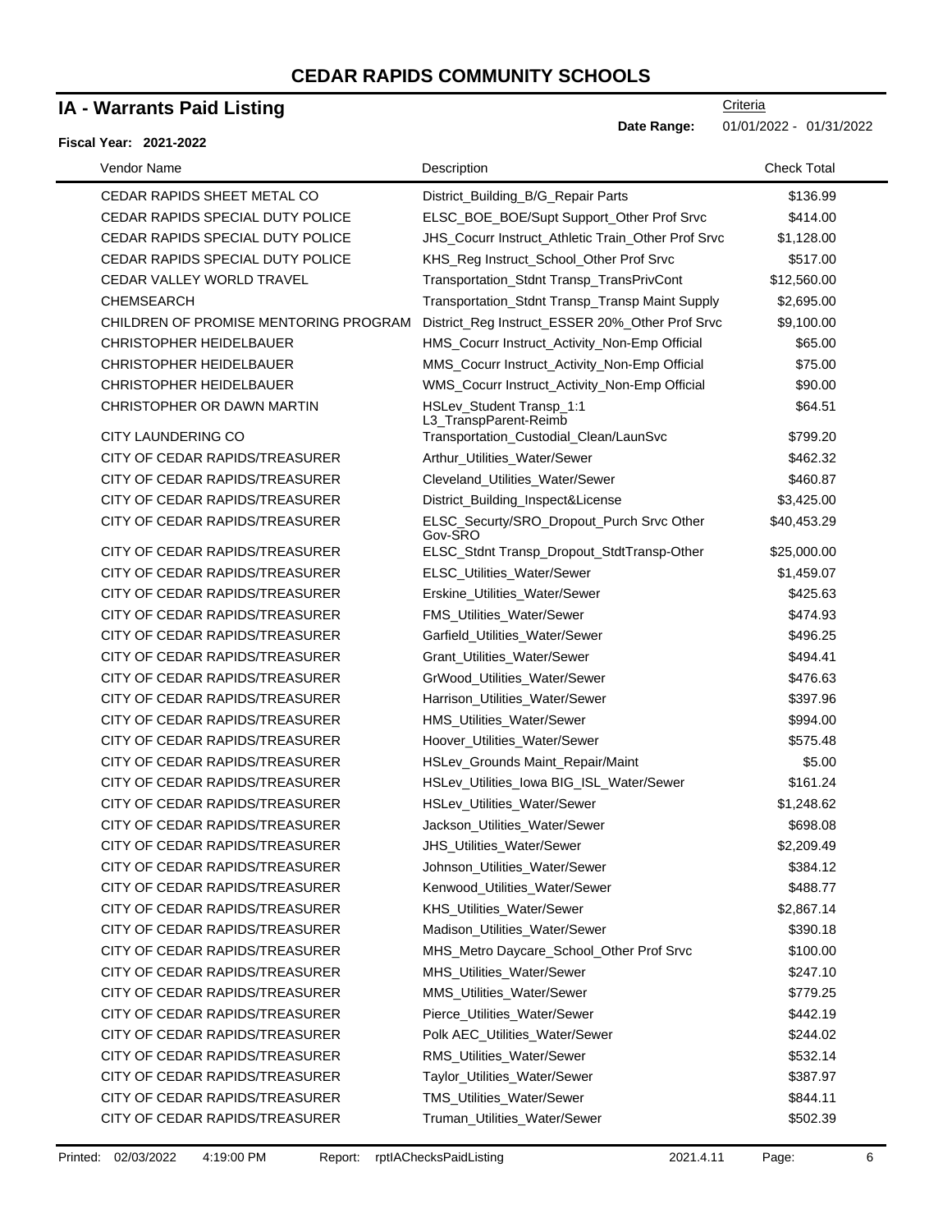# CEDAR RAPIDS COMMUNITY SCHOOLS

## IA - Warrants Paid Listing

Criteria

**Date Range:** 01/01/2022 - 01/31/2022

**Fiscal Year: 2021-2022**

| Vendor Name | Description | Check Total |
|---|---|---|
| CEDAR RAPIDS SHEET METAL CO | District_Building_B/G_Repair Parts | $136.99 |
| CEDAR RAPIDS SPECIAL DUTY POLICE | ELSC_BOE_BOE/Supt Support_Other Prof Srvc | $414.00 |
| CEDAR RAPIDS SPECIAL DUTY POLICE | JHS_Cocurr Instruct_Athletic Train_Other Prof Srvc | $1,128.00 |
| CEDAR RAPIDS SPECIAL DUTY POLICE | KHS_Reg Instruct_School_Other Prof Srvc | $517.00 |
| CEDAR VALLEY WORLD TRAVEL | Transportation_Stdnt Transp_TransPrivCont | $12,560.00 |
| CHEMSEARCH | Transportation_Stdnt Transp_Transp Maint Supply | $2,695.00 |
| CHILDREN OF PROMISE MENTORING PROGRAM | District_Reg Instruct_ESSER 20%_Other Prof Srvc | $9,100.00 |
| CHRISTOPHER HEIDELBAUER | HMS_Cocurr Instruct_Activity_Non-Emp Official | $65.00 |
| CHRISTOPHER HEIDELBAUER | MMS_Cocurr Instruct_Activity_Non-Emp Official | $75.00 |
| CHRISTOPHER HEIDELBAUER | WMS_Cocurr Instruct_Activity_Non-Emp Official | $90.00 |
| CHRISTOPHER OR DAWN MARTIN | HSLev_Student Transp_1:1 L3_TranspParent-Reimb | $64.51 |
| CITY LAUNDERING CO | Transportation_Custodial_Clean/LaunSvc | $799.20 |
| CITY OF CEDAR RAPIDS/TREASURER | Arthur_Utilities_Water/Sewer | $462.32 |
| CITY OF CEDAR RAPIDS/TREASURER | Cleveland_Utilities_Water/Sewer | $460.87 |
| CITY OF CEDAR RAPIDS/TREASURER | District_Building_Inspect&License | $3,425.00 |
| CITY OF CEDAR RAPIDS/TREASURER | ELSC_Securty/SRO_Dropout_Purch Srvc Other Gov-SRO | $40,453.29 |
| CITY OF CEDAR RAPIDS/TREASURER | ELSC_Stdnt Transp_Dropout_StdtTransp-Other | $25,000.00 |
| CITY OF CEDAR RAPIDS/TREASURER | ELSC_Utilities_Water/Sewer | $1,459.07 |
| CITY OF CEDAR RAPIDS/TREASURER | Erskine_Utilities_Water/Sewer | $425.63 |
| CITY OF CEDAR RAPIDS/TREASURER | FMS_Utilities_Water/Sewer | $474.93 |
| CITY OF CEDAR RAPIDS/TREASURER | Garfield_Utilities_Water/Sewer | $496.25 |
| CITY OF CEDAR RAPIDS/TREASURER | Grant_Utilities_Water/Sewer | $494.41 |
| CITY OF CEDAR RAPIDS/TREASURER | GrWood_Utilities_Water/Sewer | $476.63 |
| CITY OF CEDAR RAPIDS/TREASURER | Harrison_Utilities_Water/Sewer | $397.96 |
| CITY OF CEDAR RAPIDS/TREASURER | HMS_Utilities_Water/Sewer | $994.00 |
| CITY OF CEDAR RAPIDS/TREASURER | Hoover_Utilities_Water/Sewer | $575.48 |
| CITY OF CEDAR RAPIDS/TREASURER | HSLev_Grounds Maint_Repair/Maint | $5.00 |
| CITY OF CEDAR RAPIDS/TREASURER | HSLev_Utilities_Iowa BIG_ISL_Water/Sewer | $161.24 |
| CITY OF CEDAR RAPIDS/TREASURER | HSLev_Utilities_Water/Sewer | $1,248.62 |
| CITY OF CEDAR RAPIDS/TREASURER | Jackson_Utilities_Water/Sewer | $698.08 |
| CITY OF CEDAR RAPIDS/TREASURER | JHS_Utilities_Water/Sewer | $2,209.49 |
| CITY OF CEDAR RAPIDS/TREASURER | Johnson_Utilities_Water/Sewer | $384.12 |
| CITY OF CEDAR RAPIDS/TREASURER | Kenwood_Utilities_Water/Sewer | $488.77 |
| CITY OF CEDAR RAPIDS/TREASURER | KHS_Utilities_Water/Sewer | $2,867.14 |
| CITY OF CEDAR RAPIDS/TREASURER | Madison_Utilities_Water/Sewer | $390.18 |
| CITY OF CEDAR RAPIDS/TREASURER | MHS_Metro Daycare_School_Other Prof Srvc | $100.00 |
| CITY OF CEDAR RAPIDS/TREASURER | MHS_Utilities_Water/Sewer | $247.10 |
| CITY OF CEDAR RAPIDS/TREASURER | MMS_Utilities_Water/Sewer | $779.25 |
| CITY OF CEDAR RAPIDS/TREASURER | Pierce_Utilities_Water/Sewer | $442.19 |
| CITY OF CEDAR RAPIDS/TREASURER | Polk AEC_Utilities_Water/Sewer | $244.02 |
| CITY OF CEDAR RAPIDS/TREASURER | RMS_Utilities_Water/Sewer | $532.14 |
| CITY OF CEDAR RAPIDS/TREASURER | Taylor_Utilities_Water/Sewer | $387.97 |
| CITY OF CEDAR RAPIDS/TREASURER | TMS_Utilities_Water/Sewer | $844.11 |
| CITY OF CEDAR RAPIDS/TREASURER | Truman_Utilities_Water/Sewer | $502.39 |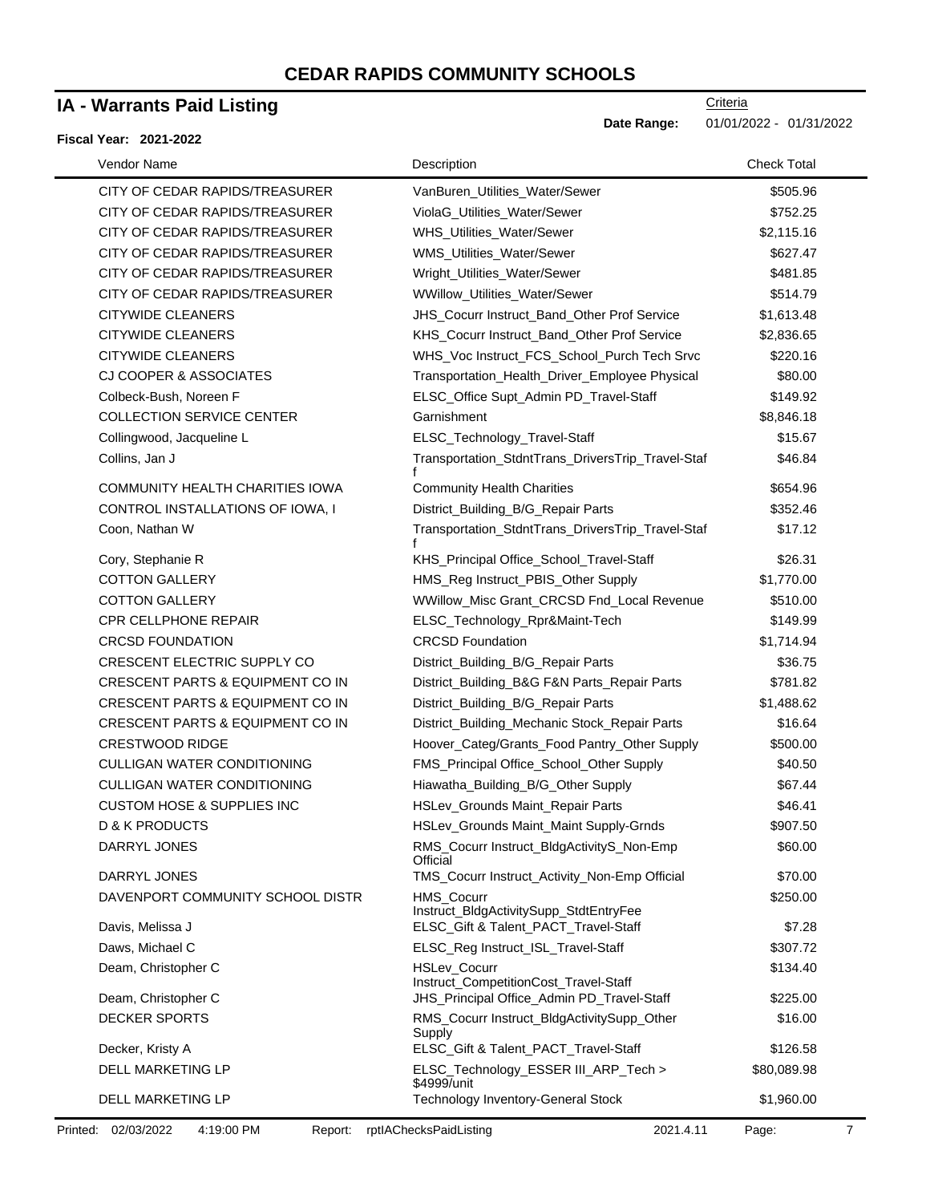# CEDAR RAPIDS COMMUNITY SCHOOLS

## IA - Warrants Paid Listing

**Fiscal Year: 2021-2022**

Criteria

**Date Range:** 01/01/2022 - 01/31/2022

| Vendor Name | Description | Check Total |
|---|---|---|
| CITY OF CEDAR RAPIDS/TREASURER | VanBuren_Utilities_Water/Sewer | $505.96 |
| CITY OF CEDAR RAPIDS/TREASURER | ViolaG_Utilities_Water/Sewer | $752.25 |
| CITY OF CEDAR RAPIDS/TREASURER | WHS_Utilities_Water/Sewer | $2,115.16 |
| CITY OF CEDAR RAPIDS/TREASURER | WMS_Utilities_Water/Sewer | $627.47 |
| CITY OF CEDAR RAPIDS/TREASURER | Wright_Utilities_Water/Sewer | $481.85 |
| CITY OF CEDAR RAPIDS/TREASURER | WWillow_Utilities_Water/Sewer | $514.79 |
| CITYWIDE CLEANERS | JHS_Cocurr Instruct_Band_Other Prof Service | $1,613.48 |
| CITYWIDE CLEANERS | KHS_Cocurr Instruct_Band_Other Prof Service | $2,836.65 |
| CITYWIDE CLEANERS | WHS_Voc Instruct_FCS_School_Purch Tech Srvc | $220.16 |
| CJ COOPER & ASSOCIATES | Transportation_Health_Driver_Employee Physical | $80.00 |
| Colbeck-Bush, Noreen F | ELSC_Office Supt_Admin PD_Travel-Staff | $149.92 |
| COLLECTION SERVICE CENTER | Garnishment | $8,846.18 |
| Collingwood, Jacqueline L | ELSC_Technology_Travel-Staff | $15.67 |
| Collins, Jan J | Transportation_StdntTrans_DriversTrip_Travel-Staff | $46.84 |
| COMMUNITY HEALTH CHARITIES IOWA | Community Health Charities | $654.96 |
| CONTROL INSTALLATIONS OF IOWA, I | District_Building_B/G_Repair Parts | $352.46 |
| Coon, Nathan W | Transportation_StdntTrans_DriversTrip_Travel-Staff | $17.12 |
| Cory, Stephanie R | KHS_Principal Office_School_Travel-Staff | $26.31 |
| COTTON GALLERY | HMS_Reg Instruct_PBIS_Other Supply | $1,770.00 |
| COTTON GALLERY | WWillow_Misc Grant_CRCSD Fnd_Local Revenue | $510.00 |
| CPR CELLPHONE REPAIR | ELSC_Technology_Rpr&Maint-Tech | $149.99 |
| CRCSD FOUNDATION | CRCSD Foundation | $1,714.94 |
| CRESCENT ELECTRIC SUPPLY CO | District_Building_B/G_Repair Parts | $36.75 |
| CRESCENT PARTS & EQUIPMENT CO IN | District_Building_B&G F&N Parts_Repair Parts | $781.82 |
| CRESCENT PARTS & EQUIPMENT CO IN | District_Building_B/G_Repair Parts | $1,488.62 |
| CRESCENT PARTS & EQUIPMENT CO IN | District_Building_Mechanic Stock_Repair Parts | $16.64 |
| CRESTWOOD RIDGE | Hoover_Categ/Grants_Food Pantry_Other Supply | $500.00 |
| CULLIGAN WATER CONDITIONING | FMS_Principal Office_School_Other Supply | $40.50 |
| CULLIGAN WATER CONDITIONING | Hiawatha_Building_B/G_Other Supply | $67.44 |
| CUSTOM HOSE & SUPPLIES INC | HSLev_Grounds Maint_Repair Parts | $46.41 |
| D & K PRODUCTS | HSLev_Grounds Maint_Maint Supply-Grnds | $907.50 |
| DARRYL JONES | RMS_Cocurr Instruct_BldgActivityS_Non-Emp Official | $60.00 |
| DARRYL JONES | TMS_Cocurr Instruct_Activity_Non-Emp Official | $70.00 |
| DAVENPORT COMMUNITY SCHOOL DISTR | HMS_Cocurr Instruct_BldgActivitySupp_StdtEntryFee | $250.00 |
| Davis, Melissa J | ELSC_Gift & Talent_PACT_Travel-Staff | $7.28 |
| Daws, Michael C | ELSC_Reg Instruct_ISL_Travel-Staff | $307.72 |
| Deam, Christopher C | HSLev_Cocurr Instruct_CompetitionCost_Travel-Staff | $134.40 |
| Deam, Christopher C | JHS_Principal Office_Admin PD_Travel-Staff | $225.00 |
| DECKER SPORTS | RMS_Cocurr Instruct_BldgActivitySupp_Other Supply | $16.00 |
| Decker, Kristy A | ELSC_Gift & Talent_PACT_Travel-Staff | $126.58 |
| DELL MARKETING LP | ELSC_Technology_ESSER III_ARP_Tech > $4999/unit | $80,089.98 |
| DELL MARKETING LP | Technology Inventory-General Stock | $1,960.00 |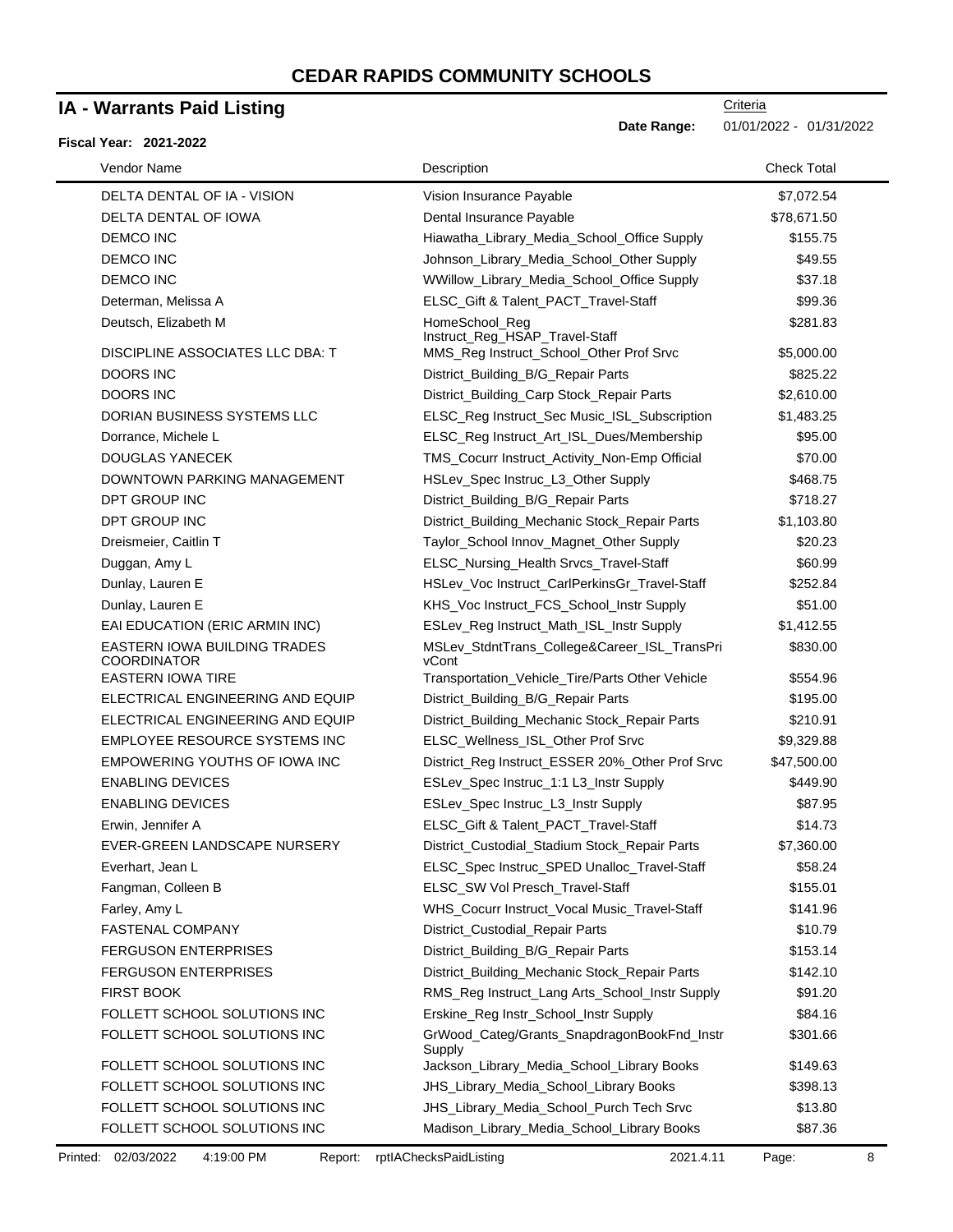# CEDAR RAPIDS COMMUNITY SCHOOLS

## IA - Warrants Paid Listing

Criteria

**Date Range:** 01/01/2022 - 01/31/2022

**Fiscal Year: 2021-2022**

| Vendor Name | Description | Check Total |
|---|---|---|
| DELTA DENTAL OF IA - VISION | Vision Insurance Payable | $7,072.54 |
| DELTA DENTAL OF IOWA | Dental Insurance Payable | $78,671.50 |
| DEMCO INC | Hiawatha_Library_Media_School_Office Supply | $155.75 |
| DEMCO INC | Johnson_Library_Media_School_Other Supply | $49.55 |
| DEMCO INC | WWillow_Library_Media_School_Office Supply | $37.18 |
| Determan, Melissa A | ELSC_Gift & Talent_PACT_Travel-Staff | $99.36 |
| Deutsch, Elizabeth M | HomeSchool_Reg Instruct_Reg_HSAP_Travel-Staff | $281.83 |
| DISCIPLINE ASSOCIATES LLC DBA: T | MMS_Reg Instruct_School_Other Prof Srvc | $5,000.00 |
| DOORS INC | District_Building_B/G_Repair Parts | $825.22 |
| DOORS INC | District_Building_Carp Stock_Repair Parts | $2,610.00 |
| DORIAN BUSINESS SYSTEMS LLC | ELSC_Reg Instruct_Sec Music_ISL_Subscription | $1,483.25 |
| Dorrance, Michele L | ELSC_Reg Instruct_Art_ISL_Dues/Membership | $95.00 |
| DOUGLAS YANECEK | TMS_Cocurr Instruct_Activity_Non-Emp Official | $70.00 |
| DOWNTOWN PARKING MANAGEMENT | HSLev_Spec Instruc_L3_Other Supply | $468.75 |
| DPT GROUP INC | District_Building_B/G_Repair Parts | $718.27 |
| DPT GROUP INC | District_Building_Mechanic Stock_Repair Parts | $1,103.80 |
| Dreismeier, Caitlin T | Taylor_School Innov_Magnet_Other Supply | $20.23 |
| Duggan, Amy L | ELSC_Nursing_Health Srvcs_Travel-Staff | $60.99 |
| Dunlay, Lauren E | HSLev_Voc Instruct_CarlPerkinsGr_Travel-Staff | $252.84 |
| Dunlay, Lauren E | KHS_Voc Instruct_FCS_School_Instr Supply | $51.00 |
| EAI EDUCATION (ERIC ARMIN INC) | ESLev_Reg Instruct_Math_ISL_Instr Supply | $1,412.55 |
| EASTERN IOWA BUILDING TRADES COORDINATOR | MSLev_StdntTrans_College&Career_ISL_TransPrivCont | $830.00 |
| EASTERN IOWA TIRE | Transportation_Vehicle_Tire/Parts Other Vehicle | $554.96 |
| ELECTRICAL ENGINEERING AND EQUIP | District_Building_B/G_Repair Parts | $195.00 |
| ELECTRICAL ENGINEERING AND EQUIP | District_Building_Mechanic Stock_Repair Parts | $210.91 |
| EMPLOYEE RESOURCE SYSTEMS INC | ELSC_Wellness_ISL_Other Prof Srvc | $9,329.88 |
| EMPOWERING YOUTHS OF IOWA INC | District_Reg Instruct_ESSER 20%_Other Prof Srvc | $47,500.00 |
| ENABLING DEVICES | ESLev_Spec Instruc_1:1 L3_Instr Supply | $449.90 |
| ENABLING DEVICES | ESLev_Spec Instruc_L3_Instr Supply | $87.95 |
| Erwin, Jennifer A | ELSC_Gift & Talent_PACT_Travel-Staff | $14.73 |
| EVER-GREEN LANDSCAPE NURSERY | District_Custodial_Stadium Stock_Repair Parts | $7,360.00 |
| Everhart, Jean L | ELSC_Spec Instruc_SPED Unalloc_Travel-Staff | $58.24 |
| Fangman, Colleen B | ELSC_SW Vol Presch_Travel-Staff | $155.01 |
| Farley, Amy L | WHS_Cocurr Instruct_Vocal Music_Travel-Staff | $141.96 |
| FASTENAL COMPANY | District_Custodial_Repair Parts | $10.79 |
| FERGUSON ENTERPRISES | District_Building_B/G_Repair Parts | $153.14 |
| FERGUSON ENTERPRISES | District_Building_Mechanic Stock_Repair Parts | $142.10 |
| FIRST BOOK | RMS_Reg Instruct_Lang Arts_School_Instr Supply | $91.20 |
| FOLLETT SCHOOL SOLUTIONS INC | Erskine_Reg Instr_School_Instr Supply | $84.16 |
| FOLLETT SCHOOL SOLUTIONS INC | GrWood_Categ/Grants_SnapdragonBookFnd_Instr Supply | $301.66 |
| FOLLETT SCHOOL SOLUTIONS INC | Jackson_Library_Media_School_Library Books | $149.63 |
| FOLLETT SCHOOL SOLUTIONS INC | JHS_Library_Media_School_Library Books | $398.13 |
| FOLLETT SCHOOL SOLUTIONS INC | JHS_Library_Media_School_Purch Tech Srvc | $13.80 |
| FOLLETT SCHOOL SOLUTIONS INC | Madison_Library_Media_School_Library Books | $87.36 |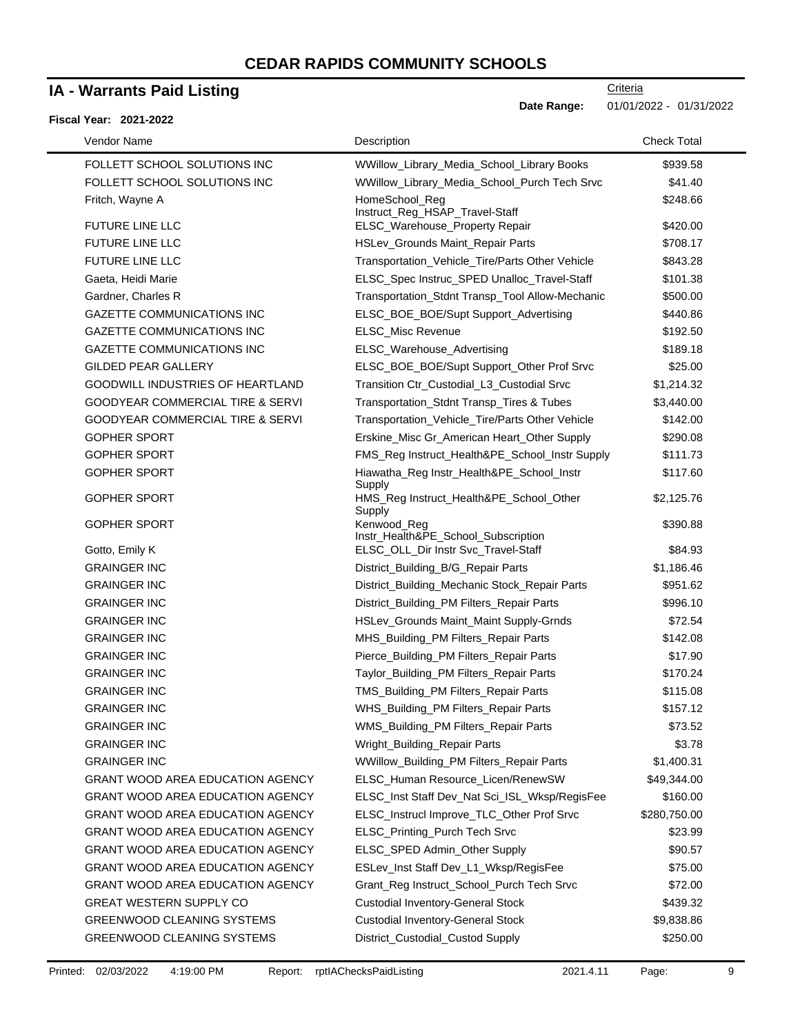# CEDAR RAPIDS COMMUNITY SCHOOLS

## IA - Warrants Paid Listing

Criteria

**Date Range:** 01/01/2022 - 01/31/2022

**Fiscal Year: 2021-2022**

| Vendor Name | Description | Check Total |
|---|---|---|
| FOLLETT SCHOOL SOLUTIONS INC | WWillow_Library_Media_School_Library Books | $939.58 |
| FOLLETT SCHOOL SOLUTIONS INC | WWillow_Library_Media_School_Purch Tech Srvc | $41.40 |
| Fritch, Wayne A | HomeSchool_Reg Instruct_Reg_HSAP_Travel-Staff | $248.66 |
| FUTURE LINE LLC | ELSC_Warehouse_Property Repair | $420.00 |
| FUTURE LINE LLC | HSLev_Grounds Maint_Repair Parts | $708.17 |
| FUTURE LINE LLC | Transportation_Vehicle_Tire/Parts Other Vehicle | $843.28 |
| Gaeta, Heidi Marie | ELSC_Spec Instruc_SPED Unalloc_Travel-Staff | $101.38 |
| Gardner, Charles R | Transportation_Stdnt Transp_Tool Allow-Mechanic | $500.00 |
| GAZETTE COMMUNICATIONS INC | ELSC_BOE_BOE/Supt Support_Advertising | $440.86 |
| GAZETTE COMMUNICATIONS INC | ELSC_Misc Revenue | $192.50 |
| GAZETTE COMMUNICATIONS INC | ELSC_Warehouse_Advertising | $189.18 |
| GILDED PEAR GALLERY | ELSC_BOE_BOE/Supt Support_Other Prof Srvc | $25.00 |
| GOODWILL INDUSTRIES OF HEARTLAND | Transition Ctr_Custodial_L3_Custodial Srvc | $1,214.32 |
| GOODYEAR COMMERCIAL TIRE & SERVI | Transportation_Stdnt Transp_Tires & Tubes | $3,440.00 |
| GOODYEAR COMMERCIAL TIRE & SERVI | Transportation_Vehicle_Tire/Parts Other Vehicle | $142.00 |
| GOPHER SPORT | Erskine_Misc Gr_American Heart_Other Supply | $290.08 |
| GOPHER SPORT | FMS_Reg Instruct_Health&PE_School_Instr Supply | $111.73 |
| GOPHER SPORT | Hiawatha_Reg Instr_Health&PE_School_Instr Supply | $117.60 |
| GOPHER SPORT | HMS_Reg Instruct_Health&PE_School_Other Supply | $2,125.76 |
| GOPHER SPORT | Kenwood_Reg Instr_Health&PE_School_Subscription | $390.88 |
| Gotto, Emily K | ELSC_OLL_Dir Instr Svc_Travel-Staff | $84.93 |
| GRAINGER INC | District_Building_B/G_Repair Parts | $1,186.46 |
| GRAINGER INC | District_Building_Mechanic Stock_Repair Parts | $951.62 |
| GRAINGER INC | District_Building_PM Filters_Repair Parts | $996.10 |
| GRAINGER INC | HSLev_Grounds Maint_Maint Supply-Grnds | $72.54 |
| GRAINGER INC | MHS_Building_PM Filters_Repair Parts | $142.08 |
| GRAINGER INC | Pierce_Building_PM Filters_Repair Parts | $17.90 |
| GRAINGER INC | Taylor_Building_PM Filters_Repair Parts | $170.24 |
| GRAINGER INC | TMS_Building_PM Filters_Repair Parts | $115.08 |
| GRAINGER INC | WHS_Building_PM Filters_Repair Parts | $157.12 |
| GRAINGER INC | WMS_Building_PM Filters_Repair Parts | $73.52 |
| GRAINGER INC | Wright_Building_Repair Parts | $3.78 |
| GRAINGER INC | WWillow_Building_PM Filters_Repair Parts | $1,400.31 |
| GRANT WOOD AREA EDUCATION AGENCY | ELSC_Human Resource_Licen/RenewSW | $49,344.00 |
| GRANT WOOD AREA EDUCATION AGENCY | ELSC_Inst Staff Dev_Nat Sci_ISL_Wksp/RegisFee | $160.00 |
| GRANT WOOD AREA EDUCATION AGENCY | ELSC_Instrucl Improve_TLC_Other Prof Srvc | $280,750.00 |
| GRANT WOOD AREA EDUCATION AGENCY | ELSC_Printing_Purch Tech Srvc | $23.99 |
| GRANT WOOD AREA EDUCATION AGENCY | ELSC_SPED Admin_Other Supply | $90.57 |
| GRANT WOOD AREA EDUCATION AGENCY | ESLev_Inst Staff Dev_L1_Wksp/RegisFee | $75.00 |
| GRANT WOOD AREA EDUCATION AGENCY | Grant_Reg Instruct_School_Purch Tech Srvc | $72.00 |
| GREAT WESTERN SUPPLY CO | Custodial Inventory-General Stock | $439.32 |
| GREENWOOD CLEANING SYSTEMS | Custodial Inventory-General Stock | $9,838.86 |
| GREENWOOD CLEANING SYSTEMS | District_Custodial_Custod Supply | $250.00 |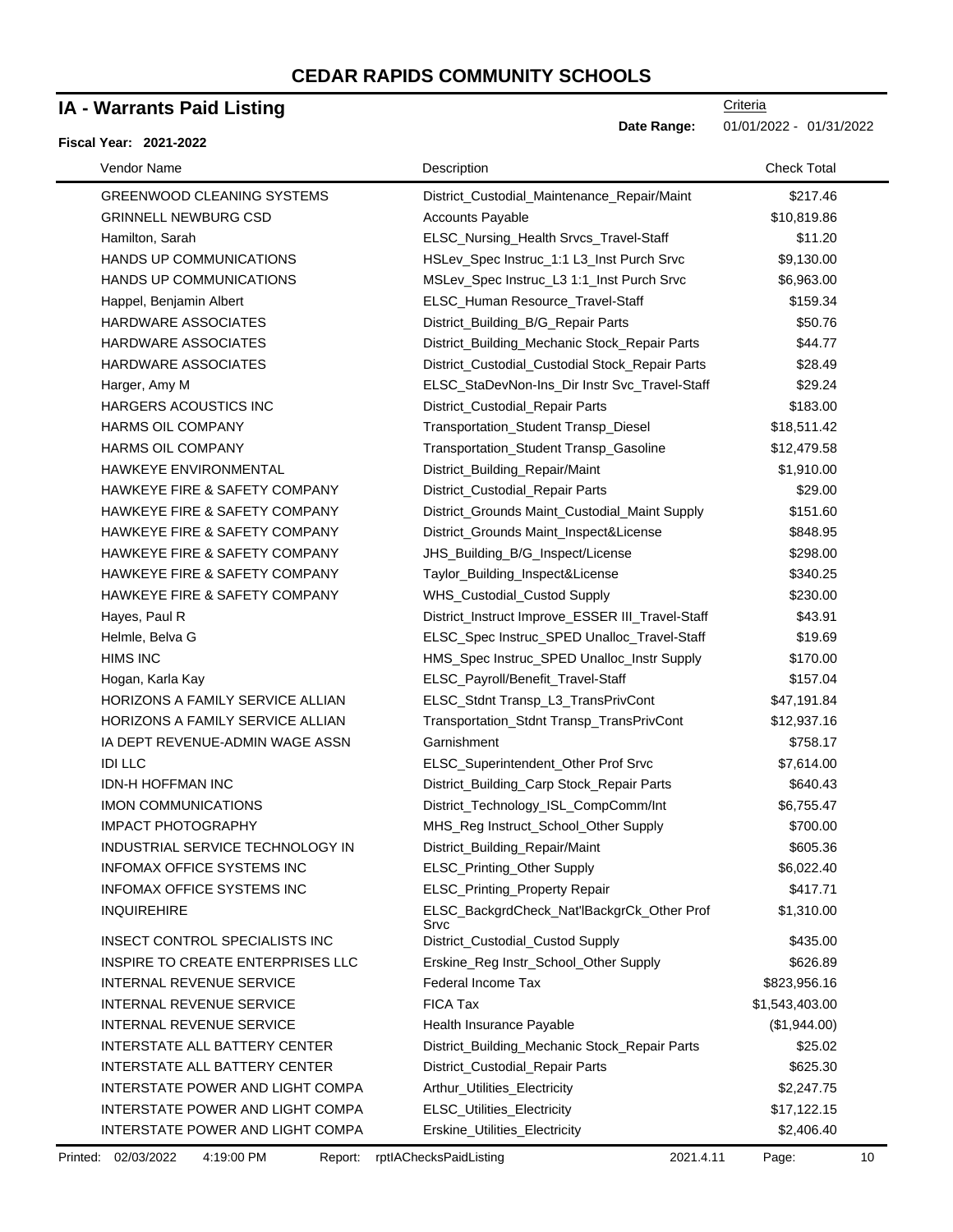# CEDAR RAPIDS COMMUNITY SCHOOLS

## IA - Warrants Paid Listing

**Fiscal Year: 2021-2022**

Criteria

**Date Range:** 01/01/2022 - 01/31/2022

| Vendor Name | Description | Check Total |
|---|---|---|
| GREENWOOD CLEANING SYSTEMS | District_Custodial_Maintenance_Repair/Maint | $217.46 |
| GRINNELL NEWBURG CSD | Accounts Payable | $10,819.86 |
| Hamilton, Sarah | ELSC_Nursing_Health Srvcs_Travel-Staff | $11.20 |
| HANDS UP COMMUNICATIONS | HSLev_Spec Instruc_1:1 L3_Inst Purch Srvc | $9,130.00 |
| HANDS UP COMMUNICATIONS | MSLev_Spec Instruc_L3 1:1_Inst Purch Srvc | $6,963.00 |
| Happel, Benjamin Albert | ELSC_Human Resource_Travel-Staff | $159.34 |
| HARDWARE ASSOCIATES | District_Building_B/G_Repair Parts | $50.76 |
| HARDWARE ASSOCIATES | District_Building_Mechanic Stock_Repair Parts | $44.77 |
| HARDWARE ASSOCIATES | District_Custodial_Custodial Stock_Repair Parts | $28.49 |
| Harger, Amy M | ELSC_StaDevNon-Ins_Dir Instr Svc_Travel-Staff | $29.24 |
| HARGERS ACOUSTICS INC | District_Custodial_Repair Parts | $183.00 |
| HARMS OIL COMPANY | Transportation_Student Transp_Diesel | $18,511.42 |
| HARMS OIL COMPANY | Transportation_Student Transp_Gasoline | $12,479.58 |
| HAWKEYE ENVIRONMENTAL | District_Building_Repair/Maint | $1,910.00 |
| HAWKEYE FIRE & SAFETY COMPANY | District_Custodial_Repair Parts | $29.00 |
| HAWKEYE FIRE & SAFETY COMPANY | District_Grounds Maint_Custodial_Maint Supply | $151.60 |
| HAWKEYE FIRE & SAFETY COMPANY | District_Grounds Maint_Inspect&License | $848.95 |
| HAWKEYE FIRE & SAFETY COMPANY | JHS_Building_B/G_Inspect/License | $298.00 |
| HAWKEYE FIRE & SAFETY COMPANY | Taylor_Building_Inspect&License | $340.25 |
| HAWKEYE FIRE & SAFETY COMPANY | WHS_Custodial_Custod Supply | $230.00 |
| Hayes, Paul R | District_Instruct Improve_ESSER III_Travel-Staff | $43.91 |
| Helmle, Belva G | ELSC_Spec Instruc_SPED Unalloc_Travel-Staff | $19.69 |
| HIMS INC | HMS_Spec Instruc_SPED Unalloc_Instr Supply | $170.00 |
| Hogan, Karla Kay | ELSC_Payroll/Benefit_Travel-Staff | $157.04 |
| HORIZONS A FAMILY SERVICE ALLIAN | ELSC_Stdnt Transp_L3_TransPrivCont | $47,191.84 |
| HORIZONS A FAMILY SERVICE ALLIAN | Transportation_Stdnt Transp_TransPrivCont | $12,937.16 |
| IA DEPT REVENUE-ADMIN WAGE ASSN | Garnishment | $758.17 |
| IDI LLC | ELSC_Superintendent_Other Prof Srvc | $7,614.00 |
| IDN-H HOFFMAN INC | District_Building_Carp Stock_Repair Parts | $640.43 |
| IMON COMMUNICATIONS | District_Technology_ISL_CompComm/Int | $6,755.47 |
| IMPACT PHOTOGRAPHY | MHS_Reg Instruct_School_Other Supply | $700.00 |
| INDUSTRIAL SERVICE TECHNOLOGY IN | District_Building_Repair/Maint | $605.36 |
| INFOMAX OFFICE SYSTEMS INC | ELSC_Printing_Other Supply | $6,022.40 |
| INFOMAX OFFICE SYSTEMS INC | ELSC_Printing_Property Repair | $417.71 |
| INQUIREHIRE | ELSC_BackgrdCheck_Nat'lBackgrCk_Other Prof Srvc | $1,310.00 |
| INSECT CONTROL SPECIALISTS INC | District_Custodial_Custod Supply | $435.00 |
| INSPIRE TO CREATE ENTERPRISES LLC | Erskine_Reg Instr_School_Other Supply | $626.89 |
| INTERNAL REVENUE SERVICE | Federal Income Tax | $823,956.16 |
| INTERNAL REVENUE SERVICE | FICA Tax | $1,543,403.00 |
| INTERNAL REVENUE SERVICE | Health Insurance Payable | ($1,944.00) |
| INTERSTATE ALL BATTERY CENTER | District_Building_Mechanic Stock_Repair Parts | $25.02 |
| INTERSTATE ALL BATTERY CENTER | District_Custodial_Repair Parts | $625.30 |
| INTERSTATE POWER AND LIGHT COMPA | Arthur_Utilities_Electricity | $2,247.75 |
| INTERSTATE POWER AND LIGHT COMPA | ELSC_Utilities_Electricity | $17,122.15 |
| INTERSTATE POWER AND LIGHT COMPA | Erskine_Utilities_Electricity | $2,406.40 |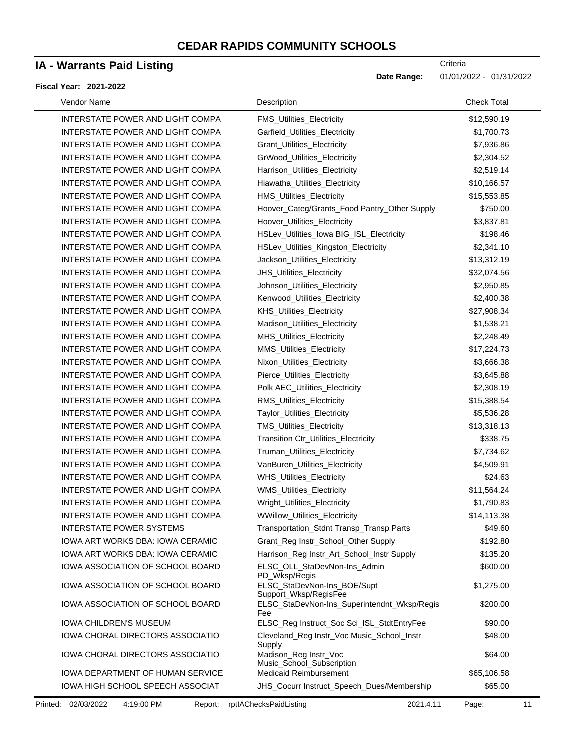# CEDAR RAPIDS COMMUNITY SCHOOLS

## IA - Warrants Paid Listing

**Fiscal Year: 2021-2022**

Criteria

**Date Range:** 01/01/2022 - 01/31/2022

| Vendor Name | Description | Check Total |
|---|---|---|
| INTERSTATE POWER AND LIGHT COMPA | FMS_Utilities_Electricity | $12,590.19 |
| INTERSTATE POWER AND LIGHT COMPA | Garfield_Utilities_Electricity | $1,700.73 |
| INTERSTATE POWER AND LIGHT COMPA | Grant_Utilities_Electricity | $7,936.86 |
| INTERSTATE POWER AND LIGHT COMPA | GrWood_Utilities_Electricity | $2,304.52 |
| INTERSTATE POWER AND LIGHT COMPA | Harrison_Utilities_Electricity | $2,519.14 |
| INTERSTATE POWER AND LIGHT COMPA | Hiawatha_Utilities_Electricity | $10,166.57 |
| INTERSTATE POWER AND LIGHT COMPA | HMS_Utilities_Electricity | $15,553.85 |
| INTERSTATE POWER AND LIGHT COMPA | Hoover_Categ/Grants_Food Pantry_Other Supply | $750.00 |
| INTERSTATE POWER AND LIGHT COMPA | Hoover_Utilities_Electricity | $3,837.81 |
| INTERSTATE POWER AND LIGHT COMPA | HSLev_Utilities_Iowa BIG_ISL_Electricity | $198.46 |
| INTERSTATE POWER AND LIGHT COMPA | HSLev_Utilities_Kingston_Electricity | $2,341.10 |
| INTERSTATE POWER AND LIGHT COMPA | Jackson_Utilities_Electricity | $13,312.19 |
| INTERSTATE POWER AND LIGHT COMPA | JHS_Utilities_Electricity | $32,074.56 |
| INTERSTATE POWER AND LIGHT COMPA | Johnson_Utilities_Electricity | $2,950.85 |
| INTERSTATE POWER AND LIGHT COMPA | Kenwood_Utilities_Electricity | $2,400.38 |
| INTERSTATE POWER AND LIGHT COMPA | KHS_Utilities_Electricity | $27,908.34 |
| INTERSTATE POWER AND LIGHT COMPA | Madison_Utilities_Electricity | $1,538.21 |
| INTERSTATE POWER AND LIGHT COMPA | MHS_Utilities_Electricity | $2,248.49 |
| INTERSTATE POWER AND LIGHT COMPA | MMS_Utilities_Electricity | $17,224.73 |
| INTERSTATE POWER AND LIGHT COMPA | Nixon_Utilities_Electricity | $3,666.38 |
| INTERSTATE POWER AND LIGHT COMPA | Pierce_Utilities_Electricity | $3,645.88 |
| INTERSTATE POWER AND LIGHT COMPA | Polk AEC_Utilities_Electricity | $2,308.19 |
| INTERSTATE POWER AND LIGHT COMPA | RMS_Utilities_Electricity | $15,388.54 |
| INTERSTATE POWER AND LIGHT COMPA | Taylor_Utilities_Electricity | $5,536.28 |
| INTERSTATE POWER AND LIGHT COMPA | TMS_Utilities_Electricity | $13,318.13 |
| INTERSTATE POWER AND LIGHT COMPA | Transition Ctr_Utilities_Electricity | $338.75 |
| INTERSTATE POWER AND LIGHT COMPA | Truman_Utilities_Electricity | $7,734.62 |
| INTERSTATE POWER AND LIGHT COMPA | VanBuren_Utilities_Electricity | $4,509.91 |
| INTERSTATE POWER AND LIGHT COMPA | WHS_Utilities_Electricity | $24.63 |
| INTERSTATE POWER AND LIGHT COMPA | WMS_Utilities_Electricity | $11,564.24 |
| INTERSTATE POWER AND LIGHT COMPA | Wright_Utilities_Electricity | $1,790.83 |
| INTERSTATE POWER AND LIGHT COMPA | WWillow_Utilities_Electricity | $14,113.38 |
| INTERSTATE POWER SYSTEMS | Transportation_Stdnt Transp_Transp Parts | $49.60 |
| IOWA ART WORKS DBA: IOWA CERAMIC | Grant_Reg Instr_School_Other Supply | $192.80 |
| IOWA ART WORKS DBA: IOWA CERAMIC | Harrison_Reg Instr_Art_School_Instr Supply | $135.20 |
| IOWA ASSOCIATION OF SCHOOL BOARD | ELSC_OLL_StaDevNon-Ins_Admin PD_Wksp/Regis | $600.00 |
| IOWA ASSOCIATION OF SCHOOL BOARD | ELSC_StaDevNon-Ins_BOE/Supt Support_Wksp/RegisFee | $1,275.00 |
| IOWA ASSOCIATION OF SCHOOL BOARD | ELSC_StaDevNon-Ins_Superintendnt_Wksp/Regis Fee | $200.00 |
| IOWA CHILDREN'S MUSEUM | ELSC_Reg Instruct_Soc Sci_ISL_StdtEntryFee | $90.00 |
| IOWA CHORAL DIRECTORS ASSOCIATIO | Cleveland_Reg Instr_Voc Music_School_Instr Supply | $48.00 |
| IOWA CHORAL DIRECTORS ASSOCIATIO | Madison_Reg Instr_Voc Music_School_Subscription | $64.00 |
| IOWA DEPARTMENT OF HUMAN SERVICE | Medicaid Reimbursement | $65,106.58 |
| IOWA HIGH SCHOOL SPEECH ASSOCIAT | JHS_Cocurr Instruct_Speech_Dues/Membership | $65.00 |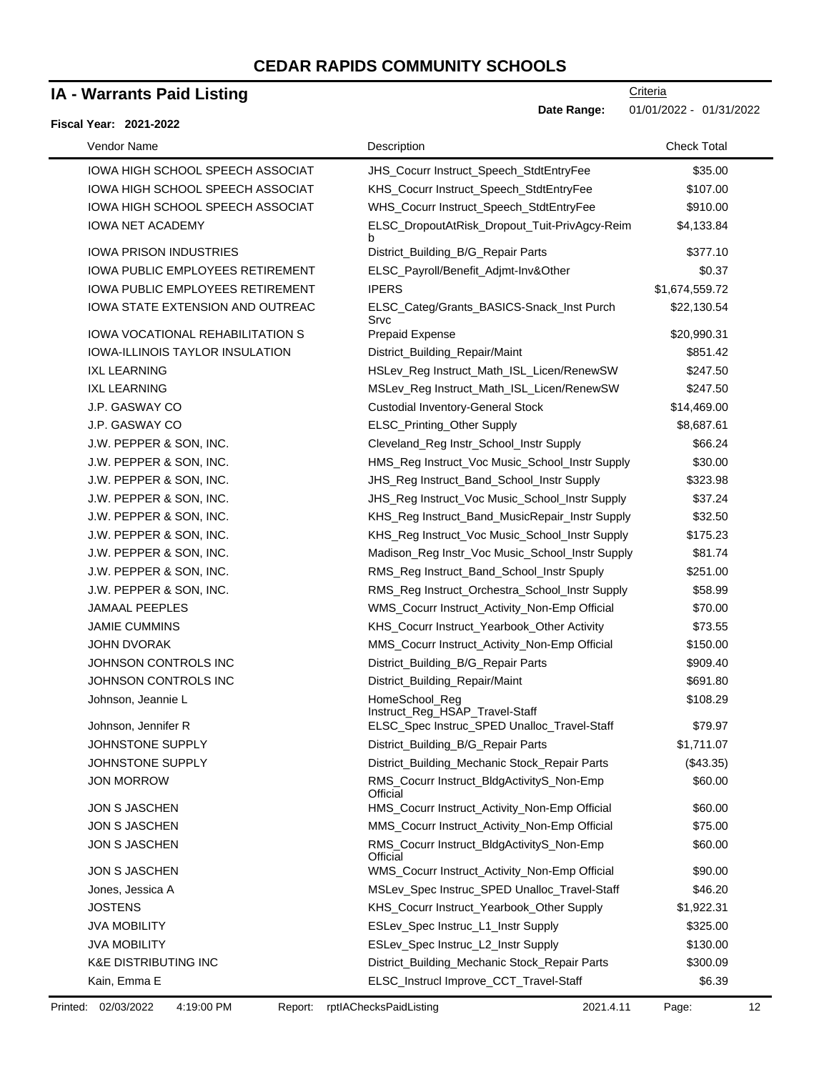# CEDAR RAPIDS COMMUNITY SCHOOLS

## IA - Warrants Paid Listing

Criteria

**Date Range:** 01/01/2022 - 01/31/2022

**Fiscal Year: 2021-2022**

| Vendor Name | Description | Check Total |
|---|---|---|
| IOWA HIGH SCHOOL SPEECH ASSOCIAT | JHS_Cocurr Instruct_Speech_StdtEntryFee | $35.00 |
| IOWA HIGH SCHOOL SPEECH ASSOCIAT | KHS_Cocurr Instruct_Speech_StdtEntryFee | $107.00 |
| IOWA HIGH SCHOOL SPEECH ASSOCIAT | WHS_Cocurr Instruct_Speech_StdtEntryFee | $910.00 |
| IOWA NET ACADEMY | ELSC_DropoutAtRisk_Dropout_Tuit-PrivAgcy-Reimb | $4,133.84 |
| IOWA PRISON INDUSTRIES | District_Building_B/G_Repair Parts | $377.10 |
| IOWA PUBLIC EMPLOYEES RETIREMENT | ELSC_Payroll/Benefit_Adjmt-Inv&Other | $0.37 |
| IOWA PUBLIC EMPLOYEES RETIREMENT | IPERS | $1,674,559.72 |
| IOWA STATE EXTENSION AND OUTREAC | ELSC_Categ/Grants_BASICS-Snack_Inst Purch Srvc | $22,130.54 |
| IOWA VOCATIONAL REHABILITATION S | Prepaid Expense | $20,990.31 |
| IOWA-ILLINOIS TAYLOR INSULATION | District_Building_Repair/Maint | $851.42 |
| IXL LEARNING | HSLev_Reg Instruct_Math_ISL_Licen/RenewSW | $247.50 |
| IXL LEARNING | MSLev_Reg Instruct_Math_ISL_Licen/RenewSW | $247.50 |
| J.P. GASWAY CO | Custodial Inventory-General Stock | $14,469.00 |
| J.P. GASWAY CO | ELSC_Printing_Other Supply | $8,687.61 |
| J.W. PEPPER & SON, INC. | Cleveland_Reg Instr_School_Instr Supply | $66.24 |
| J.W. PEPPER & SON, INC. | HMS_Reg Instruct_Voc Music_School_Instr Supply | $30.00 |
| J.W. PEPPER & SON, INC. | JHS_Reg Instruct_Band_School_Instr Supply | $323.98 |
| J.W. PEPPER & SON, INC. | JHS_Reg Instruct_Voc Music_School_Instr Supply | $37.24 |
| J.W. PEPPER & SON, INC. | KHS_Reg Instruct_Band_MusicRepair_Instr Supply | $32.50 |
| J.W. PEPPER & SON, INC. | KHS_Reg Instruct_Voc Music_School_Instr Supply | $175.23 |
| J.W. PEPPER & SON, INC. | Madison_Reg Instr_Voc Music_School_Instr Supply | $81.74 |
| J.W. PEPPER & SON, INC. | RMS_Reg Instruct_Band_School_Instr Spuply | $251.00 |
| J.W. PEPPER & SON, INC. | RMS_Reg Instruct_Orchestra_School_Instr Supply | $58.99 |
| JAMAAL PEEPLES | WMS_Cocurr Instruct_Activity_Non-Emp Official | $70.00 |
| JAMIE CUMMINS | KHS_Cocurr Instruct_Yearbook_Other Activity | $73.55 |
| JOHN DVORAK | MMS_Cocurr Instruct_Activity_Non-Emp Official | $150.00 |
| JOHNSON CONTROLS INC | District_Building_B/G_Repair Parts | $909.40 |
| JOHNSON CONTROLS INC | District_Building_Repair/Maint | $691.80 |
| Johnson, Jeannie L | HomeSchool_Reg Instruct_Reg_HSAP_Travel-Staff | $108.29 |
| Johnson, Jennifer R | ELSC_Spec Instruc_SPED Unalloc_Travel-Staff | $79.97 |
| JOHNSTONE SUPPLY | District_Building_B/G_Repair Parts | $1,711.07 |
| JOHNSTONE SUPPLY | District_Building_Mechanic Stock_Repair Parts | ($43.35) |
| JON MORROW | RMS_Cocurr Instruct_BldgActivityS_Non-Emp Official | $60.00 |
| JON S JASCHEN | HMS_Cocurr Instruct_Activity_Non-Emp Official | $60.00 |
| JON S JASCHEN | MMS_Cocurr Instruct_Activity_Non-Emp Official | $75.00 |
| JON S JASCHEN | RMS_Cocurr Instruct_BldgActivityS_Non-Emp Official | $60.00 |
| JON S JASCHEN | WMS_Cocurr Instruct_Activity_Non-Emp Official | $90.00 |
| Jones, Jessica A | MSLev_Spec Instruc_SPED Unalloc_Travel-Staff | $46.20 |
| JOSTENS | KHS_Cocurr Instruct_Yearbook_Other Supply | $1,922.31 |
| JVA MOBILITY | ESLev_Spec Instruc_L1_Instr Supply | $325.00 |
| JVA MOBILITY | ESLev_Spec Instruc_L2_Instr Supply | $130.00 |
| K&E DISTRIBUTING INC | District_Building_Mechanic Stock_Repair Parts | $300.09 |
| Kain, Emma E | ELSC_Instrucl Improve_CCT_Travel-Staff | $6.39 |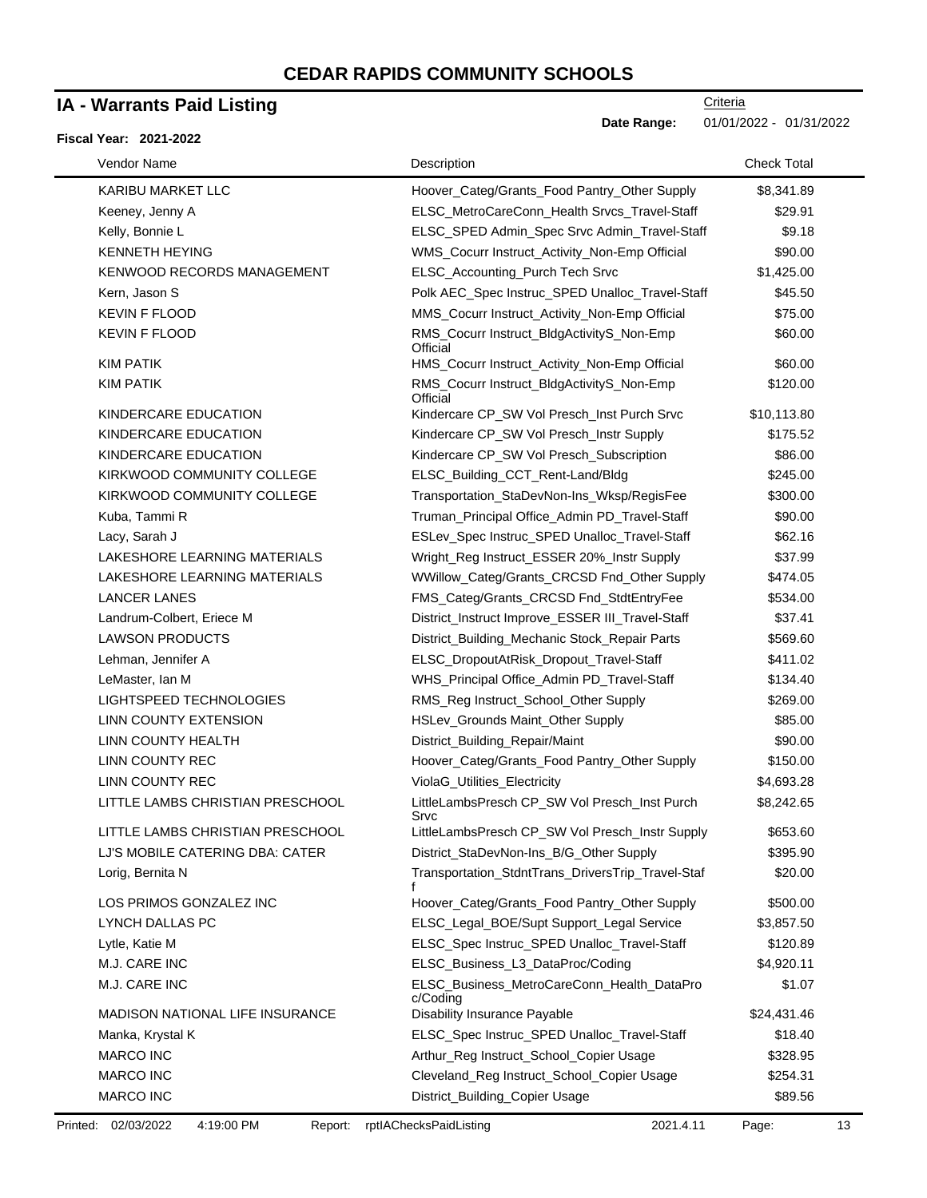# CEDAR RAPIDS COMMUNITY SCHOOLS

## IA - Warrants Paid Listing

Criteria

**Date Range:** 01/01/2022 - 01/31/2022

**Fiscal Year: 2021-2022**

| Vendor Name | Description | Check Total |
|---|---|---|
| KARIBU MARKET LLC | Hoover_Categ/Grants_Food Pantry_Other Supply | $8,341.89 |
| Keeney, Jenny A | ELSC_MetroCareConn_Health Srvcs_Travel-Staff | $29.91 |
| Kelly, Bonnie L | ELSC_SPED Admin_Spec Srvc Admin_Travel-Staff | $9.18 |
| KENNETH HEYING | WMS_Cocurr Instruct_Activity_Non-Emp Official | $90.00 |
| KENWOOD RECORDS MANAGEMENT | ELSC_Accounting_Purch Tech Srvc | $1,425.00 |
| Kern, Jason S | Polk AEC_Spec Instruc_SPED Unalloc_Travel-Staff | $45.50 |
| KEVIN F FLOOD | MMS_Cocurr Instruct_Activity_Non-Emp Official | $75.00 |
| KEVIN F FLOOD | RMS_Cocurr Instruct_BldgActivityS_Non-Emp Official | $60.00 |
| KIM PATIK | HMS_Cocurr Instruct_Activity_Non-Emp Official | $60.00 |
| KIM PATIK | RMS_Cocurr Instruct_BldgActivityS_Non-Emp Official | $120.00 |
| KINDERCARE EDUCATION | Kindercare CP_SW Vol Presch_Inst Purch Srvc | $10,113.80 |
| KINDERCARE EDUCATION | Kindercare CP_SW Vol Presch_Instr Supply | $175.52 |
| KINDERCARE EDUCATION | Kindercare CP_SW Vol Presch_Subscription | $86.00 |
| KIRKWOOD COMMUNITY COLLEGE | ELSC_Building_CCT_Rent-Land/Bldg | $245.00 |
| KIRKWOOD COMMUNITY COLLEGE | Transportation_StaDevNon-Ins_Wksp/RegisFee | $300.00 |
| Kuba, Tammi R | Truman_Principal Office_Admin PD_Travel-Staff | $90.00 |
| Lacy, Sarah J | ESLev_Spec Instruc_SPED Unalloc_Travel-Staff | $62.16 |
| LAKESHORE LEARNING MATERIALS | Wright_Reg Instruct_ESSER 20%_Instr Supply | $37.99 |
| LAKESHORE LEARNING MATERIALS | WWillow_Categ/Grants_CRCSD Fnd_Other Supply | $474.05 |
| LANCER LANES | FMS_Categ/Grants_CRCSD Fnd_StdtEntryFee | $534.00 |
| Landrum-Colbert, Eriece M | District_Instruct Improve_ESSER III_Travel-Staff | $37.41 |
| LAWSON PRODUCTS | District_Building_Mechanic Stock_Repair Parts | $569.60 |
| Lehman, Jennifer A | ELSC_DropoutAtRisk_Dropout_Travel-Staff | $411.02 |
| LeMaster, Ian M | WHS_Principal Office_Admin PD_Travel-Staff | $134.40 |
| LIGHTSPEED TECHNOLOGIES | RMS_Reg Instruct_School_Other Supply | $269.00 |
| LINN COUNTY EXTENSION | HSLev_Grounds Maint_Other Supply | $85.00 |
| LINN COUNTY HEALTH | District_Building_Repair/Maint | $90.00 |
| LINN COUNTY REC | Hoover_Categ/Grants_Food Pantry_Other Supply | $150.00 |
| LINN COUNTY REC | ViolaG_Utilities_Electricity | $4,693.28 |
| LITTLE LAMBS CHRISTIAN PRESCHOOL | LittleLambsPresch CP_SW Vol Presch_Inst Purch Srvc | $8,242.65 |
| LITTLE LAMBS CHRISTIAN PRESCHOOL | LittleLambsPresch CP_SW Vol Presch_Instr Supply | $653.60 |
| LJ'S MOBILE CATERING DBA: CATER | District_StaDevNon-Ins_B/G_Other Supply | $395.90 |
| Lorig, Bernita N | Transportation_StdntTrans_DriversTrip_Travel-Staff | $20.00 |
| LOS PRIMOS GONZALEZ INC | Hoover_Categ/Grants_Food Pantry_Other Supply | $500.00 |
| LYNCH DALLAS PC | ELSC_Legal_BOE/Supt Support_Legal Service | $3,857.50 |
| Lytle, Katie M | ELSC_Spec Instruc_SPED Unalloc_Travel-Staff | $120.89 |
| M.J. CARE INC | ELSC_Business_L3_DataProc/Coding | $4,920.11 |
| M.J. CARE INC | ELSC_Business_MetroCareConn_Health_DataProc/Coding | $1.07 |
| MADISON NATIONAL LIFE INSURANCE | Disability Insurance Payable | $24,431.46 |
| Manka, Krystal K | ELSC_Spec Instruc_SPED Unalloc_Travel-Staff | $18.40 |
| MARCO INC | Arthur_Reg Instruct_School_Copier Usage | $328.95 |
| MARCO INC | Cleveland_Reg Instruct_School_Copier Usage | $254.31 |
| MARCO INC | District_Building_Copier Usage | $89.56 |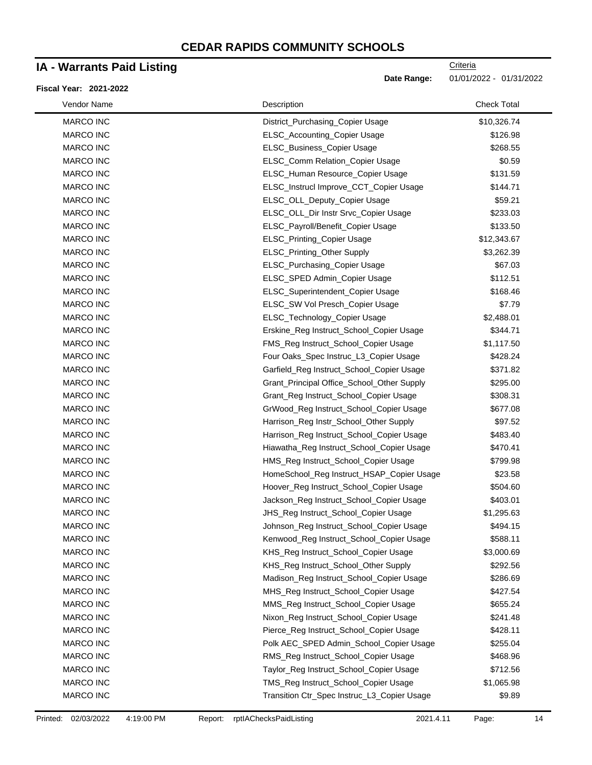# CEDAR RAPIDS COMMUNITY SCHOOLS

## IA - Warrants Paid Listing

Criteria

**Date Range:** 01/01/2022 - 01/31/2022

**Fiscal Year: 2021-2022**

| Vendor Name | Description | Check Total |
|---|---|---|
| MARCO INC | District_Purchasing_Copier Usage | $10,326.74 |
| MARCO INC | ELSC_Accounting_Copier Usage | $126.98 |
| MARCO INC | ELSC_Business_Copier Usage | $268.55 |
| MARCO INC | ELSC_Comm Relation_Copier Usage | $0.59 |
| MARCO INC | ELSC_Human Resource_Copier Usage | $131.59 |
| MARCO INC | ELSC_Instrucl Improve_CCT_Copier Usage | $144.71 |
| MARCO INC | ELSC_OLL_Deputy_Copier Usage | $59.21 |
| MARCO INC | ELSC_OLL_Dir Instr Srvc_Copier Usage | $233.03 |
| MARCO INC | ELSC_Payroll/Benefit_Copier Usage | $133.50 |
| MARCO INC | ELSC_Printing_Copier Usage | $12,343.67 |
| MARCO INC | ELSC_Printing_Other Supply | $3,262.39 |
| MARCO INC | ELSC_Purchasing_Copier Usage | $67.03 |
| MARCO INC | ELSC_SPED Admin_Copier Usage | $112.51 |
| MARCO INC | ELSC_Superintendent_Copier Usage | $168.46 |
| MARCO INC | ELSC_SW Vol Presch_Copier Usage | $7.79 |
| MARCO INC | ELSC_Technology_Copier Usage | $2,488.01 |
| MARCO INC | Erskine_Reg Instruct_School_Copier Usage | $344.71 |
| MARCO INC | FMS_Reg Instruct_School_Copier Usage | $1,117.50 |
| MARCO INC | Four Oaks_Spec Instruc_L3_Copier Usage | $428.24 |
| MARCO INC | Garfield_Reg Instruct_School_Copier Usage | $371.82 |
| MARCO INC | Grant_Principal Office_School_Other Supply | $295.00 |
| MARCO INC | Grant_Reg Instruct_School_Copier Usage | $308.31 |
| MARCO INC | GrWood_Reg Instruct_School_Copier Usage | $677.08 |
| MARCO INC | Harrison_Reg Instr_School_Other Supply | $97.52 |
| MARCO INC | Harrison_Reg Instruct_School_Copier Usage | $483.40 |
| MARCO INC | Hiawatha_Reg Instruct_School_Copier Usage | $470.41 |
| MARCO INC | HMS_Reg Instruct_School_Copier Usage | $799.98 |
| MARCO INC | HomeSchool_Reg Instruct_HSAP_Copier Usage | $23.58 |
| MARCO INC | Hoover_Reg Instruct_School_Copier Usage | $504.60 |
| MARCO INC | Jackson_Reg Instruct_School_Copier Usage | $403.01 |
| MARCO INC | JHS_Reg Instruct_School_Copier Usage | $1,295.63 |
| MARCO INC | Johnson_Reg Instruct_School_Copier Usage | $494.15 |
| MARCO INC | Kenwood_Reg Instruct_School_Copier Usage | $588.11 |
| MARCO INC | KHS_Reg Instruct_School_Copier Usage | $3,000.69 |
| MARCO INC | KHS_Reg Instruct_School_Other Supply | $292.56 |
| MARCO INC | Madison_Reg Instruct_School_Copier Usage | $286.69 |
| MARCO INC | MHS_Reg Instruct_School_Copier Usage | $427.54 |
| MARCO INC | MMS_Reg Instruct_School_Copier Usage | $655.24 |
| MARCO INC | Nixon_Reg Instruct_School_Copier Usage | $241.48 |
| MARCO INC | Pierce_Reg Instruct_School_Copier Usage | $428.11 |
| MARCO INC | Polk AEC_SPED Admin_School_Copier Usage | $255.04 |
| MARCO INC | RMS_Reg Instruct_School_Copier Usage | $468.96 |
| MARCO INC | Taylor_Reg Instruct_School_Copier Usage | $712.56 |
| MARCO INC | TMS_Reg Instruct_School_Copier Usage | $1,065.98 |
| MARCO INC | Transition Ctr_Spec Instruc_L3_Copier Usage | $9.89 |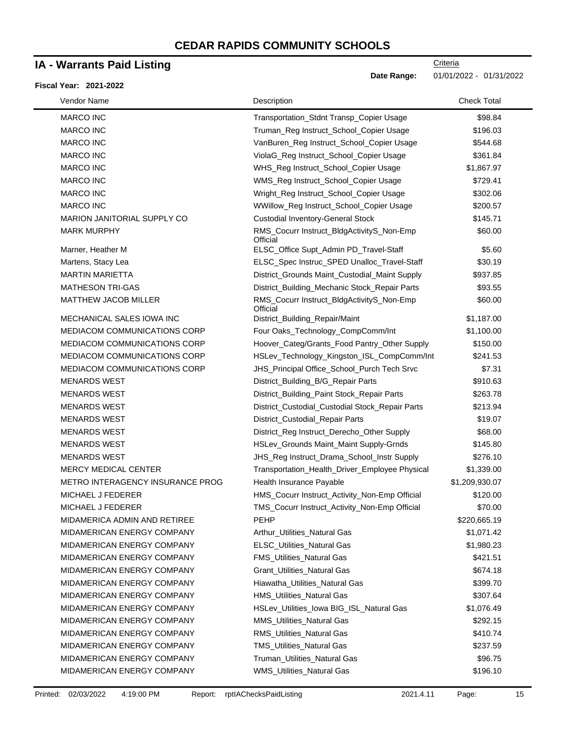# CEDAR RAPIDS COMMUNITY SCHOOLS

## IA - Warrants Paid Listing

**Fiscal Year: 2021-2022**

Criteria

**Date Range:** 01/01/2022 - 01/31/2022

| Vendor Name | Description | Check Total |
|---|---|---|
| MARCO INC | Transportation_Stdnt Transp_Copier Usage | $98.84 |
| MARCO INC | Truman_Reg Instruct_School_Copier Usage | $196.03 |
| MARCO INC | VanBuren_Reg Instruct_School_Copier Usage | $544.68 |
| MARCO INC | ViolaG_Reg Instruct_School_Copier Usage | $361.84 |
| MARCO INC | WHS_Reg Instruct_School_Copier Usage | $1,867.97 |
| MARCO INC | WMS_Reg Instruct_School_Copier Usage | $729.41 |
| MARCO INC | Wright_Reg Instruct_School_Copier Usage | $302.06 |
| MARCO INC | WWillow_Reg Instruct_School_Copier Usage | $200.57 |
| MARION JANITORIAL SUPPLY CO | Custodial Inventory-General Stock | $145.71 |
| MARK MURPHY | RMS_Cocurr Instruct_BldgActivityS_Non-Emp Official | $60.00 |
| Marner, Heather M | ELSC_Office Supt_Admin PD_Travel-Staff | $5.60 |
| Martens, Stacy Lea | ELSC_Spec Instruc_SPED Unalloc_Travel-Staff | $30.19 |
| MARTIN MARIETTA | District_Grounds Maint_Custodial_Maint Supply | $937.85 |
| MATHESON TRI-GAS | District_Building_Mechanic Stock_Repair Parts | $93.55 |
| MATTHEW JACOB MILLER | RMS_Cocurr Instruct_BldgActivityS_Non-Emp Official | $60.00 |
| MECHANICAL SALES IOWA INC | District_Building_Repair/Maint | $1,187.00 |
| MEDIACOM COMMUNICATIONS CORP | Four Oaks_Technology_CompComm/Int | $1,100.00 |
| MEDIACOM COMMUNICATIONS CORP | Hoover_Categ/Grants_Food Pantry_Other Supply | $150.00 |
| MEDIACOM COMMUNICATIONS CORP | HSLev_Technology_Kingston_ISL_CompComm/Int | $241.53 |
| MEDIACOM COMMUNICATIONS CORP | JHS_Principal Office_School_Purch Tech Srvc | $7.31 |
| MENARDS WEST | District_Building_B/G_Repair Parts | $910.63 |
| MENARDS WEST | District_Building_Paint Stock_Repair Parts | $263.78 |
| MENARDS WEST | District_Custodial_Custodial Stock_Repair Parts | $213.94 |
| MENARDS WEST | District_Custodial_Repair Parts | $19.07 |
| MENARDS WEST | District_Reg Instruct_Derecho_Other Supply | $68.00 |
| MENARDS WEST | HSLev_Grounds Maint_Maint Supply-Grnds | $145.80 |
| MENARDS WEST | JHS_Reg Instruct_Drama_School_Instr Supply | $276.10 |
| MERCY MEDICAL CENTER | Transportation_Health_Driver_Employee Physical | $1,339.00 |
| METRO INTERAGENCY INSURANCE PROG | Health Insurance Payable | $1,209,930.07 |
| MICHAEL J FEDERER | HMS_Cocurr Instruct_Activity_Non-Emp Official | $120.00 |
| MICHAEL J FEDERER | TMS_Cocurr Instruct_Activity_Non-Emp Official | $70.00 |
| MIDAMERICA ADMIN AND RETIREE | PEHP | $220,665.19 |
| MIDAMERICAN ENERGY COMPANY | Arthur_Utilities_Natural Gas | $1,071.42 |
| MIDAMERICAN ENERGY COMPANY | ELSC_Utilities_Natural Gas | $1,980.23 |
| MIDAMERICAN ENERGY COMPANY | FMS_Utilities_Natural Gas | $421.51 |
| MIDAMERICAN ENERGY COMPANY | Grant_Utilities_Natural Gas | $674.18 |
| MIDAMERICAN ENERGY COMPANY | Hiawatha_Utilities_Natural Gas | $399.70 |
| MIDAMERICAN ENERGY COMPANY | HMS_Utilities_Natural Gas | $307.64 |
| MIDAMERICAN ENERGY COMPANY | HSLev_Utilities_Iowa BIG_ISL_Natural Gas | $1,076.49 |
| MIDAMERICAN ENERGY COMPANY | MMS_Utilities_Natural Gas | $292.15 |
| MIDAMERICAN ENERGY COMPANY | RMS_Utilities_Natural Gas | $410.74 |
| MIDAMERICAN ENERGY COMPANY | TMS_Utilities_Natural Gas | $237.59 |
| MIDAMERICAN ENERGY COMPANY | Truman_Utilities_Natural Gas | $96.75 |
| MIDAMERICAN ENERGY COMPANY | WMS_Utilities_Natural Gas | $196.10 |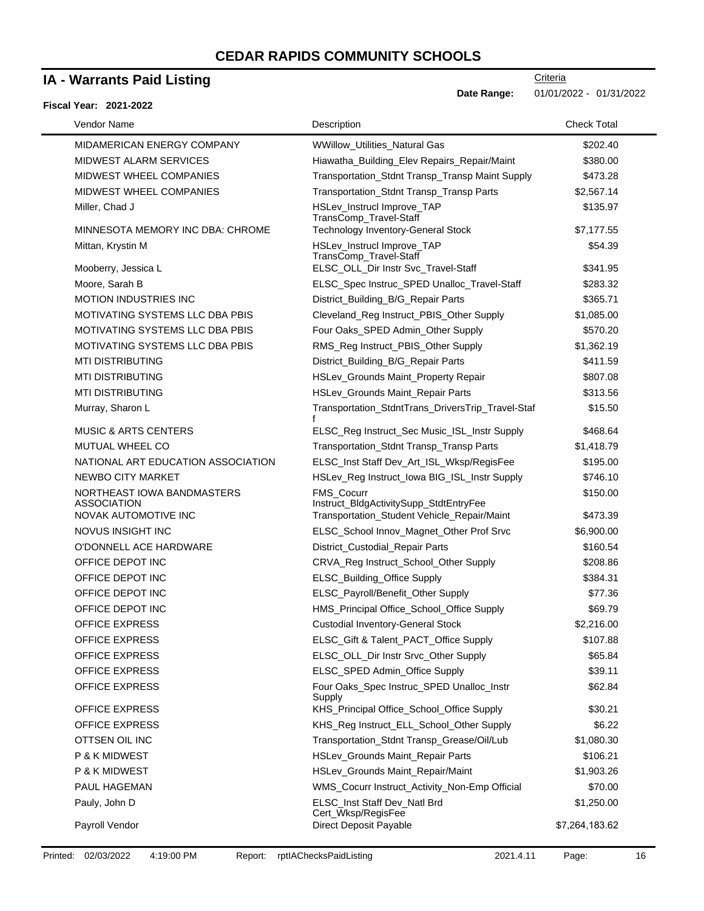# CEDAR RAPIDS COMMUNITY SCHOOLS

## IA - Warrants Paid Listing

**Fiscal Year: 2021-2022**

Criteria

**Date Range:** 01/01/2022 - 01/31/2022

| Vendor Name | Description | Check Total |
|---|---|---|
| MIDAMERICAN ENERGY COMPANY | WWillow_Utilities_Natural Gas | $202.40 |
| MIDWEST ALARM SERVICES | Hiawatha_Building_Elev Repairs_Repair/Maint | $380.00 |
| MIDWEST WHEEL COMPANIES | Transportation_Stdnt Transp_Transp Maint Supply | $473.28 |
| MIDWEST WHEEL COMPANIES | Transportation_Stdnt Transp_Transp Parts | $2,567.14 |
| Miller, Chad J | HSLev_Instrucl Improve_TAP TransComp_Travel-Staff | $135.97 |
| MINNESOTA MEMORY INC DBA: CHROME | Technology Inventory-General Stock | $7,177.55 |
| Mittan, Krystin M | HSLev_Instrucl Improve_TAP TransComp_Travel-Staff | $54.39 |
| Mooberry, Jessica L | ELSC_OLL_Dir Instr Svc_Travel-Staff | $341.95 |
| Moore, Sarah B | ELSC_Spec Instruc_SPED Unalloc_Travel-Staff | $283.32 |
| MOTION INDUSTRIES INC | District_Building_B/G_Repair Parts | $365.71 |
| MOTIVATING SYSTEMS LLC DBA PBIS | Cleveland_Reg Instruct_PBIS_Other Supply | $1,085.00 |
| MOTIVATING SYSTEMS LLC DBA PBIS | Four Oaks_SPED Admin_Other Supply | $570.20 |
| MOTIVATING SYSTEMS LLC DBA PBIS | RMS_Reg Instruct_PBIS_Other Supply | $1,362.19 |
| MTI DISTRIBUTING | District_Building_B/G_Repair Parts | $411.59 |
| MTI DISTRIBUTING | HSLev_Grounds Maint_Property Repair | $807.08 |
| MTI DISTRIBUTING | HSLev_Grounds Maint_Repair Parts | $313.56 |
| Murray, Sharon L | Transportation_StdntTrans_DriversTrip_Travel-Staff | $15.50 |
| MUSIC & ARTS CENTERS | ELSC_Reg Instruct_Sec Music_ISL_Instr Supply | $468.64 |
| MUTUAL WHEEL CO | Transportation_Stdnt Transp_Transp Parts | $1,418.79 |
| NATIONAL ART EDUCATION ASSOCIATION | ELSC_Inst Staff Dev_Art_ISL_Wksp/RegisFee | $195.00 |
| NEWBO CITY MARKET | HSLev_Reg Instruct_Iowa BIG_ISL_Instr Supply | $746.10 |
| NORTHEAST IOWA BANDMASTERS ASSOCIATION | FMS_Cocurr Instruct_BldgActivitySupp_StdtEntryFee | $150.00 |
| NOVAK AUTOMOTIVE INC | Transportation_Student Vehicle_Repair/Maint | $473.39 |
| NOVUS INSIGHT INC | ELSC_School Innov_Magnet_Other Prof Srvc | $6,900.00 |
| O'DONNELL ACE HARDWARE | District_Custodial_Repair Parts | $160.54 |
| OFFICE DEPOT INC | CRVA_Reg Instruct_School_Other Supply | $208.86 |
| OFFICE DEPOT INC | ELSC_Building_Office Supply | $384.31 |
| OFFICE DEPOT INC | ELSC_Payroll/Benefit_Other Supply | $77.36 |
| OFFICE DEPOT INC | HMS_Principal Office_School_Office Supply | $69.79 |
| OFFICE EXPRESS | Custodial Inventory-General Stock | $2,216.00 |
| OFFICE EXPRESS | ELSC_Gift & Talent_PACT_Office Supply | $107.88 |
| OFFICE EXPRESS | ELSC_OLL_Dir Instr Srvc_Other Supply | $65.84 |
| OFFICE EXPRESS | ELSC_SPED Admin_Office Supply | $39.11 |
| OFFICE EXPRESS | Four Oaks_Spec Instruc_SPED Unalloc_Instr Supply | $62.84 |
| OFFICE EXPRESS | KHS_Principal Office_School_Office Supply | $30.21 |
| OFFICE EXPRESS | KHS_Reg Instruct_ELL_School_Other Supply | $6.22 |
| OTTSEN OIL INC | Transportation_Stdnt Transp_Grease/Oil/Lub | $1,080.30 |
| P & K MIDWEST | HSLev_Grounds Maint_Repair Parts | $106.21 |
| P & K MIDWEST | HSLev_Grounds Maint_Repair/Maint | $1,903.26 |
| PAUL HAGEMAN | WMS_Cocurr Instruct_Activity_Non-Emp Official | $70.00 |
| Pauly, John D | ELSC_Inst Staff Dev_Natl Brd Cert_Wksp/RegisFee | $1,250.00 |
| Payroll Vendor | Direct Deposit Payable | $7,264,183.62 |

Printed: 02/03/2022 4:19:00 PM Report: rptIAChecksPaidListing 2021.4.11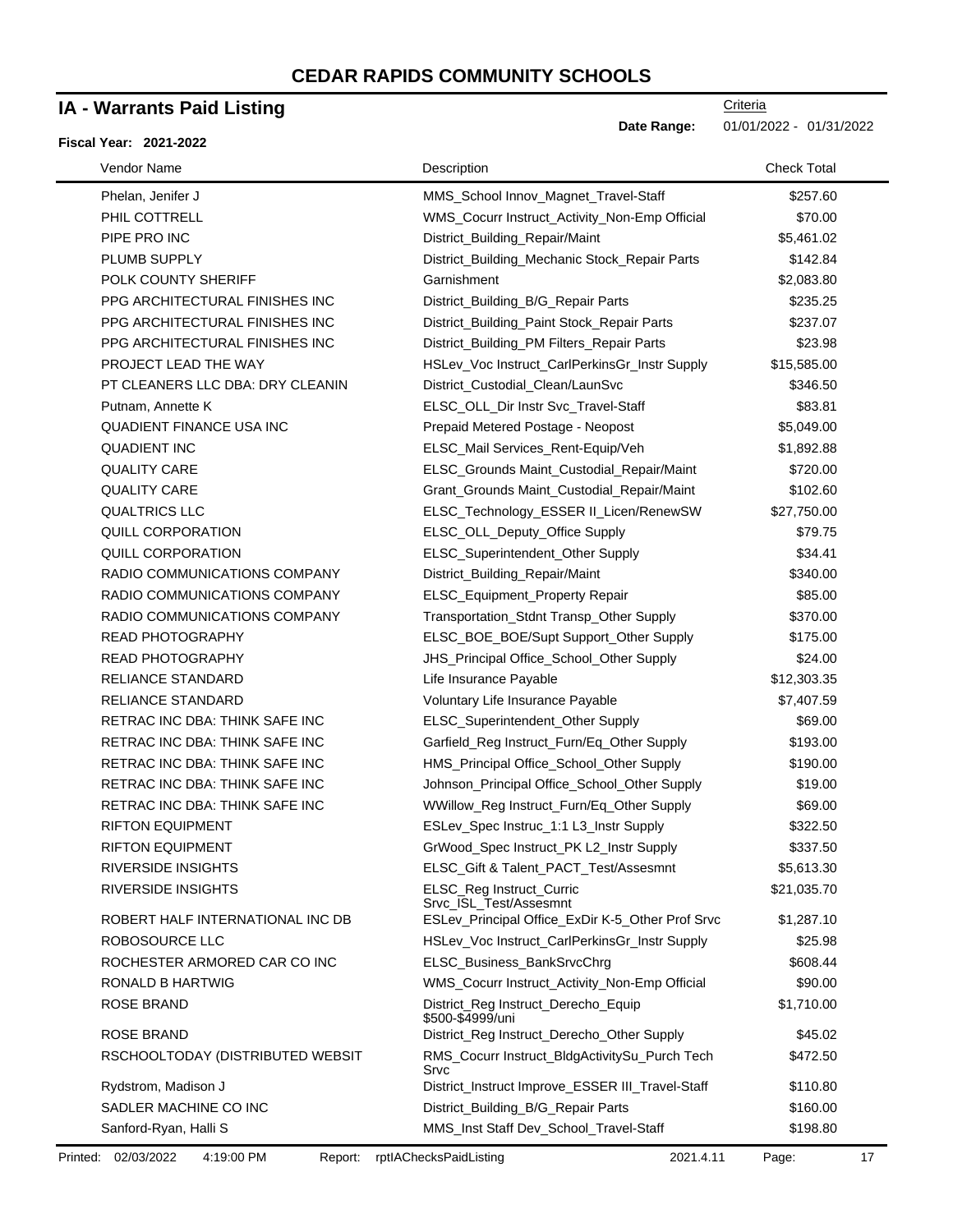# CEDAR RAPIDS COMMUNITY SCHOOLS

## IA - Warrants Paid Listing

**Fiscal Year: 2021-2022**

Criteria

**Date Range:** 01/01/2022 - 01/31/2022

| Vendor Name | Description | Check Total |
|---|---|---|
| Phelan, Jenifer J | MMS_School Innov_Magnet_Travel-Staff | $257.60 |
| PHIL COTTRELL | WMS_Cocurr Instruct_Activity_Non-Emp Official | $70.00 |
| PIPE PRO INC | District_Building_Repair/Maint | $5,461.02 |
| PLUMB SUPPLY | District_Building_Mechanic Stock_Repair Parts | $142.84 |
| POLK COUNTY SHERIFF | Garnishment | $2,083.80 |
| PPG ARCHITECTURAL FINISHES INC | District_Building_B/G_Repair Parts | $235.25 |
| PPG ARCHITECTURAL FINISHES INC | District_Building_Paint Stock_Repair Parts | $237.07 |
| PPG ARCHITECTURAL FINISHES INC | District_Building_PM Filters_Repair Parts | $23.98 |
| PROJECT LEAD THE WAY | HSLev_Voc Instruct_CarlPerkinsGr_Instr Supply | $15,585.00 |
| PT CLEANERS LLC DBA: DRY CLEANIN | District_Custodial_Clean/LaunSvc | $346.50 |
| Putnam, Annette K | ELSC_OLL_Dir Instr Svc_Travel-Staff | $83.81 |
| QUADIENT FINANCE USA INC | Prepaid Metered Postage - Neopost | $5,049.00 |
| QUADIENT INC | ELSC_Mail Services_Rent-Equip/Veh | $1,892.88 |
| QUALITY CARE | ELSC_Grounds Maint_Custodial_Repair/Maint | $720.00 |
| QUALITY CARE | Grant_Grounds Maint_Custodial_Repair/Maint | $102.60 |
| QUALTRICS LLC | ELSC_Technology_ESSER II_Licen/RenewSW | $27,750.00 |
| QUILL CORPORATION | ELSC_OLL_Deputy_Office Supply | $79.75 |
| QUILL CORPORATION | ELSC_Superintendent_Other Supply | $34.41 |
| RADIO COMMUNICATIONS COMPANY | District_Building_Repair/Maint | $340.00 |
| RADIO COMMUNICATIONS COMPANY | ELSC_Equipment_Property Repair | $85.00 |
| RADIO COMMUNICATIONS COMPANY | Transportation_Stdnt Transp_Other Supply | $370.00 |
| READ PHOTOGRAPHY | ELSC_BOE_BOE/Supt Support_Other Supply | $175.00 |
| READ PHOTOGRAPHY | JHS_Principal Office_School_Other Supply | $24.00 |
| RELIANCE STANDARD | Life Insurance Payable | $12,303.35 |
| RELIANCE STANDARD | Voluntary Life Insurance Payable | $7,407.59 |
| RETRAC INC DBA: THINK SAFE INC | ELSC_Superintendent_Other Supply | $69.00 |
| RETRAC INC DBA: THINK SAFE INC | Garfield_Reg Instruct_Furn/Eq_Other Supply | $193.00 |
| RETRAC INC DBA: THINK SAFE INC | HMS_Principal Office_School_Other Supply | $190.00 |
| RETRAC INC DBA: THINK SAFE INC | Johnson_Principal Office_School_Other Supply | $19.00 |
| RETRAC INC DBA: THINK SAFE INC | WWillow_Reg Instruct_Furn/Eq_Other Supply | $69.00 |
| RIFTON EQUIPMENT | ESLev_Spec Instruc_1:1 L3_Instr Supply | $322.50 |
| RIFTON EQUIPMENT | GrWood_Spec Instruct_PK L2_Instr Supply | $337.50 |
| RIVERSIDE INSIGHTS | ELSC_Gift & Talent_PACT_Test/Assesmnt | $5,613.30 |
| RIVERSIDE INSIGHTS | ELSC_Reg Instruct_Curric Srvc_ISL_Test/Assesmnt | $21,035.70 |
| ROBERT HALF INTERNATIONAL INC DB | ESLev_Principal Office_ExDir K-5_Other Prof Srvc | $1,287.10 |
| ROBOSOURCE LLC | HSLev_Voc Instruct_CarlPerkinsGr_Instr Supply | $25.98 |
| ROCHESTER ARMORED CAR CO INC | ELSC_Business_BankSrvcChrg | $608.44 |
| RONALD B HARTWIG | WMS_Cocurr Instruct_Activity_Non-Emp Official | $90.00 |
| ROSE BRAND | District_Reg Instruct_Derecho_Equip $500-$4999/uni | $1,710.00 |
| ROSE BRAND | District_Reg Instruct_Derecho_Other Supply | $45.02 |
| RSCHOOLTODAY (DISTRIBUTED WEBSIT | RMS_Cocurr Instruct_BldgActivitySu_Purch Tech Srvc | $472.50 |
| Rydstrom, Madison J | District_Instruct Improve_ESSER III_Travel-Staff | $110.80 |
| SADLER MACHINE CO INC | District_Building_B/G_Repair Parts | $160.00 |
| Sanford-Ryan, Halli S | MMS_Inst Staff Dev_School_Travel-Staff | $198.80 |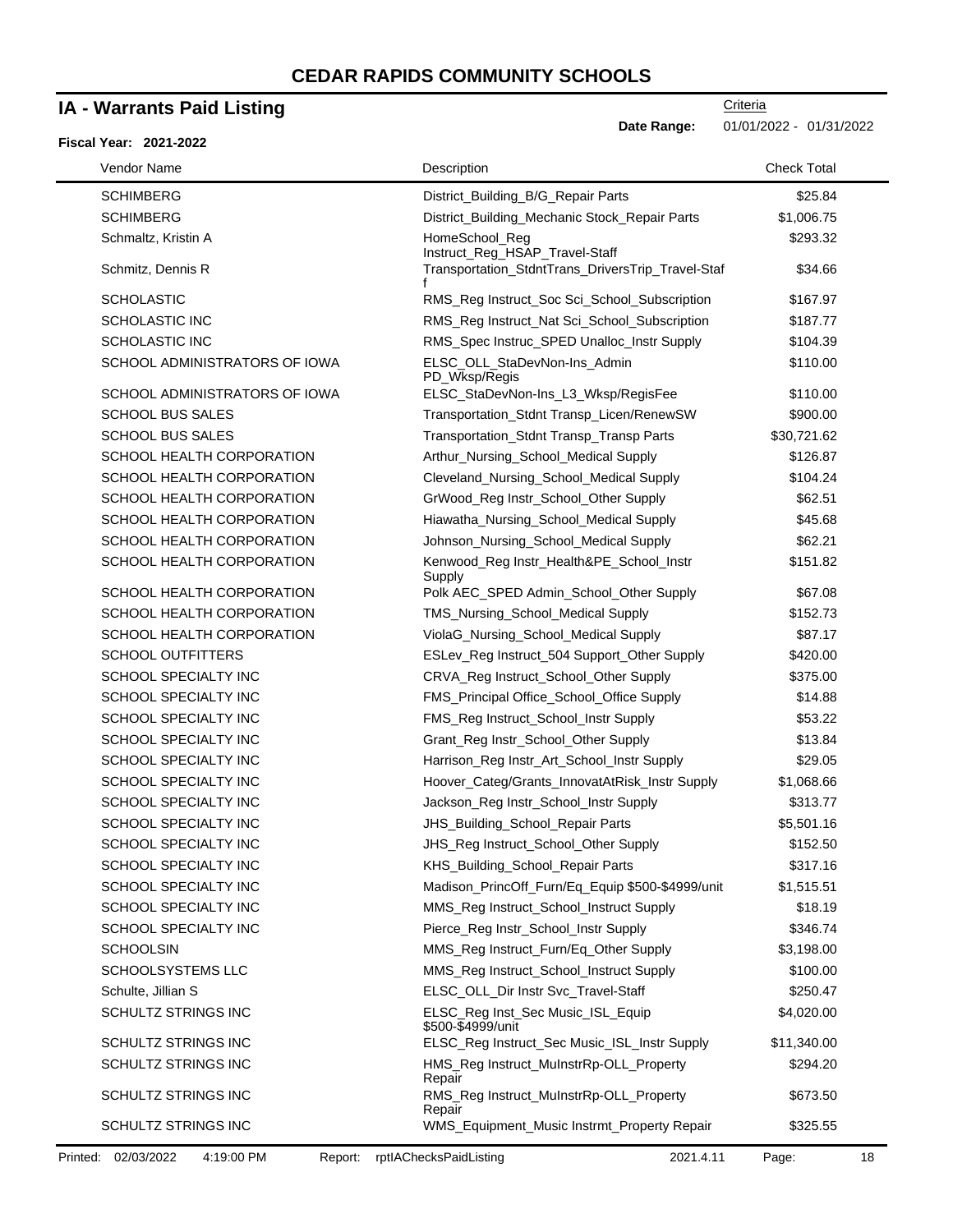# CEDAR RAPIDS COMMUNITY SCHOOLS

## IA - Warrants Paid Listing

Criteria

**Date Range:** 01/01/2022 - 01/31/2022

**Fiscal Year: 2021-2022**

| Vendor Name | Description | Check Total |
|---|---|---|
| SCHIMBERG | District_Building_B/G_Repair Parts | $25.84 |
| SCHIMBERG | District_Building_Mechanic Stock_Repair Parts | $1,006.75 |
| Schmaltz, Kristin A | HomeSchool_Reg Instruct_Reg_HSAP_Travel-Staff | $293.32 |
| Schmitz, Dennis R | Transportation_StdntTrans_DriversTrip_Travel-Staff | $34.66 |
| SCHOLASTIC | RMS_Reg Instruct_Soc Sci_School_Subscription | $167.97 |
| SCHOLASTIC INC | RMS_Reg Instruct_Nat Sci_School_Subscription | $187.77 |
| SCHOLASTIC INC | RMS_Spec Instruc_SPED Unalloc_Instr Supply | $104.39 |
| SCHOOL ADMINISTRATORS OF IOWA | ELSC_OLL_StaDevNon-Ins_Admin PD_Wksp/Regis | $110.00 |
| SCHOOL ADMINISTRATORS OF IOWA | ELSC_StaDevNon-Ins_L3_Wksp/RegisFee | $110.00 |
| SCHOOL BUS SALES | Transportation_Stdnt Transp_Licen/RenewSW | $900.00 |
| SCHOOL BUS SALES | Transportation_Stdnt Transp_Transp Parts | $30,721.62 |
| SCHOOL HEALTH CORPORATION | Arthur_Nursing_School_Medical Supply | $126.87 |
| SCHOOL HEALTH CORPORATION | Cleveland_Nursing_School_Medical Supply | $104.24 |
| SCHOOL HEALTH CORPORATION | GrWood_Reg Instr_School_Other Supply | $62.51 |
| SCHOOL HEALTH CORPORATION | Hiawatha_Nursing_School_Medical Supply | $45.68 |
| SCHOOL HEALTH CORPORATION | Johnson_Nursing_School_Medical Supply | $62.21 |
| SCHOOL HEALTH CORPORATION | Kenwood_Reg Instr_Health&PE_School_Instr Supply | $151.82 |
| SCHOOL HEALTH CORPORATION | Polk AEC_SPED Admin_School_Other Supply | $67.08 |
| SCHOOL HEALTH CORPORATION | TMS_Nursing_School_Medical Supply | $152.73 |
| SCHOOL HEALTH CORPORATION | ViolaG_Nursing_School_Medical Supply | $87.17 |
| SCHOOL OUTFITTERS | ESLev_Reg Instruct_504 Support_Other Supply | $420.00 |
| SCHOOL SPECIALTY INC | CRVA_Reg Instruct_School_Other Supply | $375.00 |
| SCHOOL SPECIALTY INC | FMS_Principal Office_School_Office Supply | $14.88 |
| SCHOOL SPECIALTY INC | FMS_Reg Instruct_School_Instr Supply | $53.22 |
| SCHOOL SPECIALTY INC | Grant_Reg Instr_School_Other Supply | $13.84 |
| SCHOOL SPECIALTY INC | Harrison_Reg Instr_Art_School_Instr Supply | $29.05 |
| SCHOOL SPECIALTY INC | Hoover_Categ/Grants_InnovatAtRisk_Instr Supply | $1,068.66 |
| SCHOOL SPECIALTY INC | Jackson_Reg Instr_School_Instr Supply | $313.77 |
| SCHOOL SPECIALTY INC | JHS_Building_School_Repair Parts | $5,501.16 |
| SCHOOL SPECIALTY INC | JHS_Reg Instruct_School_Other Supply | $152.50 |
| SCHOOL SPECIALTY INC | KHS_Building_School_Repair Parts | $317.16 |
| SCHOOL SPECIALTY INC | Madison_PrincOff_Furn/Eq_Equip $500-$4999/unit | $1,515.51 |
| SCHOOL SPECIALTY INC | MMS_Reg Instruct_School_Instruct Supply | $18.19 |
| SCHOOL SPECIALTY INC | Pierce_Reg Instr_School_Instr Supply | $346.74 |
| SCHOOLSIN | MMS_Reg Instruct_Furn/Eq_Other Supply | $3,198.00 |
| SCHOOLSYSTEMS LLC | MMS_Reg Instruct_School_Instruct Supply | $100.00 |
| Schulte, Jillian S | ELSC_OLL_Dir Instr Svc_Travel-Staff | $250.47 |
| SCHULTZ STRINGS INC | ELSC_Reg Inst_Sec Music_ISL_Equip $500-$4999/unit | $4,020.00 |
| SCHULTZ STRINGS INC | ELSC_Reg Instruct_Sec Music_ISL_Instr Supply | $11,340.00 |
| SCHULTZ STRINGS INC | HMS_Reg Instruct_MuInstrRp-OLL_Property Repair | $294.20 |
| SCHULTZ STRINGS INC | RMS_Reg Instruct_MuInstrRp-OLL_Property Repair | $673.50 |
| SCHULTZ STRINGS INC | WMS_Equipment_Music Instrmt_Property Repair | $325.55 |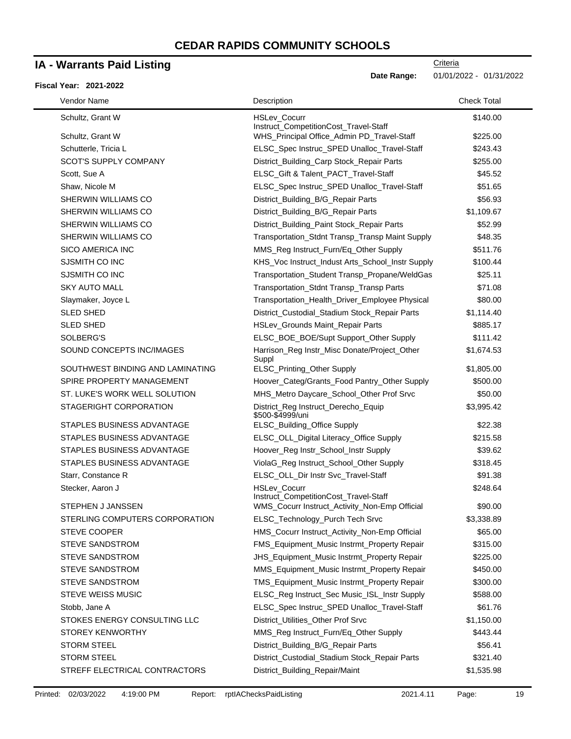# CEDAR RAPIDS COMMUNITY SCHOOLS

## IA - Warrants Paid Listing

Criteria

**Date Range:** 01/01/2022 - 01/31/2022

**Fiscal Year: 2021-2022**

| Vendor Name | Description | Check Total |
|---|---|---|
| Schultz, Grant W | HSLev_Cocurr Instruct_CompetitionCost_Travel-Staff | $140.00 |
| Schultz, Grant W | WHS_Principal Office_Admin PD_Travel-Staff | $225.00 |
| Schutterle, Tricia L | ELSC_Spec Instruc_SPED Unalloc_Travel-Staff | $243.43 |
| SCOT'S SUPPLY COMPANY | District_Building_Carp Stock_Repair Parts | $255.00 |
| Scott, Sue A | ELSC_Gift & Talent_PACT_Travel-Staff | $45.52 |
| Shaw, Nicole M | ELSC_Spec Instruc_SPED Unalloc_Travel-Staff | $51.65 |
| SHERWIN WILLIAMS CO | District_Building_B/G_Repair Parts | $56.93 |
| SHERWIN WILLIAMS CO | District_Building_B/G_Repair Parts | $1,109.67 |
| SHERWIN WILLIAMS CO | District_Building_Paint Stock_Repair Parts | $52.99 |
| SHERWIN WILLIAMS CO | Transportation_Stdnt Transp_Transp Maint Supply | $48.35 |
| SICO AMERICA INC | MMS_Reg Instruct_Furn/Eq_Other Supply | $511.76 |
| SJSMITH CO INC | KHS_Voc Instruct_Indust Arts_School_Instr Supply | $100.44 |
| SJSMITH CO INC | Transportation_Student Transp_Propane/WeldGas | $25.11 |
| SKY AUTO MALL | Transportation_Stdnt Transp_Transp Parts | $71.08 |
| Slaymaker, Joyce L | Transportation_Health_Driver_Employee Physical | $80.00 |
| SLED SHED | District_Custodial_Stadium Stock_Repair Parts | $1,114.40 |
| SLED SHED | HSLev_Grounds Maint_Repair Parts | $885.17 |
| SOLBERG'S | ELSC_BOE_BOE/Supt Support_Other Supply | $111.42 |
| SOUND CONCEPTS INC/IMAGES | Harrison_Reg Instr_Misc Donate/Project_Other Suppl | $1,674.53 |
| SOUTHWEST BINDING AND LAMINATING | ELSC_Printing_Other Supply | $1,805.00 |
| SPIRE PROPERTY MANAGEMENT | Hoover_Categ/Grants_Food Pantry_Other Supply | $500.00 |
| ST. LUKE'S WORK WELL SOLUTION | MHS_Metro Daycare_School_Other Prof Srvc | $50.00 |
| STAGERIGHT CORPORATION | District_Reg Instruct_Derecho_Equip $500-$4999/uni | $3,995.42 |
| STAPLES BUSINESS ADVANTAGE | ELSC_Building_Office Supply | $22.38 |
| STAPLES BUSINESS ADVANTAGE | ELSC_OLL_Digital Literacy_Office Supply | $215.58 |
| STAPLES BUSINESS ADVANTAGE | Hoover_Reg Instr_School_Instr Supply | $39.62 |
| STAPLES BUSINESS ADVANTAGE | ViolaG_Reg Instruct_School_Other Supply | $318.45 |
| Starr, Constance R | ELSC_OLL_Dir Instr Svc_Travel-Staff | $91.38 |
| Stecker, Aaron J | HSLev_Cocurr Instruct_CompetitionCost_Travel-Staff | $248.64 |
| STEPHEN J JANSSEN | WMS_Cocurr Instruct_Activity_Non-Emp Official | $90.00 |
| STERLING COMPUTERS CORPORATION | ELSC_Technology_Purch Tech Srvc | $3,338.89 |
| STEVE COOPER | HMS_Cocurr Instruct_Activity_Non-Emp Official | $65.00 |
| STEVE SANDSTROM | FMS_Equipment_Music Instrmt_Property Repair | $315.00 |
| STEVE SANDSTROM | JHS_Equipment_Music Instrmt_Property Repair | $225.00 |
| STEVE SANDSTROM | MMS_Equipment_Music Instrmt_Property Repair | $450.00 |
| STEVE SANDSTROM | TMS_Equipment_Music Instrmt_Property Repair | $300.00 |
| STEVE WEISS MUSIC | ELSC_Reg Instruct_Sec Music_ISL_Instr Supply | $588.00 |
| Stobb, Jane A | ELSC_Spec Instruc_SPED Unalloc_Travel-Staff | $61.76 |
| STOKES ENERGY CONSULTING LLC | District_Utilities_Other Prof Srvc | $1,150.00 |
| STOREY KENWORTHY | MMS_Reg Instruct_Furn/Eq_Other Supply | $443.44 |
| STORM STEEL | District_Building_B/G_Repair Parts | $56.41 |
| STORM STEEL | District_Custodial_Stadium Stock_Repair Parts | $321.40 |
| STREFF ELECTRICAL CONTRACTORS | District_Building_Repair/Maint | $1,535.98 |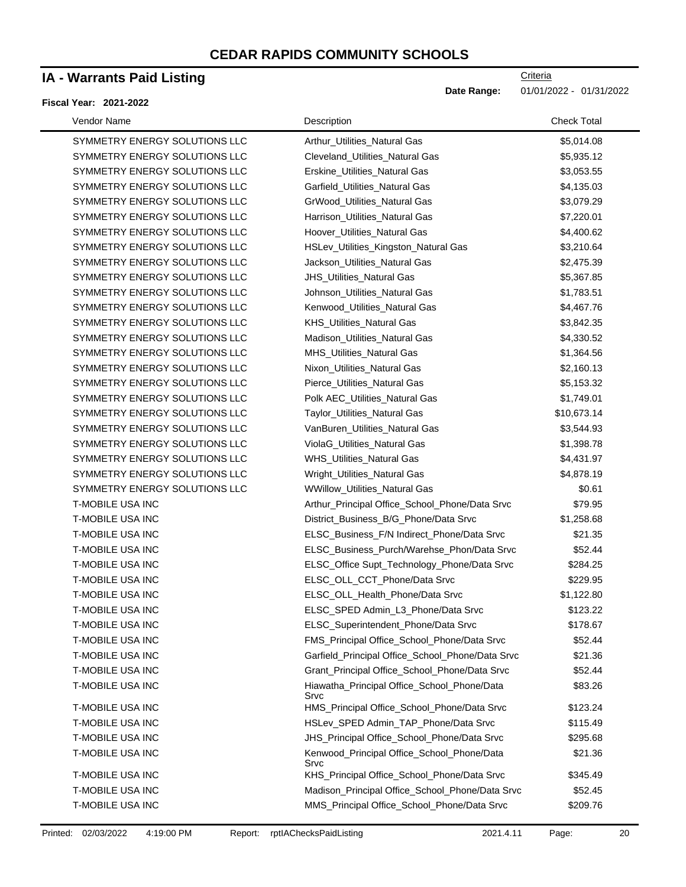# CEDAR RAPIDS COMMUNITY SCHOOLS

## IA - Warrants Paid Listing

**Fiscal Year: 2021-2022**

Criteria

**Date Range:** 01/01/2022 - 01/31/2022

| Vendor Name | Description | Check Total |
|---|---|---|
| SYMMETRY ENERGY SOLUTIONS LLC | Arthur_Utilities_Natural Gas | $5,014.08 |
| SYMMETRY ENERGY SOLUTIONS LLC | Cleveland_Utilities_Natural Gas | $5,935.12 |
| SYMMETRY ENERGY SOLUTIONS LLC | Erskine_Utilities_Natural Gas | $3,053.55 |
| SYMMETRY ENERGY SOLUTIONS LLC | Garfield_Utilities_Natural Gas | $4,135.03 |
| SYMMETRY ENERGY SOLUTIONS LLC | GrWood_Utilities_Natural Gas | $3,079.29 |
| SYMMETRY ENERGY SOLUTIONS LLC | Harrison_Utilities_Natural Gas | $7,220.01 |
| SYMMETRY ENERGY SOLUTIONS LLC | Hoover_Utilities_Natural Gas | $4,400.62 |
| SYMMETRY ENERGY SOLUTIONS LLC | HSLev_Utilities_Kingston_Natural Gas | $3,210.64 |
| SYMMETRY ENERGY SOLUTIONS LLC | Jackson_Utilities_Natural Gas | $2,475.39 |
| SYMMETRY ENERGY SOLUTIONS LLC | JHS_Utilities_Natural Gas | $5,367.85 |
| SYMMETRY ENERGY SOLUTIONS LLC | Johnson_Utilities_Natural Gas | $1,783.51 |
| SYMMETRY ENERGY SOLUTIONS LLC | Kenwood_Utilities_Natural Gas | $4,467.76 |
| SYMMETRY ENERGY SOLUTIONS LLC | KHS_Utilities_Natural Gas | $3,842.35 |
| SYMMETRY ENERGY SOLUTIONS LLC | Madison_Utilities_Natural Gas | $4,330.52 |
| SYMMETRY ENERGY SOLUTIONS LLC | MHS_Utilities_Natural Gas | $1,364.56 |
| SYMMETRY ENERGY SOLUTIONS LLC | Nixon_Utilities_Natural Gas | $2,160.13 |
| SYMMETRY ENERGY SOLUTIONS LLC | Pierce_Utilities_Natural Gas | $5,153.32 |
| SYMMETRY ENERGY SOLUTIONS LLC | Polk AEC_Utilities_Natural Gas | $1,749.01 |
| SYMMETRY ENERGY SOLUTIONS LLC | Taylor_Utilities_Natural Gas | $10,673.14 |
| SYMMETRY ENERGY SOLUTIONS LLC | VanBuren_Utilities_Natural Gas | $3,544.93 |
| SYMMETRY ENERGY SOLUTIONS LLC | ViolaG_Utilities_Natural Gas | $1,398.78 |
| SYMMETRY ENERGY SOLUTIONS LLC | WHS_Utilities_Natural Gas | $4,431.97 |
| SYMMETRY ENERGY SOLUTIONS LLC | Wright_Utilities_Natural Gas | $4,878.19 |
| SYMMETRY ENERGY SOLUTIONS LLC | WWillow_Utilities_Natural Gas | $0.61 |
| T-MOBILE USA INC | Arthur_Principal Office_School_Phone/Data Srvc | $79.95 |
| T-MOBILE USA INC | District_Business_B/G_Phone/Data Srvc | $1,258.68 |
| T-MOBILE USA INC | ELSC_Business_F/N Indirect_Phone/Data Srvc | $21.35 |
| T-MOBILE USA INC | ELSC_Business_Purch/Warehse_Phon/Data Srvc | $52.44 |
| T-MOBILE USA INC | ELSC_Office Supt_Technology_Phone/Data Srvc | $284.25 |
| T-MOBILE USA INC | ELSC_OLL_CCT_Phone/Data Srvc | $229.95 |
| T-MOBILE USA INC | ELSC_OLL_Health_Phone/Data Srvc | $1,122.80 |
| T-MOBILE USA INC | ELSC_SPED Admin_L3_Phone/Data Srvc | $123.22 |
| T-MOBILE USA INC | ELSC_Superintendent_Phone/Data Srvc | $178.67 |
| T-MOBILE USA INC | FMS_Principal Office_School_Phone/Data Srvc | $52.44 |
| T-MOBILE USA INC | Garfield_Principal Office_School_Phone/Data Srvc | $21.36 |
| T-MOBILE USA INC | Grant_Principal Office_School_Phone/Data Srvc | $52.44 |
| T-MOBILE USA INC | Hiawatha_Principal Office_School_Phone/Data Srvc | $83.26 |
| T-MOBILE USA INC | HMS_Principal Office_School_Phone/Data Srvc | $123.24 |
| T-MOBILE USA INC | HSLev_SPED Admin_TAP_Phone/Data Srvc | $115.49 |
| T-MOBILE USA INC | JHS_Principal Office_School_Phone/Data Srvc | $295.68 |
| T-MOBILE USA INC | Kenwood_Principal Office_School_Phone/Data Srvc | $21.36 |
| T-MOBILE USA INC | KHS_Principal Office_School_Phone/Data Srvc | $345.49 |
| T-MOBILE USA INC | Madison_Principal Office_School_Phone/Data Srvc | $52.45 |
| T-MOBILE USA INC | MMS_Principal Office_School_Phone/Data Srvc | $209.76 |

Printed: 02/03/2022 4:19:00 PM Report: rptIAChecksPaidListing 2021.4.11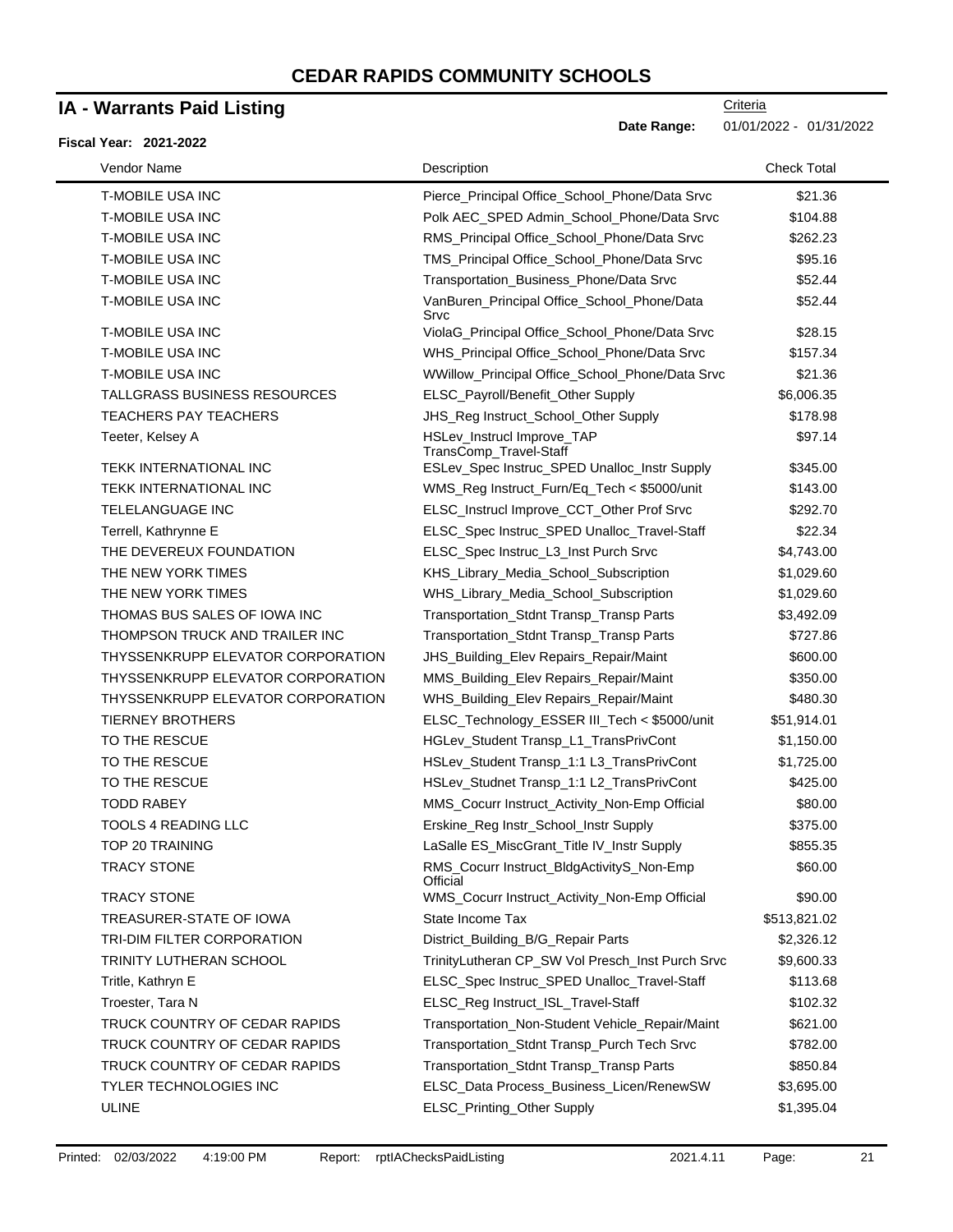# CEDAR RAPIDS COMMUNITY SCHOOLS

## IA - Warrants Paid Listing

Criteria

**Date Range:** 01/01/2022 - 01/31/2022

**Fiscal Year: 2021-2022**

| Vendor Name | Description | Check Total |
|---|---|---|
| T-MOBILE USA INC | Pierce_Principal Office_School_Phone/Data Srvc | $21.36 |
| T-MOBILE USA INC | Polk AEC_SPED Admin_School_Phone/Data Srvc | $104.88 |
| T-MOBILE USA INC | RMS_Principal Office_School_Phone/Data Srvc | $262.23 |
| T-MOBILE USA INC | TMS_Principal Office_School_Phone/Data Srvc | $95.16 |
| T-MOBILE USA INC | Transportation_Business_Phone/Data Srvc | $52.44 |
| T-MOBILE USA INC | VanBuren_Principal Office_School_Phone/Data Srvc | $52.44 |
| T-MOBILE USA INC | ViolaG_Principal Office_School_Phone/Data Srvc | $28.15 |
| T-MOBILE USA INC | WHS_Principal Office_School_Phone/Data Srvc | $157.34 |
| T-MOBILE USA INC | WWillow_Principal Office_School_Phone/Data Srvc | $21.36 |
| TALLGRASS BUSINESS RESOURCES | ELSC_Payroll/Benefit_Other Supply | $6,006.35 |
| TEACHERS PAY TEACHERS | JHS_Reg Instruct_School_Other Supply | $178.98 |
| Teeter, Kelsey A | HSLev_Instrucl Improve_TAP TransComp_Travel-Staff | $97.14 |
| TEKK INTERNATIONAL INC | ESLev_Spec Instruc_SPED Unalloc_Instr Supply | $345.00 |
| TEKK INTERNATIONAL INC | WMS_Reg Instruct_Furn/Eq_Tech < $5000/unit | $143.00 |
| TELELANGUAGE INC | ELSC_Instrucl Improve_CCT_Other Prof Srvc | $292.70 |
| Terrell, Kathrynne E | ELSC_Spec Instruc_SPED Unalloc_Travel-Staff | $22.34 |
| THE DEVEREUX FOUNDATION | ELSC_Spec Instruc_L3_Inst Purch Srvc | $4,743.00 |
| THE NEW YORK TIMES | KHS_Library_Media_School_Subscription | $1,029.60 |
| THE NEW YORK TIMES | WHS_Library_Media_School_Subscription | $1,029.60 |
| THOMAS BUS SALES OF IOWA INC | Transportation_Stdnt Transp_Transp Parts | $3,492.09 |
| THOMPSON TRUCK AND TRAILER INC | Transportation_Stdnt Transp_Transp Parts | $727.86 |
| THYSSENKRUPP ELEVATOR CORPORATION | JHS_Building_Elev Repairs_Repair/Maint | $600.00 |
| THYSSENKRUPP ELEVATOR CORPORATION | MMS_Building_Elev Repairs_Repair/Maint | $350.00 |
| THYSSENKRUPP ELEVATOR CORPORATION | WHS_Building_Elev Repairs_Repair/Maint | $480.30 |
| TIERNEY BROTHERS | ELSC_Technology_ESSER III_Tech < $5000/unit | $51,914.01 |
| TO THE RESCUE | HGLev_Student Transp_L1_TransPrivCont | $1,150.00 |
| TO THE RESCUE | HSLev_Student Transp_1:1 L3_TransPrivCont | $1,725.00 |
| TO THE RESCUE | HSLev_Studnet Transp_1:1 L2_TransPrivCont | $425.00 |
| TODD RABEY | MMS_Cocurr Instruct_Activity_Non-Emp Official | $80.00 |
| TOOLS 4 READING LLC | Erskine_Reg Instr_School_Instr Supply | $375.00 |
| TOP 20 TRAINING | LaSalle ES_MiscGrant_Title IV_Instr Supply | $855.35 |
| TRACY STONE | RMS_Cocurr Instruct_BldgActivityS_Non-Emp Official | $60.00 |
| TRACY STONE | WMS_Cocurr Instruct_Activity_Non-Emp Official | $90.00 |
| TREASURER-STATE OF IOWA | State Income Tax | $513,821.02 |
| TRI-DIM FILTER CORPORATION | District_Building_B/G_Repair Parts | $2,326.12 |
| TRINITY LUTHERAN SCHOOL | TrinityLutheran CP_SW Vol Presch_Inst Purch Srvc | $9,600.33 |
| Tritle, Kathryn E | ELSC_Spec Instruc_SPED Unalloc_Travel-Staff | $113.68 |
| Troester, Tara N | ELSC_Reg Instruct_ISL_Travel-Staff | $102.32 |
| TRUCK COUNTRY OF CEDAR RAPIDS | Transportation_Non-Student Vehicle_Repair/Maint | $621.00 |
| TRUCK COUNTRY OF CEDAR RAPIDS | Transportation_Stdnt Transp_Purch Tech Srvc | $782.00 |
| TRUCK COUNTRY OF CEDAR RAPIDS | Transportation_Stdnt Transp_Transp Parts | $850.84 |
| TYLER TECHNOLOGIES INC | ELSC_Data Process_Business_Licen/RenewSW | $3,695.00 |
| ULINE | ELSC_Printing_Other Supply | $1,395.04 |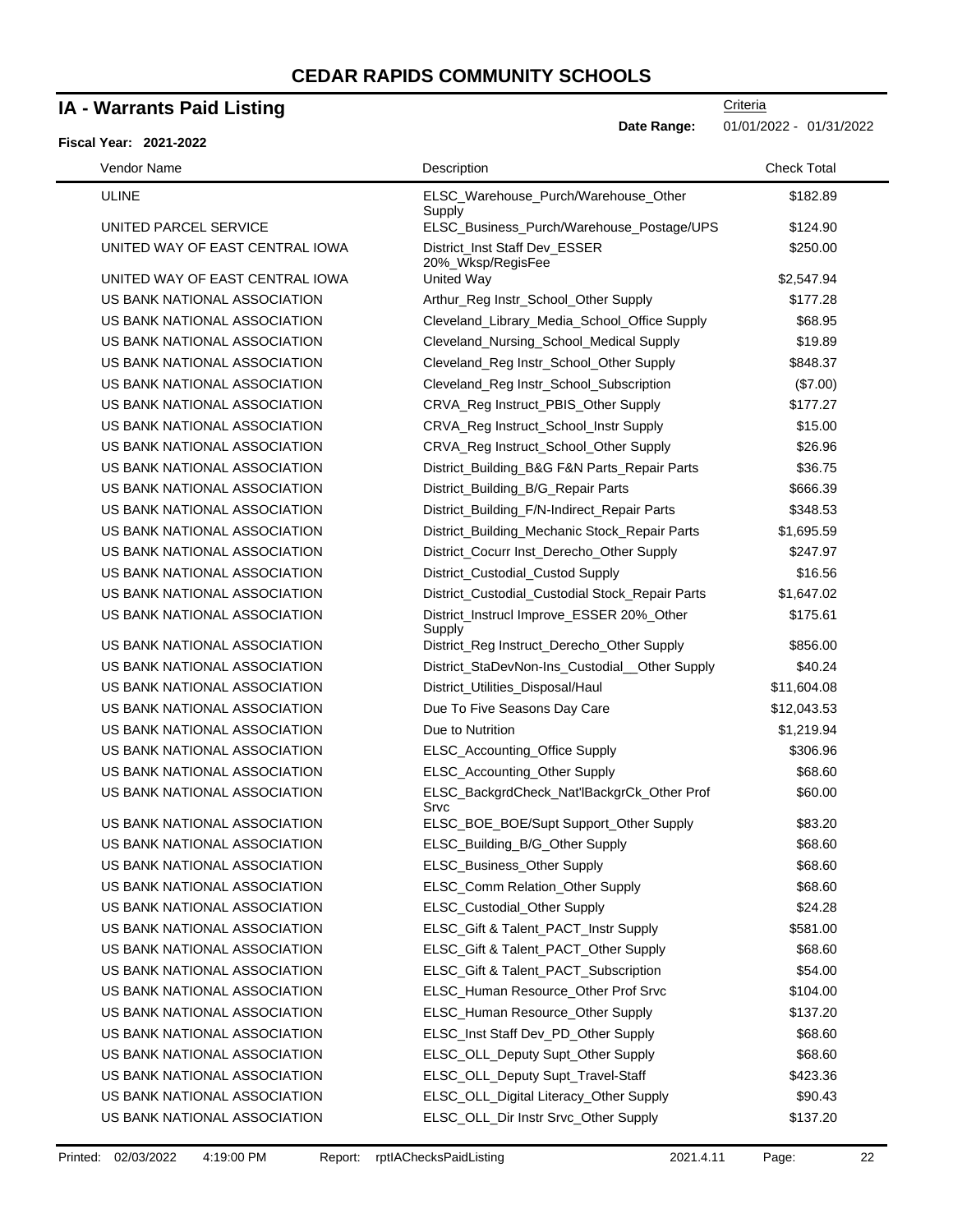# CEDAR RAPIDS COMMUNITY SCHOOLS

## IA - Warrants Paid Listing

Criteria

**Date Range:** 01/01/2022 - 01/31/2022

**Fiscal Year: 2021-2022**

| Vendor Name | Description | Check Total |
|---|---|---|
| ULINE | ELSC_Warehouse_Purch/Warehouse_Other Supply | $182.89 |
| UNITED PARCEL SERVICE | ELSC_Business_Purch/Warehouse_Postage/UPS | $124.90 |
| UNITED WAY OF EAST CENTRAL IOWA | District_Inst Staff Dev_ESSER 20%_Wksp/RegisFee | $250.00 |
| UNITED WAY OF EAST CENTRAL IOWA | United Way | $2,547.94 |
| US BANK NATIONAL ASSOCIATION | Arthur_Reg Instr_School_Other Supply | $177.28 |
| US BANK NATIONAL ASSOCIATION | Cleveland_Library_Media_School_Office Supply | $68.95 |
| US BANK NATIONAL ASSOCIATION | Cleveland_Nursing_School_Medical Supply | $19.89 |
| US BANK NATIONAL ASSOCIATION | Cleveland_Reg Instr_School_Other Supply | $848.37 |
| US BANK NATIONAL ASSOCIATION | Cleveland_Reg Instr_School_Subscription | ($7.00) |
| US BANK NATIONAL ASSOCIATION | CRVA_Reg Instruct_PBIS_Other Supply | $177.27 |
| US BANK NATIONAL ASSOCIATION | CRVA_Reg Instruct_School_Instr Supply | $15.00 |
| US BANK NATIONAL ASSOCIATION | CRVA_Reg Instruct_School_Other Supply | $26.96 |
| US BANK NATIONAL ASSOCIATION | District_Building_B&G F&N Parts_Repair Parts | $36.75 |
| US BANK NATIONAL ASSOCIATION | District_Building_B/G_Repair Parts | $666.39 |
| US BANK NATIONAL ASSOCIATION | District_Building_F/N-Indirect_Repair Parts | $348.53 |
| US BANK NATIONAL ASSOCIATION | District_Building_Mechanic Stock_Repair Parts | $1,695.59 |
| US BANK NATIONAL ASSOCIATION | District_Cocurr Inst_Derecho_Other Supply | $247.97 |
| US BANK NATIONAL ASSOCIATION | District_Custodial_Custod Supply | $16.56 |
| US BANK NATIONAL ASSOCIATION | District_Custodial_Custodial Stock_Repair Parts | $1,647.02 |
| US BANK NATIONAL ASSOCIATION | District_Instrucl Improve_ESSER 20%_Other Supply | $175.61 |
| US BANK NATIONAL ASSOCIATION | District_Reg Instruct_Derecho_Other Supply | $856.00 |
| US BANK NATIONAL ASSOCIATION | District_StaDevNon-Ins_Custodial__Other Supply | $40.24 |
| US BANK NATIONAL ASSOCIATION | District_Utilities_Disposal/Haul | $11,604.08 |
| US BANK NATIONAL ASSOCIATION | Due To Five Seasons Day Care | $12,043.53 |
| US BANK NATIONAL ASSOCIATION | Due to Nutrition | $1,219.94 |
| US BANK NATIONAL ASSOCIATION | ELSC_Accounting_Office Supply | $306.96 |
| US BANK NATIONAL ASSOCIATION | ELSC_Accounting_Other Supply | $68.60 |
| US BANK NATIONAL ASSOCIATION | ELSC_BackgrdCheck_Nat'lBackgrCk_Other Prof Srvc | $60.00 |
| US BANK NATIONAL ASSOCIATION | ELSC_BOE_BOE/Supt Support_Other Supply | $83.20 |
| US BANK NATIONAL ASSOCIATION | ELSC_Building_B/G_Other Supply | $68.60 |
| US BANK NATIONAL ASSOCIATION | ELSC_Business_Other Supply | $68.60 |
| US BANK NATIONAL ASSOCIATION | ELSC_Comm Relation_Other Supply | $68.60 |
| US BANK NATIONAL ASSOCIATION | ELSC_Custodial_Other Supply | $24.28 |
| US BANK NATIONAL ASSOCIATION | ELSC_Gift & Talent_PACT_Instr Supply | $581.00 |
| US BANK NATIONAL ASSOCIATION | ELSC_Gift & Talent_PACT_Other Supply | $68.60 |
| US BANK NATIONAL ASSOCIATION | ELSC_Gift & Talent_PACT_Subscription | $54.00 |
| US BANK NATIONAL ASSOCIATION | ELSC_Human Resource_Other Prof Srvc | $104.00 |
| US BANK NATIONAL ASSOCIATION | ELSC_Human Resource_Other Supply | $137.20 |
| US BANK NATIONAL ASSOCIATION | ELSC_Inst Staff Dev_PD_Other Supply | $68.60 |
| US BANK NATIONAL ASSOCIATION | ELSC_OLL_Deputy Supt_Other Supply | $68.60 |
| US BANK NATIONAL ASSOCIATION | ELSC_OLL_Deputy Supt_Travel-Staff | $423.36 |
| US BANK NATIONAL ASSOCIATION | ELSC_OLL_Digital Literacy_Other Supply | $90.43 |
| US BANK NATIONAL ASSOCIATION | ELSC_OLL_Dir Instr Srvc_Other Supply | $137.20 |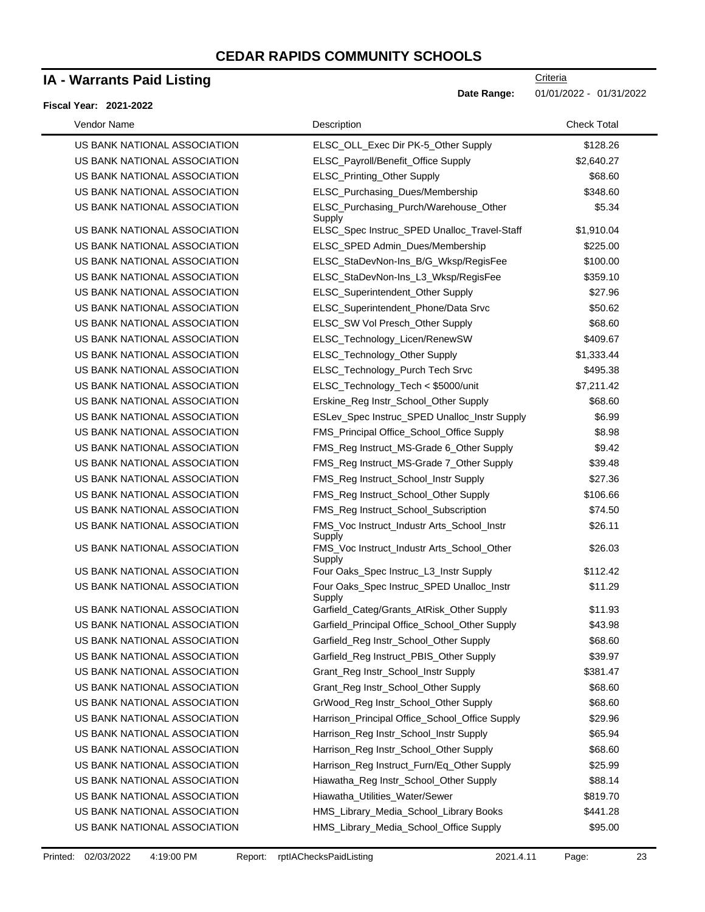# CEDAR RAPIDS COMMUNITY SCHOOLS

## IA - Warrants Paid Listing

Criteria

**Date Range:** 01/01/2022 - 01/31/2022

**Fiscal Year: 2021-2022**

| Vendor Name | Description | Check Total |
|---|---|---|
| US BANK NATIONAL ASSOCIATION | ELSC_OLL_Exec Dir PK-5_Other Supply | $128.26 |
| US BANK NATIONAL ASSOCIATION | ELSC_Payroll/Benefit_Office Supply | $2,640.27 |
| US BANK NATIONAL ASSOCIATION | ELSC_Printing_Other Supply | $68.60 |
| US BANK NATIONAL ASSOCIATION | ELSC_Purchasing_Dues/Membership | $348.60 |
| US BANK NATIONAL ASSOCIATION | ELSC_Purchasing_Purch/Warehouse_Other Supply | $5.34 |
| US BANK NATIONAL ASSOCIATION | ELSC_Spec Instruc_SPED Unalloc_Travel-Staff | $1,910.04 |
| US BANK NATIONAL ASSOCIATION | ELSC_SPED Admin_Dues/Membership | $225.00 |
| US BANK NATIONAL ASSOCIATION | ELSC_StaDevNon-Ins_B/G_Wksp/RegisFee | $100.00 |
| US BANK NATIONAL ASSOCIATION | ELSC_StaDevNon-Ins_L3_Wksp/RegisFee | $359.10 |
| US BANK NATIONAL ASSOCIATION | ELSC_Superintendent_Other Supply | $27.96 |
| US BANK NATIONAL ASSOCIATION | ELSC_Superintendent_Phone/Data Srvc | $50.62 |
| US BANK NATIONAL ASSOCIATION | ELSC_SW Vol Presch_Other Supply | $68.60 |
| US BANK NATIONAL ASSOCIATION | ELSC_Technology_Licen/RenewSW | $409.67 |
| US BANK NATIONAL ASSOCIATION | ELSC_Technology_Other Supply | $1,333.44 |
| US BANK NATIONAL ASSOCIATION | ELSC_Technology_Purch Tech Srvc | $495.38 |
| US BANK NATIONAL ASSOCIATION | ELSC_Technology_Tech < $5000/unit | $7,211.42 |
| US BANK NATIONAL ASSOCIATION | Erskine_Reg Instr_School_Other Supply | $68.60 |
| US BANK NATIONAL ASSOCIATION | ESLev_Spec Instruc_SPED Unalloc_Instr Supply | $6.99 |
| US BANK NATIONAL ASSOCIATION | FMS_Principal Office_School_Office Supply | $8.98 |
| US BANK NATIONAL ASSOCIATION | FMS_Reg Instruct_MS-Grade 6_Other Supply | $9.42 |
| US BANK NATIONAL ASSOCIATION | FMS_Reg Instruct_MS-Grade 7_Other Supply | $39.48 |
| US BANK NATIONAL ASSOCIATION | FMS_Reg Instruct_School_Instr Supply | $27.36 |
| US BANK NATIONAL ASSOCIATION | FMS_Reg Instruct_School_Other Supply | $106.66 |
| US BANK NATIONAL ASSOCIATION | FMS_Reg Instruct_School_Subscription | $74.50 |
| US BANK NATIONAL ASSOCIATION | FMS_Voc Instruct_Industr Arts_School_Instr Supply | $26.11 |
| US BANK NATIONAL ASSOCIATION | FMS_Voc Instruct_Industr Arts_School_Other Supply | $26.03 |
| US BANK NATIONAL ASSOCIATION | Four Oaks_Spec Instruc_L3_Instr Supply | $112.42 |
| US BANK NATIONAL ASSOCIATION | Four Oaks_Spec Instruc_SPED Unalloc_Instr Supply | $11.29 |
| US BANK NATIONAL ASSOCIATION | Garfield_Categ/Grants_AtRisk_Other Supply | $11.93 |
| US BANK NATIONAL ASSOCIATION | Garfield_Principal Office_School_Other Supply | $43.98 |
| US BANK NATIONAL ASSOCIATION | Garfield_Reg Instr_School_Other Supply | $68.60 |
| US BANK NATIONAL ASSOCIATION | Garfield_Reg Instruct_PBIS_Other Supply | $39.97 |
| US BANK NATIONAL ASSOCIATION | Grant_Reg Instr_School_Instr Supply | $381.47 |
| US BANK NATIONAL ASSOCIATION | Grant_Reg Instr_School_Other Supply | $68.60 |
| US BANK NATIONAL ASSOCIATION | GrWood_Reg Instr_School_Other Supply | $68.60 |
| US BANK NATIONAL ASSOCIATION | Harrison_Principal Office_School_Office Supply | $29.96 |
| US BANK NATIONAL ASSOCIATION | Harrison_Reg Instr_School_Instr Supply | $65.94 |
| US BANK NATIONAL ASSOCIATION | Harrison_Reg Instr_School_Other Supply | $68.60 |
| US BANK NATIONAL ASSOCIATION | Harrison_Reg Instruct_Furn/Eq_Other Supply | $25.99 |
| US BANK NATIONAL ASSOCIATION | Hiawatha_Reg Instr_School_Other Supply | $88.14 |
| US BANK NATIONAL ASSOCIATION | Hiawatha_Utilities_Water/Sewer | $819.70 |
| US BANK NATIONAL ASSOCIATION | HMS_Library_Media_School_Library Books | $441.28 |
| US BANK NATIONAL ASSOCIATION | HMS_Library_Media_School_Office Supply | $95.00 |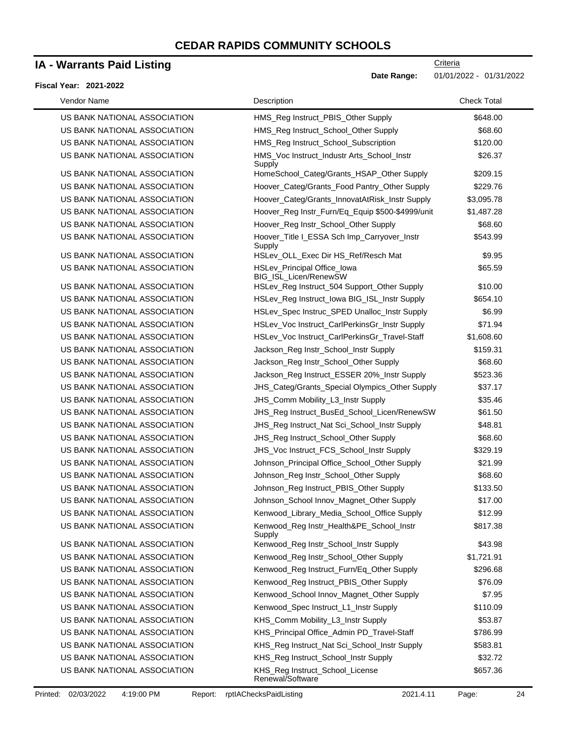# CEDAR RAPIDS COMMUNITY SCHOOLS

## IA - Warrants Paid Listing

Criteria

**Date Range:** 01/01/2022 - 01/31/2022

**Fiscal Year: 2021-2022**

| Vendor Name | Description | Check Total |
|---|---|---|
| US BANK NATIONAL ASSOCIATION | HMS_Reg Instruct_PBIS_Other Supply | $648.00 |
| US BANK NATIONAL ASSOCIATION | HMS_Reg Instruct_School_Other Supply | $68.60 |
| US BANK NATIONAL ASSOCIATION | HMS_Reg Instruct_School_Subscription | $120.00 |
| US BANK NATIONAL ASSOCIATION | HMS_Voc Instruct_Industr Arts_School_Instr Supply | $26.37 |
| US BANK NATIONAL ASSOCIATION | HomeSchool_Categ/Grants_HSAP_Other Supply | $209.15 |
| US BANK NATIONAL ASSOCIATION | Hoover_Categ/Grants_Food Pantry_Other Supply | $229.76 |
| US BANK NATIONAL ASSOCIATION | Hoover_Categ/Grants_InnovatAtRisk_Instr Supply | $3,095.78 |
| US BANK NATIONAL ASSOCIATION | Hoover_Reg Instr_Furn/Eq_Equip $500-$4999/unit | $1,487.28 |
| US BANK NATIONAL ASSOCIATION | Hoover_Reg Instr_School_Other Supply | $68.60 |
| US BANK NATIONAL ASSOCIATION | Hoover_Title I_ESSA Sch Imp_Carryover_Instr Supply | $543.99 |
| US BANK NATIONAL ASSOCIATION | HSLev_OLL_Exec Dir HS_Ref/Resch Mat | $9.95 |
| US BANK NATIONAL ASSOCIATION | HSLev_Principal Office_Iowa BIG_ISL_Licen/RenewSW | $65.59 |
| US BANK NATIONAL ASSOCIATION | HSLev_Reg Instruct_504 Support_Other Supply | $10.00 |
| US BANK NATIONAL ASSOCIATION | HSLev_Reg Instruct_Iowa BIG_ISL_Instr Supply | $654.10 |
| US BANK NATIONAL ASSOCIATION | HSLev_Spec Instruc_SPED Unalloc_Instr Supply | $6.99 |
| US BANK NATIONAL ASSOCIATION | HSLev_Voc Instruct_CarlPerkinsGr_Instr Supply | $71.94 |
| US BANK NATIONAL ASSOCIATION | HSLev_Voc Instruct_CarlPerkinsGr_Travel-Staff | $1,608.60 |
| US BANK NATIONAL ASSOCIATION | Jackson_Reg Instr_School_Instr Supply | $159.31 |
| US BANK NATIONAL ASSOCIATION | Jackson_Reg Instr_School_Other Supply | $68.60 |
| US BANK NATIONAL ASSOCIATION | Jackson_Reg Instruct_ESSER 20%_Instr Supply | $523.36 |
| US BANK NATIONAL ASSOCIATION | JHS_Categ/Grants_Special Olympics_Other Supply | $37.17 |
| US BANK NATIONAL ASSOCIATION | JHS_Comm Mobility_L3_Instr Supply | $35.46 |
| US BANK NATIONAL ASSOCIATION | JHS_Reg Instruct_BusEd_School_Licen/RenewSW | $61.50 |
| US BANK NATIONAL ASSOCIATION | JHS_Reg Instruct_Nat Sci_School_Instr Supply | $48.81 |
| US BANK NATIONAL ASSOCIATION | JHS_Reg Instruct_School_Other Supply | $68.60 |
| US BANK NATIONAL ASSOCIATION | JHS_Voc Instruct_FCS_School_Instr Supply | $329.19 |
| US BANK NATIONAL ASSOCIATION | Johnson_Principal Office_School_Other Supply | $21.99 |
| US BANK NATIONAL ASSOCIATION | Johnson_Reg Instr_School_Other Supply | $68.60 |
| US BANK NATIONAL ASSOCIATION | Johnson_Reg Instruct_PBIS_Other Supply | $133.50 |
| US BANK NATIONAL ASSOCIATION | Johnson_School Innov_Magnet_Other Supply | $17.00 |
| US BANK NATIONAL ASSOCIATION | Kenwood_Library_Media_School_Office Supply | $12.99 |
| US BANK NATIONAL ASSOCIATION | Kenwood_Reg Instr_Health&PE_School_Instr Supply | $817.38 |
| US BANK NATIONAL ASSOCIATION | Kenwood_Reg Instr_School_Instr Supply | $43.98 |
| US BANK NATIONAL ASSOCIATION | Kenwood_Reg Instr_School_Other Supply | $1,721.91 |
| US BANK NATIONAL ASSOCIATION | Kenwood_Reg Instruct_Furn/Eq_Other Supply | $296.68 |
| US BANK NATIONAL ASSOCIATION | Kenwood_Reg Instruct_PBIS_Other Supply | $76.09 |
| US BANK NATIONAL ASSOCIATION | Kenwood_School Innov_Magnet_Other Supply | $7.95 |
| US BANK NATIONAL ASSOCIATION | Kenwood_Spec Instruct_L1_Instr Supply | $110.09 |
| US BANK NATIONAL ASSOCIATION | KHS_Comm Mobility_L3_Instr Supply | $53.87 |
| US BANK NATIONAL ASSOCIATION | KHS_Principal Office_Admin PD_Travel-Staff | $786.99 |
| US BANK NATIONAL ASSOCIATION | KHS_Reg Instruct_Nat Sci_School_Instr Supply | $583.81 |
| US BANK NATIONAL ASSOCIATION | KHS_Reg Instruct_School_Instr Supply | $32.72 |
| US BANK NATIONAL ASSOCIATION | KHS_Reg Instruct_School_License Renewal/Software | $657.36 |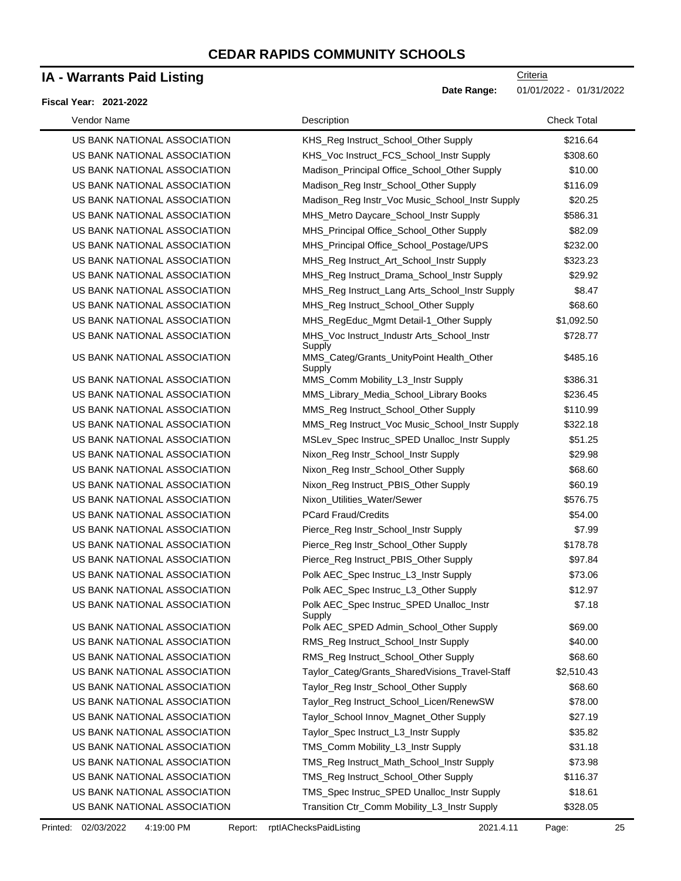# CEDAR RAPIDS COMMUNITY SCHOOLS

## IA - Warrants Paid Listing

Criteria

**Date Range:** 01/01/2022 - 01/31/2022

**Fiscal Year: 2021-2022**

| Vendor Name | Description | Check Total |
|---|---|---|
| US BANK NATIONAL ASSOCIATION | KHS_Reg Instruct_School_Other Supply | $216.64 |
| US BANK NATIONAL ASSOCIATION | KHS_Voc Instruct_FCS_School_Instr Supply | $308.60 |
| US BANK NATIONAL ASSOCIATION | Madison_Principal Office_School_Other Supply | $10.00 |
| US BANK NATIONAL ASSOCIATION | Madison_Reg Instr_School_Other Supply | $116.09 |
| US BANK NATIONAL ASSOCIATION | Madison_Reg Instr_Voc Music_School_Instr Supply | $20.25 |
| US BANK NATIONAL ASSOCIATION | MHS_Metro Daycare_School_Instr Supply | $586.31 |
| US BANK NATIONAL ASSOCIATION | MHS_Principal Office_School_Other Supply | $82.09 |
| US BANK NATIONAL ASSOCIATION | MHS_Principal Office_School_Postage/UPS | $232.00 |
| US BANK NATIONAL ASSOCIATION | MHS_Reg Instruct_Art_School_Instr Supply | $323.23 |
| US BANK NATIONAL ASSOCIATION | MHS_Reg Instruct_Drama_School_Instr Supply | $29.92 |
| US BANK NATIONAL ASSOCIATION | MHS_Reg Instruct_Lang Arts_School_Instr Supply | $8.47 |
| US BANK NATIONAL ASSOCIATION | MHS_Reg Instruct_School_Other Supply | $68.60 |
| US BANK NATIONAL ASSOCIATION | MHS_RegEduc_Mgmt Detail-1_Other Supply | $1,092.50 |
| US BANK NATIONAL ASSOCIATION | MHS_Voc Instruct_Industr Arts_School_Instr Supply | $728.77 |
| US BANK NATIONAL ASSOCIATION | MMS_Categ/Grants_UnityPoint Health_Other Supply | $485.16 |
| US BANK NATIONAL ASSOCIATION | MMS_Comm Mobility_L3_Instr Supply | $386.31 |
| US BANK NATIONAL ASSOCIATION | MMS_Library_Media_School_Library Books | $236.45 |
| US BANK NATIONAL ASSOCIATION | MMS_Reg Instruct_School_Other Supply | $110.99 |
| US BANK NATIONAL ASSOCIATION | MMS_Reg Instruct_Voc Music_School_Instr Supply | $322.18 |
| US BANK NATIONAL ASSOCIATION | MSLev_Spec Instruc_SPED Unalloc_Instr Supply | $51.25 |
| US BANK NATIONAL ASSOCIATION | Nixon_Reg Instr_School_Instr Supply | $29.98 |
| US BANK NATIONAL ASSOCIATION | Nixon_Reg Instr_School_Other Supply | $68.60 |
| US BANK NATIONAL ASSOCIATION | Nixon_Reg Instruct_PBIS_Other Supply | $60.19 |
| US BANK NATIONAL ASSOCIATION | Nixon_Utilities_Water/Sewer | $576.75 |
| US BANK NATIONAL ASSOCIATION | PCard Fraud/Credits | $54.00 |
| US BANK NATIONAL ASSOCIATION | Pierce_Reg Instr_School_Instr Supply | $7.99 |
| US BANK NATIONAL ASSOCIATION | Pierce_Reg Instr_School_Other Supply | $178.78 |
| US BANK NATIONAL ASSOCIATION | Pierce_Reg Instruct_PBIS_Other Supply | $97.84 |
| US BANK NATIONAL ASSOCIATION | Polk AEC_Spec Instruc_L3_Instr Supply | $73.06 |
| US BANK NATIONAL ASSOCIATION | Polk AEC_Spec Instruc_L3_Other Supply | $12.97 |
| US BANK NATIONAL ASSOCIATION | Polk AEC_Spec Instruc_SPED Unalloc_Instr Supply | $7.18 |
| US BANK NATIONAL ASSOCIATION | Polk AEC_SPED Admin_School_Other Supply | $69.00 |
| US BANK NATIONAL ASSOCIATION | RMS_Reg Instruct_School_Instr Supply | $40.00 |
| US BANK NATIONAL ASSOCIATION | RMS_Reg Instruct_School_Other Supply | $68.60 |
| US BANK NATIONAL ASSOCIATION | Taylor_Categ/Grants_SharedVisions_Travel-Staff | $2,510.43 |
| US BANK NATIONAL ASSOCIATION | Taylor_Reg Instr_School_Other Supply | $68.60 |
| US BANK NATIONAL ASSOCIATION | Taylor_Reg Instruct_School_Licen/RenewSW | $78.00 |
| US BANK NATIONAL ASSOCIATION | Taylor_School Innov_Magnet_Other Supply | $27.19 |
| US BANK NATIONAL ASSOCIATION | Taylor_Spec Instruct_L3_Instr Supply | $35.82 |
| US BANK NATIONAL ASSOCIATION | TMS_Comm Mobility_L3_Instr Supply | $31.18 |
| US BANK NATIONAL ASSOCIATION | TMS_Reg Instruct_Math_School_Instr Supply | $73.98 |
| US BANK NATIONAL ASSOCIATION | TMS_Reg Instruct_School_Other Supply | $116.37 |
| US BANK NATIONAL ASSOCIATION | TMS_Spec Instruc_SPED Unalloc_Instr Supply | $18.61 |
| US BANK NATIONAL ASSOCIATION | Transition Ctr_Comm Mobility_L3_Instr Supply | $328.05 |

Printed: 02/03/2022 4:19:00 PM Report: rptIAChecksPaidListing 2021.4.11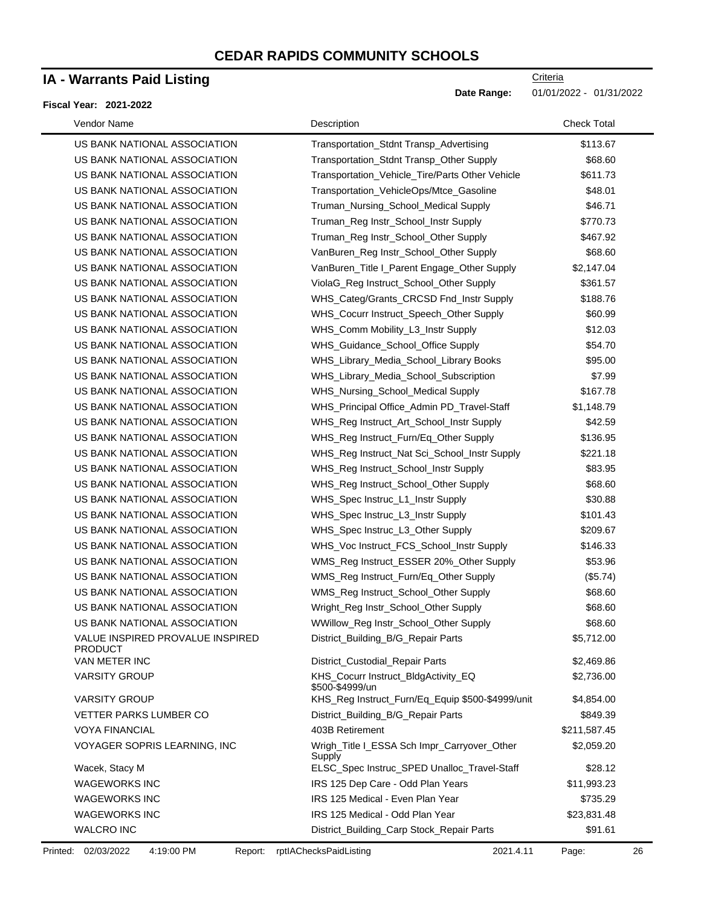# CEDAR RAPIDS COMMUNITY SCHOOLS

## IA - Warrants Paid Listing

**Fiscal Year: 2021-2022**

Criteria

**Date Range:** 01/01/2022 - 01/31/2022

| Vendor Name | Description | Check Total |
|---|---|---|
| US BANK NATIONAL ASSOCIATION | Transportation_Stdnt Transp_Advertising | $113.67 |
| US BANK NATIONAL ASSOCIATION | Transportation_Stdnt Transp_Other Supply | $68.60 |
| US BANK NATIONAL ASSOCIATION | Transportation_Vehicle_Tire/Parts Other Vehicle | $611.73 |
| US BANK NATIONAL ASSOCIATION | Transportation_VehicleOps/Mtce_Gasoline | $48.01 |
| US BANK NATIONAL ASSOCIATION | Truman_Nursing_School_Medical Supply | $46.71 |
| US BANK NATIONAL ASSOCIATION | Truman_Reg Instr_School_Instr Supply | $770.73 |
| US BANK NATIONAL ASSOCIATION | Truman_Reg Instr_School_Other Supply | $467.92 |
| US BANK NATIONAL ASSOCIATION | VanBuren_Reg Instr_School_Other Supply | $68.60 |
| US BANK NATIONAL ASSOCIATION | VanBuren_Title I_Parent Engage_Other Supply | $2,147.04 |
| US BANK NATIONAL ASSOCIATION | ViolaG_Reg Instruct_School_Other Supply | $361.57 |
| US BANK NATIONAL ASSOCIATION | WHS_Categ/Grants_CRCSD Fnd_Instr Supply | $188.76 |
| US BANK NATIONAL ASSOCIATION | WHS_Cocurr Instruct_Speech_Other Supply | $60.99 |
| US BANK NATIONAL ASSOCIATION | WHS_Comm Mobility_L3_Instr Supply | $12.03 |
| US BANK NATIONAL ASSOCIATION | WHS_Guidance_School_Office Supply | $54.70 |
| US BANK NATIONAL ASSOCIATION | WHS_Library_Media_School_Library Books | $95.00 |
| US BANK NATIONAL ASSOCIATION | WHS_Library_Media_School_Subscription | $7.99 |
| US BANK NATIONAL ASSOCIATION | WHS_Nursing_School_Medical Supply | $167.78 |
| US BANK NATIONAL ASSOCIATION | WHS_Principal Office_Admin PD_Travel-Staff | $1,148.79 |
| US BANK NATIONAL ASSOCIATION | WHS_Reg Instruct_Art_School_Instr Supply | $42.59 |
| US BANK NATIONAL ASSOCIATION | WHS_Reg Instruct_Furn/Eq_Other Supply | $136.95 |
| US BANK NATIONAL ASSOCIATION | WHS_Reg Instruct_Nat Sci_School_Instr Supply | $221.18 |
| US BANK NATIONAL ASSOCIATION | WHS_Reg Instruct_School_Instr Supply | $83.95 |
| US BANK NATIONAL ASSOCIATION | WHS_Reg Instruct_School_Other Supply | $68.60 |
| US BANK NATIONAL ASSOCIATION | WHS_Spec Instruc_L1_Instr Supply | $30.88 |
| US BANK NATIONAL ASSOCIATION | WHS_Spec Instruc_L3_Instr Supply | $101.43 |
| US BANK NATIONAL ASSOCIATION | WHS_Spec Instruc_L3_Other Supply | $209.67 |
| US BANK NATIONAL ASSOCIATION | WHS_Voc Instruct_FCS_School_Instr Supply | $146.33 |
| US BANK NATIONAL ASSOCIATION | WMS_Reg Instruct_ESSER 20%_Other Supply | $53.96 |
| US BANK NATIONAL ASSOCIATION | WMS_Reg Instruct_Furn/Eq_Other Supply | ($5.74) |
| US BANK NATIONAL ASSOCIATION | WMS_Reg Instruct_School_Other Supply | $68.60 |
| US BANK NATIONAL ASSOCIATION | Wright_Reg Instr_School_Other Supply | $68.60 |
| US BANK NATIONAL ASSOCIATION | WWillow_Reg Instr_School_Other Supply | $68.60 |
| VALUE INSPIRED PROVALUE INSPIRED PRODUCT | District_Building_B/G_Repair Parts | $5,712.00 |
| VAN METER INC | District_Custodial_Repair Parts | $2,469.86 |
| VARSITY GROUP | KHS_Cocurr Instruct_BldgActivity_EQ $500-$4999/un | $2,736.00 |
| VARSITY GROUP | KHS_Reg Instruct_Furn/Eq_Equip $500-$4999/unit | $4,854.00 |
| VETTER PARKS LUMBER CO | District_Building_B/G_Repair Parts | $849.39 |
| VOYA FINANCIAL | 403B Retirement | $211,587.45 |
| VOYAGER SOPRIS LEARNING, INC | Wrigh_Title I_ESSA Sch Impr_Carryover_Other Supply | $2,059.20 |
| Wacek, Stacy M | ELSC_Spec Instruc_SPED Unalloc_Travel-Staff | $28.12 |
| WAGEWORKS INC | IRS 125 Dep Care - Odd Plan Years | $11,993.23 |
| WAGEWORKS INC | IRS 125 Medical - Even Plan Year | $735.29 |
| WAGEWORKS INC | IRS 125 Medical - Odd Plan Year | $23,831.48 |
| WALCRO INC | District_Building_Carp Stock_Repair Parts | $91.61 |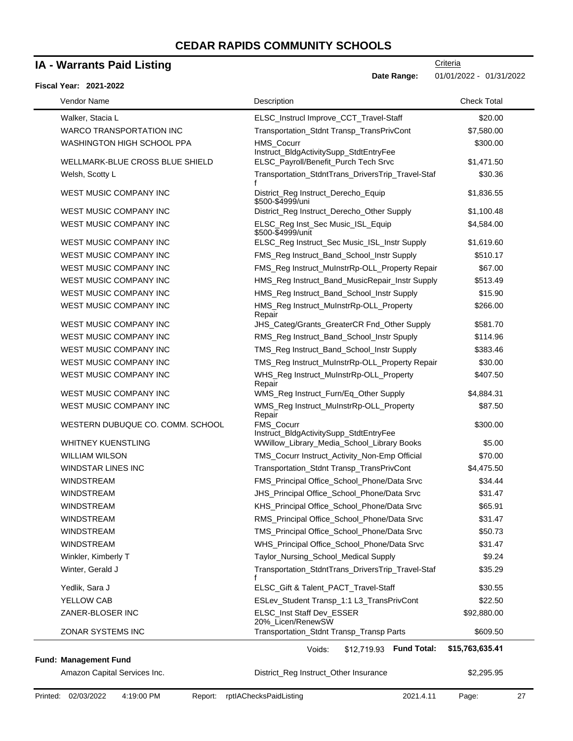# CEDAR RAPIDS COMMUNITY SCHOOLS

## IA - Warrants Paid Listing

Criteria

**Date Range:** 01/01/2022 - 01/31/2022

**Fiscal Year: 2021-2022**

| Vendor Name | Description | Check Total |
|---|---|---|
| Walker, Stacia L | ELSC_Instrucl Improve_CCT_Travel-Staff | $20.00 |
| WARCO TRANSPORTATION INC | Transportation_Stdnt Transp_TransPrivCont | $7,580.00 |
| WASHINGTON HIGH SCHOOL PPA | HMS_Cocurr Instruct_BldgActivitySupp_StdtEntryFee | $300.00 |
| WELLMARK-BLUE CROSS BLUE SHIELD | ELSC_Payroll/Benefit_Purch Tech Srvc | $1,471.50 |
| Welsh, Scotty L | Transportation_StdntTrans_DriversTrip_Travel-Staff | $30.36 |
| WEST MUSIC COMPANY INC | District_Reg Instruct_Derecho_Equip $500-$4999/uni | $1,836.55 |
| WEST MUSIC COMPANY INC | District_Reg Instruct_Derecho_Other Supply | $1,100.48 |
| WEST MUSIC COMPANY INC | ELSC_Reg Inst_Sec Music_ISL_Equip $500-$4999/unit | $4,584.00 |
| WEST MUSIC COMPANY INC | ELSC_Reg Instruct_Sec Music_ISL_Instr Supply | $1,619.60 |
| WEST MUSIC COMPANY INC | FMS_Reg Instruct_Band_School_Instr Supply | $510.17 |
| WEST MUSIC COMPANY INC | FMS_Reg Instruct_MuInstrRp-OLL_Property Repair | $67.00 |
| WEST MUSIC COMPANY INC | HMS_Reg Instruct_Band_MusicRepair_Instr Supply | $513.49 |
| WEST MUSIC COMPANY INC | HMS_Reg Instruct_Band_School_Instr Supply | $15.90 |
| WEST MUSIC COMPANY INC | HMS_Reg Instruct_MuInstrRp-OLL_Property Repair | $266.00 |
| WEST MUSIC COMPANY INC | JHS_Categ/Grants_GreaterCR Fnd_Other Supply | $581.70 |
| WEST MUSIC COMPANY INC | RMS_Reg Instruct_Band_School_Instr Spuply | $114.96 |
| WEST MUSIC COMPANY INC | TMS_Reg Instruct_Band_School_Instr Supply | $383.46 |
| WEST MUSIC COMPANY INC | TMS_Reg Instruct_MuInstrRp-OLL_Property Repair | $30.00 |
| WEST MUSIC COMPANY INC | WHS_Reg Instruct_MuInstrRp-OLL_Property Repair | $407.50 |
| WEST MUSIC COMPANY INC | WMS_Reg Instruct_Furn/Eq_Other Supply | $4,884.31 |
| WEST MUSIC COMPANY INC | WMS_Reg Instruct_MuInstrRp-OLL_Property Repair | $87.50 |
| WESTERN DUBUQUE CO. COMM. SCHOOL | FMS_Cocurr Instruct_BldgActivitySupp_StdtEntryFee | $300.00 |
| WHITNEY KUENSTLING | WWillow_Library_Media_School_Library Books | $5.00 |
| WILLIAM WILSON | TMS_Cocurr Instruct_Activity_Non-Emp Official | $70.00 |
| WINDSTAR LINES INC | Transportation_Stdnt Transp_TransPrivCont | $4,475.50 |
| WINDSTREAM | FMS_Principal Office_School_Phone/Data Srvc | $34.44 |
| WINDSTREAM | JHS_Principal Office_School_Phone/Data Srvc | $31.47 |
| WINDSTREAM | KHS_Principal Office_School_Phone/Data Srvc | $65.91 |
| WINDSTREAM | RMS_Principal Office_School_Phone/Data Srvc | $31.47 |
| WINDSTREAM | TMS_Principal Office_School_Phone/Data Srvc | $50.73 |
| WINDSTREAM | WHS_Principal Office_School_Phone/Data Srvc | $31.47 |
| Winkler, Kimberly T | Taylor_Nursing_School_Medical Supply | $9.24 |
| Winter, Gerald J | Transportation_StdntTrans_DriversTrip_Travel-Staff | $35.29 |
| Yedlik, Sara J | ELSC_Gift & Talent_PACT_Travel-Staff | $30.55 |
| YELLOW CAB | ESLev_Student Transp_1:1 L3_TransPrivCont | $22.50 |
| ZANER-BLOSER INC | ELSC_Inst Staff Dev_ESSER 20%_Licen/RenewSW | $92,880.00 |
| ZONAR SYSTEMS INC | Transportation_Stdnt Transp_Transp Parts | $609.50 |
| | Voids: $12,719.93 **Fund Total:** | **$15,763,635.41** |

**Fund: Management Fund**

| Vendor Name | Description | Check Total |
|---|---|---|
| Amazon Capital Services Inc. | District_Reg Instruct_Other Insurance | $2,295.95 |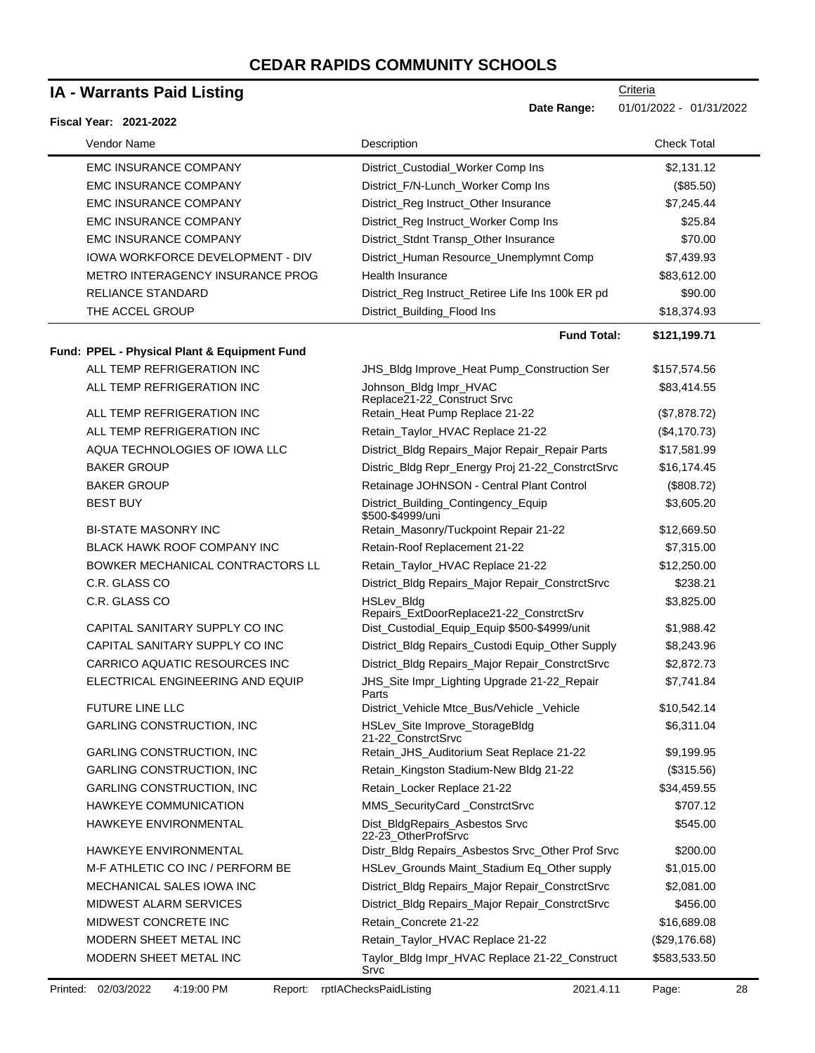# CEDAR RAPIDS COMMUNITY SCHOOLS

## IA - Warrants Paid Listing

Criteria

**Date Range:** 01/01/2022 - 01/31/2022

**Fiscal Year: 2021-2022**

| Vendor Name | Description | Check Total |
|---|---|---|
| EMC INSURANCE COMPANY | District_Custodial_Worker Comp Ins | $2,131.12 |
| EMC INSURANCE COMPANY | District_F/N-Lunch_Worker Comp Ins | ($85.50) |
| EMC INSURANCE COMPANY | District_Reg Instruct_Other Insurance | $7,245.44 |
| EMC INSURANCE COMPANY | District_Reg Instruct_Worker Comp Ins | $25.84 |
| EMC INSURANCE COMPANY | District_Stdnt Transp_Other Insurance | $70.00 |
| IOWA WORKFORCE DEVELOPMENT - DIV | District_Human Resource_Unemplymnt Comp | $7,439.93 |
| METRO INTERAGENCY INSURANCE PROG | Health Insurance | $83,612.00 |
| RELIANCE STANDARD | District_Reg Instruct_Retiree Life Ins 100k ER pd | $90.00 |
| THE ACCEL GROUP | District_Building_Flood Ins | $18,374.93 |
| | **Fund Total:** | **$121,199.71** |

**Fund: PPEL - Physical Plant & Equipment Fund**

| Vendor Name | Description | Check Total |
|---|---|---|
| ALL TEMP REFRIGERATION INC | JHS_Bldg Improve_Heat Pump_Construction Ser | $157,574.56 |
| ALL TEMP REFRIGERATION INC | Johnson_Bldg Impr_HVAC Replace21-22_Construct Srvc | $83,414.55 |
| ALL TEMP REFRIGERATION INC | Retain_Heat Pump Replace 21-22 | ($7,878.72) |
| ALL TEMP REFRIGERATION INC | Retain_Taylor_HVAC Replace 21-22 | ($4,170.73) |
| AQUA TECHNOLOGIES OF IOWA LLC | District_Bldg Repairs_Major Repair_Repair Parts | $17,581.99 |
| BAKER GROUP | Distric_Bldg Repr_Energy Proj 21-22_ConstrctSrvc | $16,174.45 |
| BAKER GROUP | Retainage JOHNSON - Central Plant Control | ($808.72) |
| BEST BUY | District_Building_Contingency_Equip $500-$4999/uni | $3,605.20 |
| BI-STATE MASONRY INC | Retain_Masonry/Tuckpoint Repair 21-22 | $12,669.50 |
| BLACK HAWK ROOF COMPANY INC | Retain-Roof Replacement 21-22 | $7,315.00 |
| BOWKER MECHANICAL CONTRACTORS LL | Retain_Taylor_HVAC Replace 21-22 | $12,250.00 |
| C.R. GLASS CO | District_Bldg Repairs_Major Repair_ConstrctSrvc | $238.21 |
| C.R. GLASS CO | HSLev_Bldg Repairs_ExtDoorReplace21-22_ConstrctSrv | $3,825.00 |
| CAPITAL SANITARY SUPPLY CO INC | Dist_Custodial_Equip_Equip $500-$4999/unit | $1,988.42 |
| CAPITAL SANITARY SUPPLY CO INC | District_Bldg Repairs_Custodi Equip_Other Supply | $8,243.96 |
| CARRICO AQUATIC RESOURCES INC | District_Bldg Repairs_Major Repair_ConstrctSrvc | $2,872.73 |
| ELECTRICAL ENGINEERING AND EQUIP | JHS_Site Impr_Lighting Upgrade 21-22_Repair Parts | $7,741.84 |
| FUTURE LINE LLC | District_Vehicle Mtce_Bus/Vehicle _Vehicle | $10,542.14 |
| GARLING CONSTRUCTION, INC | HSLev_Site Improve_StorageBldg 21-22_ConstrctSrvc | $6,311.04 |
| GARLING CONSTRUCTION, INC | Retain_JHS_Auditorium Seat Replace 21-22 | $9,199.95 |
| GARLING CONSTRUCTION, INC | Retain_Kingston Stadium-New Bldg 21-22 | ($315.56) |
| GARLING CONSTRUCTION, INC | Retain_Locker Replace 21-22 | $34,459.55 |
| HAWKEYE COMMUNICATION | MMS_SecurityCard _ConstrctSrvc | $707.12 |
| HAWKEYE ENVIRONMENTAL | Dist_BldgRepairs_Asbestos Srvc 22-23_OtherProfSrvc | $545.00 |
| HAWKEYE ENVIRONMENTAL | Distr_Bldg Repairs_Asbestos Srvc_Other Prof Srvc | $200.00 |
| M-F ATHLETIC CO INC / PERFORM BE | HSLev_Grounds Maint_Stadium Eq_Other supply | $1,015.00 |
| MECHANICAL SALES IOWA INC | District_Bldg Repairs_Major Repair_ConstrctSrvc | $2,081.00 |
| MIDWEST ALARM SERVICES | District_Bldg Repairs_Major Repair_ConstrctSrvc | $456.00 |
| MIDWEST CONCRETE INC | Retain_Concrete 21-22 | $16,689.08 |
| MODERN SHEET METAL INC | Retain_Taylor_HVAC Replace 21-22 | ($29,176.68) |
| MODERN SHEET METAL INC | Taylor_Bldg Impr_HVAC Replace 21-22_Construct Srvc | $583,533.50 |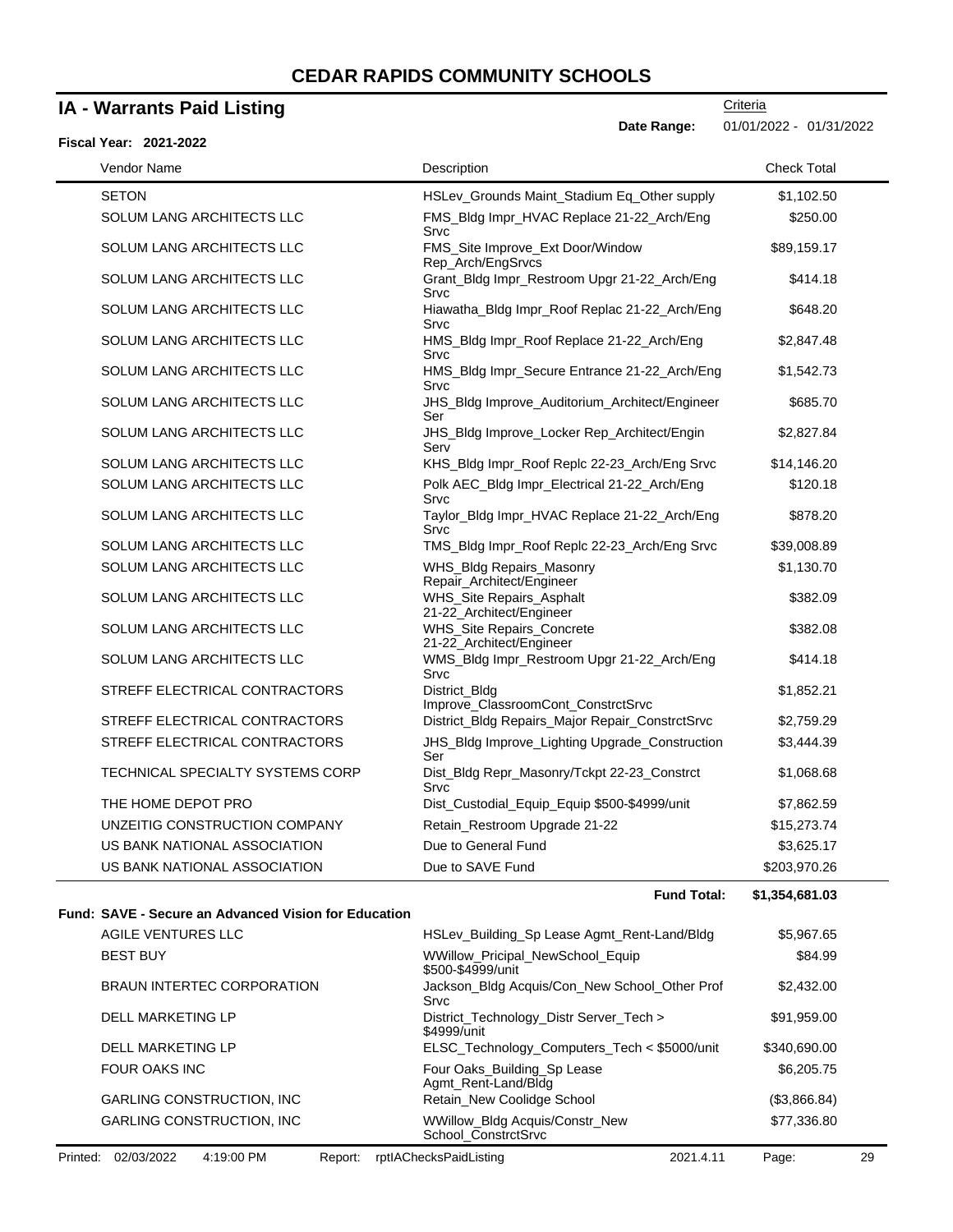# CEDAR RAPIDS COMMUNITY SCHOOLS

## IA - Warrants Paid Listing

**Fiscal Year: 2021-2022**

Criteria

**Date Range:** 01/01/2022 - 01/31/2022

| Vendor Name | Description | Check Total |
|---|---|---|
| SETON | HSLev_Grounds Maint_Stadium Eq_Other supply | $1,102.50 |
| SOLUM LANG ARCHITECTS LLC | FMS_Bldg Impr_HVAC Replace 21-22_Arch/Eng Srvc | $250.00 |
| SOLUM LANG ARCHITECTS LLC | FMS_Site Improve_Ext Door/Window Rep_Arch/EngSrvcs | $89,159.17 |
| SOLUM LANG ARCHITECTS LLC | Grant_Bldg Impr_Restroom Upgr 21-22_Arch/Eng Srvc | $414.18 |
| SOLUM LANG ARCHITECTS LLC | Hiawatha_Bldg Impr_Roof Replac 21-22_Arch/Eng Srvc | $648.20 |
| SOLUM LANG ARCHITECTS LLC | HMS_Bldg Impr_Roof Replace 21-22_Arch/Eng Srvc | $2,847.48 |
| SOLUM LANG ARCHITECTS LLC | HMS_Bldg Impr_Secure Entrance 21-22_Arch/Eng Srvc | $1,542.73 |
| SOLUM LANG ARCHITECTS LLC | JHS_Bldg Improve_Auditorium_Architect/Engineer Ser | $685.70 |
| SOLUM LANG ARCHITECTS LLC | JHS_Bldg Improve_Locker Rep_Architect/Engin Serv | $2,827.84 |
| SOLUM LANG ARCHITECTS LLC | KHS_Bldg Impr_Roof Replc 22-23_Arch/Eng Srvc | $14,146.20 |
| SOLUM LANG ARCHITECTS LLC | Polk AEC_Bldg Impr_Electrical 21-22_Arch/Eng Srvc | $120.18 |
| SOLUM LANG ARCHITECTS LLC | Taylor_Bldg Impr_HVAC Replace 21-22_Arch/Eng Srvc | $878.20 |
| SOLUM LANG ARCHITECTS LLC | TMS_Bldg Impr_Roof Replc 22-23_Arch/Eng Srvc | $39,008.89 |
| SOLUM LANG ARCHITECTS LLC | WHS_Bldg Repairs_Masonry Repair_Architect/Engineer | $1,130.70 |
| SOLUM LANG ARCHITECTS LLC | WHS_Site Repairs_Asphalt 21-22_Architect/Engineer | $382.09 |
| SOLUM LANG ARCHITECTS LLC | WHS_Site Repairs_Concrete 21-22_Architect/Engineer | $382.08 |
| SOLUM LANG ARCHITECTS LLC | WMS_Bldg Impr_Restroom Upgr 21-22_Arch/Eng Srvc | $414.18 |
| STREFF ELECTRICAL CONTRACTORS | District_Bldg Improve_ClassroomCont_ConstrctSrvc | $1,852.21 |
| STREFF ELECTRICAL CONTRACTORS | District_Bldg Repairs_Major Repair_ConstrctSrvc | $2,759.29 |
| STREFF ELECTRICAL CONTRACTORS | JHS_Bldg Improve_Lighting Upgrade_Construction Ser | $3,444.39 |
| TECHNICAL SPECIALTY SYSTEMS CORP | Dist_Bldg Repr_Masonry/Tckpt 22-23_Constrct Srvc | $1,068.68 |
| THE HOME DEPOT PRO | Dist_Custodial_Equip_Equip $500-$4999/unit | $7,862.59 |
| UNZEITIG CONSTRUCTION COMPANY | Retain_Restroom Upgrade 21-22 | $15,273.74 |
| US BANK NATIONAL ASSOCIATION | Due to General Fund | $3,625.17 |
| US BANK NATIONAL ASSOCIATION | Due to SAVE Fund | $203,970.26 |
| | **Fund Total:** | **$1,354,681.03** |

**Fund: SAVE - Secure an Advanced Vision for Education**

| Vendor Name | Description | Check Total |
|---|---|---|
| AGILE VENTURES LLC | HSLev_Building_Sp Lease Agmt_Rent-Land/Bldg | $5,967.65 |
| BEST BUY | WWillow_Pricipal_NewSchool_Equip $500-$4999/unit | $84.99 |
| BRAUN INTERTEC CORPORATION | Jackson_Bldg Acquis/Con_New School_Other Prof Srvc | $2,432.00 |
| DELL MARKETING LP | District_Technology_Distr Server_Tech > $4999/unit | $91,959.00 |
| DELL MARKETING LP | ELSC_Technology_Computers_Tech < $5000/unit | $340,690.00 |
| FOUR OAKS INC | Four Oaks_Building_Sp Lease Agmt_Rent-Land/Bldg | $6,205.75 |
| GARLING CONSTRUCTION, INC | Retain_New Coolidge School | ($3,866.84) |
| GARLING CONSTRUCTION, INC | WWillow_Bldg Acquis/Constr_New School_ConstrctSrvc | $77,336.80 |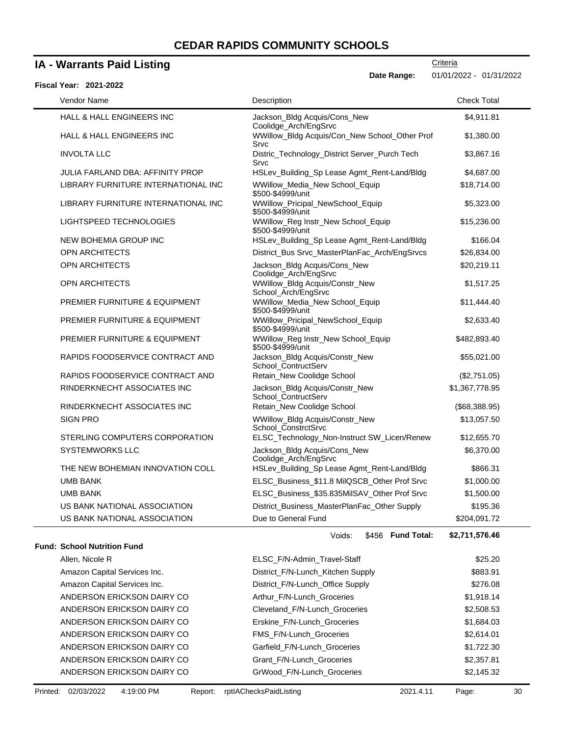# CEDAR RAPIDS COMMUNITY SCHOOLS

## IA - Warrants Paid Listing

Criteria

**Date Range:** 01/01/2022 - 01/31/2022

**Fiscal Year: 2021-2022**

| Vendor Name | Description | Check Total |
|---|---|---|
| HALL & HALL ENGINEERS INC | Jackson_Bldg Acquis/Cons_New Coolidge_Arch/EngSrvc | $4,911.81 |
| HALL & HALL ENGINEERS INC | WWillow_Bldg Acquis/Con_New School_Other Prof Srvc | $1,380.00 |
| INVOLTA LLC | Distric_Technology_District Server_Purch Tech Srvc | $3,867.16 |
| JULIA FARLAND DBA: AFFINITY PROP | HSLev_Building_Sp Lease Agmt_Rent-Land/Bldg | $4,687.00 |
| LIBRARY FURNITURE INTERNATIONAL INC | WWillow_Media_New School_Equip $500-$4999/unit | $18,714.00 |
| LIBRARY FURNITURE INTERNATIONAL INC | WWillow_Pricipal_NewSchool_Equip $500-$4999/unit | $5,323.00 |
| LIGHTSPEED TECHNOLOGIES | WWillow_Reg Instr_New School_Equip $500-$4999/unit | $15,236.00 |
| NEW BOHEMIA GROUP INC | HSLev_Building_Sp Lease Agmt_Rent-Land/Bldg | $166.04 |
| OPN ARCHITECTS | District_Bus Srvc_MasterPlanFac_Arch/EngSrvcs | $26,834.00 |
| OPN ARCHITECTS | Jackson_Bldg Acquis/Cons_New Coolidge_Arch/EngSrvc | $20,219.11 |
| OPN ARCHITECTS | WWillow_Bldg Acquis/Constr_New School_Arch/EngSrvc | $1,517.25 |
| PREMIER FURNITURE & EQUIPMENT | WWillow_Media_New School_Equip $500-$4999/unit | $11,444.40 |
| PREMIER FURNITURE & EQUIPMENT | WWillow_Pricipal_NewSchool_Equip $500-$4999/unit | $2,633.40 |
| PREMIER FURNITURE & EQUIPMENT | WWillow_Reg Instr_New School_Equip $500-$4999/unit | $482,893.40 |
| RAPIDS FOODSERVICE CONTRACT AND | Jackson_Bldg Acquis/Constr_New School_ContructServ | $55,021.00 |
| RAPIDS FOODSERVICE CONTRACT AND | Retain_New Coolidge School | ($2,751.05) |
| RINDERKNECHT ASSOCIATES INC | Jackson_Bldg Acquis/Constr_New School_ContructServ | $1,367,778.95 |
| RINDERKNECHT ASSOCIATES INC | Retain_New Coolidge School | ($68,388.95) |
| SIGN PRO | WWillow_Bldg Acquis/Constr_New School_ConstrctSrvc | $13,057.50 |
| STERLING COMPUTERS CORPORATION | ELSC_Technology_Non-Instruct SW_Licen/Renew | $12,655.70 |
| SYSTEMWORKS LLC | Jackson_Bldg Acquis/Cons_New Coolidge_Arch/EngSrvc | $6,370.00 |
| THE NEW BOHEMIAN INNOVATION COLL | HSLev_Building_Sp Lease Agmt_Rent-Land/Bldg | $866.31 |
| UMB BANK | ELSC_Business_$11.8 MilQSCB_Other Prof Srvc | $1,000.00 |
| UMB BANK | ELSC_Business_$35.835MilSAV_Other Prof Srvc | $1,500.00 |
| US BANK NATIONAL ASSOCIATION | District_Business_MasterPlanFac_Other Supply | $195.36 |
| US BANK NATIONAL ASSOCIATION | Due to General Fund | $204,091.72 |
| | Voids: $456 **Fund Total:** | **$2,711,576.46** |

**Fund: School Nutrition Fund**

| Vendor Name | Description | Check Total |
|---|---|---|
| Allen, Nicole R | ELSC_F/N-Admin_Travel-Staff | $25.20 |
| Amazon Capital Services Inc. | District_F/N-Lunch_Kitchen Supply | $883.91 |
| Amazon Capital Services Inc. | District_F/N-Lunch_Office Supply | $276.08 |
| ANDERSON ERICKSON DAIRY CO | Arthur_F/N-Lunch_Groceries | $1,918.14 |
| ANDERSON ERICKSON DAIRY CO | Cleveland_F/N-Lunch_Groceries | $2,508.53 |
| ANDERSON ERICKSON DAIRY CO | Erskine_F/N-Lunch_Groceries | $1,684.03 |
| ANDERSON ERICKSON DAIRY CO | FMS_F/N-Lunch_Groceries | $2,614.01 |
| ANDERSON ERICKSON DAIRY CO | Garfield_F/N-Lunch_Groceries | $1,722.30 |
| ANDERSON ERICKSON DAIRY CO | Grant_F/N-Lunch_Groceries | $2,357.81 |
| ANDERSON ERICKSON DAIRY CO | GrWood_F/N-Lunch_Groceries | $2,145.32 |

Printed: 02/03/2022 4:19:00 PM Report: rptIAChecksPaidListing 2021.4.11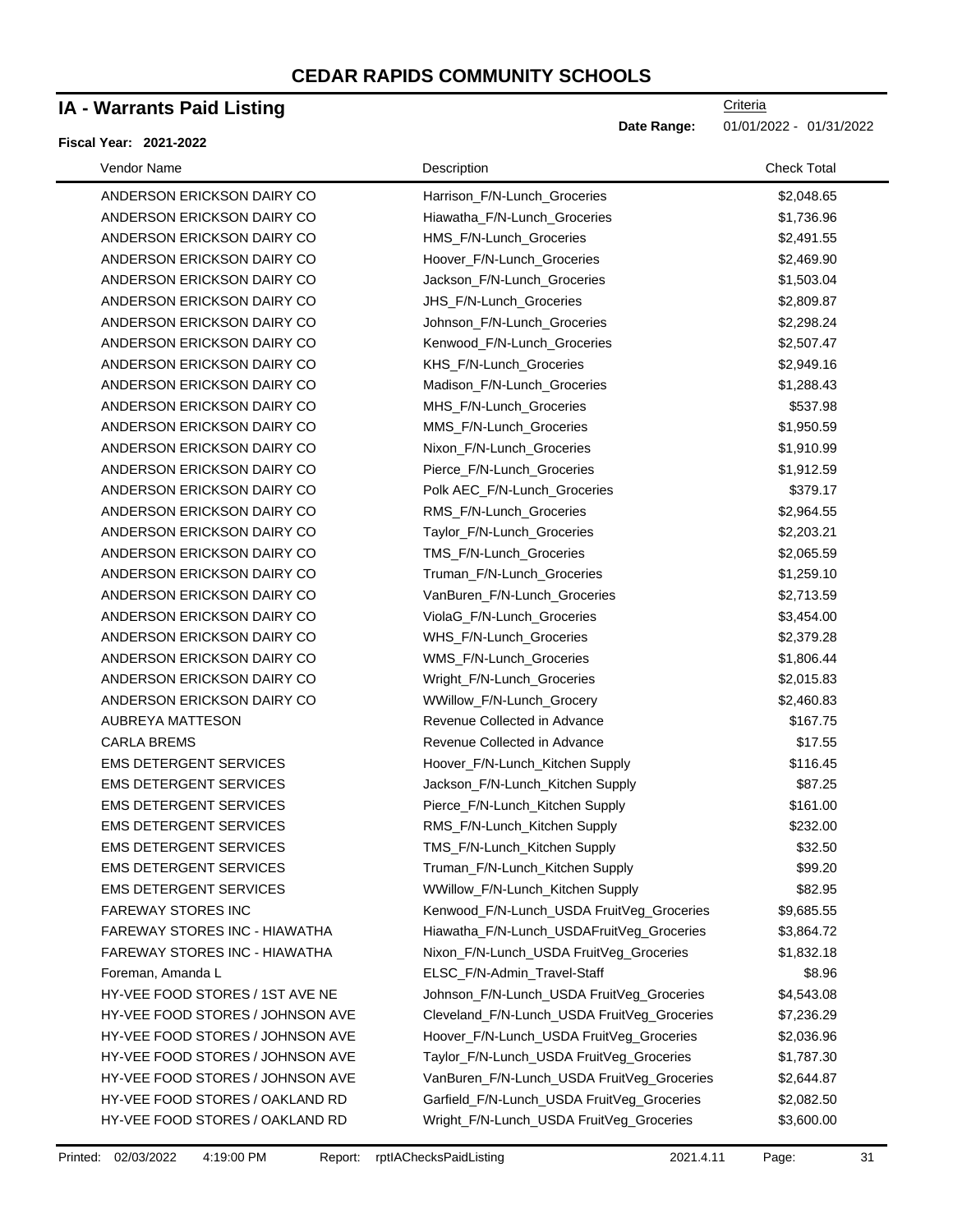# CEDAR RAPIDS COMMUNITY SCHOOLS

## IA - Warrants Paid Listing

Criteria

**Date Range:** 01/01/2022 - 01/31/2022

**Fiscal Year: 2021-2022**

| Vendor Name | Description | Check Total |
|---|---|---|
| ANDERSON ERICKSON DAIRY CO | Harrison_F/N-Lunch_Groceries | $2,048.65 |
| ANDERSON ERICKSON DAIRY CO | Hiawatha_F/N-Lunch_Groceries | $1,736.96 |
| ANDERSON ERICKSON DAIRY CO | HMS_F/N-Lunch_Groceries | $2,491.55 |
| ANDERSON ERICKSON DAIRY CO | Hoover_F/N-Lunch_Groceries | $2,469.90 |
| ANDERSON ERICKSON DAIRY CO | Jackson_F/N-Lunch_Groceries | $1,503.04 |
| ANDERSON ERICKSON DAIRY CO | JHS_F/N-Lunch_Groceries | $2,809.87 |
| ANDERSON ERICKSON DAIRY CO | Johnson_F/N-Lunch_Groceries | $2,298.24 |
| ANDERSON ERICKSON DAIRY CO | Kenwood_F/N-Lunch_Groceries | $2,507.47 |
| ANDERSON ERICKSON DAIRY CO | KHS_F/N-Lunch_Groceries | $2,949.16 |
| ANDERSON ERICKSON DAIRY CO | Madison_F/N-Lunch_Groceries | $1,288.43 |
| ANDERSON ERICKSON DAIRY CO | MHS_F/N-Lunch_Groceries | $537.98 |
| ANDERSON ERICKSON DAIRY CO | MMS_F/N-Lunch_Groceries | $1,950.59 |
| ANDERSON ERICKSON DAIRY CO | Nixon_F/N-Lunch_Groceries | $1,910.99 |
| ANDERSON ERICKSON DAIRY CO | Pierce_F/N-Lunch_Groceries | $1,912.59 |
| ANDERSON ERICKSON DAIRY CO | Polk AEC_F/N-Lunch_Groceries | $379.17 |
| ANDERSON ERICKSON DAIRY CO | RMS_F/N-Lunch_Groceries | $2,964.55 |
| ANDERSON ERICKSON DAIRY CO | Taylor_F/N-Lunch_Groceries | $2,203.21 |
| ANDERSON ERICKSON DAIRY CO | TMS_F/N-Lunch_Groceries | $2,065.59 |
| ANDERSON ERICKSON DAIRY CO | Truman_F/N-Lunch_Groceries | $1,259.10 |
| ANDERSON ERICKSON DAIRY CO | VanBuren_F/N-Lunch_Groceries | $2,713.59 |
| ANDERSON ERICKSON DAIRY CO | ViolaG_F/N-Lunch_Groceries | $3,454.00 |
| ANDERSON ERICKSON DAIRY CO | WHS_F/N-Lunch_Groceries | $2,379.28 |
| ANDERSON ERICKSON DAIRY CO | WMS_F/N-Lunch_Groceries | $1,806.44 |
| ANDERSON ERICKSON DAIRY CO | Wright_F/N-Lunch_Groceries | $2,015.83 |
| ANDERSON ERICKSON DAIRY CO | WWillow_F/N-Lunch_Grocery | $2,460.83 |
| AUBREYA MATTESON | Revenue Collected in Advance | $167.75 |
| CARLA BREMS | Revenue Collected in Advance | $17.55 |
| EMS DETERGENT SERVICES | Hoover_F/N-Lunch_Kitchen Supply | $116.45 |
| EMS DETERGENT SERVICES | Jackson_F/N-Lunch_Kitchen Supply | $87.25 |
| EMS DETERGENT SERVICES | Pierce_F/N-Lunch_Kitchen Supply | $161.00 |
| EMS DETERGENT SERVICES | RMS_F/N-Lunch_Kitchen Supply | $232.00 |
| EMS DETERGENT SERVICES | TMS_F/N-Lunch_Kitchen Supply | $32.50 |
| EMS DETERGENT SERVICES | Truman_F/N-Lunch_Kitchen Supply | $99.20 |
| EMS DETERGENT SERVICES | WWillow_F/N-Lunch_Kitchen Supply | $82.95 |
| FAREWAY STORES INC | Kenwood_F/N-Lunch_USDA FruitVeg_Groceries | $9,685.55 |
| FAREWAY STORES INC - HIAWATHA | Hiawatha_F/N-Lunch_USDAFruitVeg_Groceries | $3,864.72 |
| FAREWAY STORES INC - HIAWATHA | Nixon_F/N-Lunch_USDA FruitVeg_Groceries | $1,832.18 |
| Foreman, Amanda L | ELSC_F/N-Admin_Travel-Staff | $8.96 |
| HY-VEE FOOD STORES / 1ST AVE NE | Johnson_F/N-Lunch_USDA FruitVeg_Groceries | $4,543.08 |
| HY-VEE FOOD STORES / JOHNSON AVE | Cleveland_F/N-Lunch_USDA FruitVeg_Groceries | $7,236.29 |
| HY-VEE FOOD STORES / JOHNSON AVE | Hoover_F/N-Lunch_USDA FruitVeg_Groceries | $2,036.96 |
| HY-VEE FOOD STORES / JOHNSON AVE | Taylor_F/N-Lunch_USDA FruitVeg_Groceries | $1,787.30 |
| HY-VEE FOOD STORES / JOHNSON AVE | VanBuren_F/N-Lunch_USDA FruitVeg_Groceries | $2,644.87 |
| HY-VEE FOOD STORES / OAKLAND RD | Garfield_F/N-Lunch_USDA FruitVeg_Groceries | $2,082.50 |
| HY-VEE FOOD STORES / OAKLAND RD | Wright_F/N-Lunch_USDA FruitVeg_Groceries | $3,600.00 |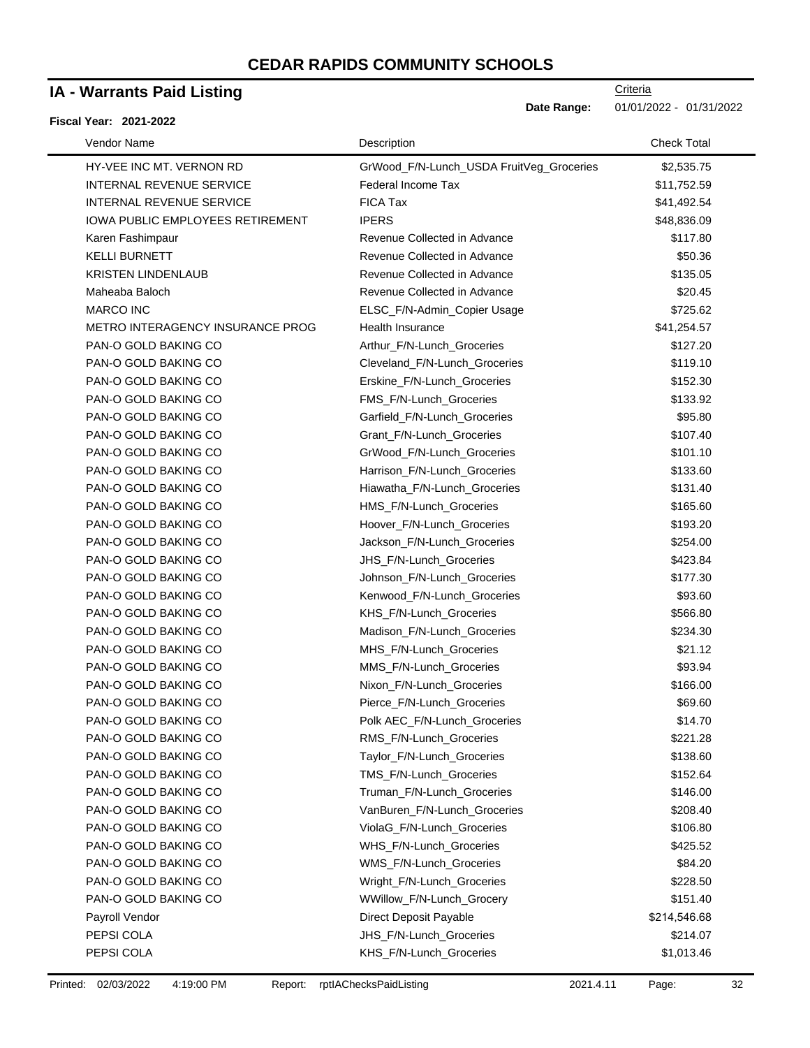# CEDAR RAPIDS COMMUNITY SCHOOLS

## IA - Warrants Paid Listing

Criteria

**Date Range:** 01/01/2022 - 01/31/2022

**Fiscal Year: 2021-2022**

| Vendor Name | Description | Check Total |
|---|---|---|
| HY-VEE INC MT. VERNON RD | GrWood_F/N-Lunch_USDA FruitVeg_Groceries | $2,535.75 |
| INTERNAL REVENUE SERVICE | Federal Income Tax | $11,752.59 |
| INTERNAL REVENUE SERVICE | FICA Tax | $41,492.54 |
| IOWA PUBLIC EMPLOYEES RETIREMENT | IPERS | $48,836.09 |
| Karen Fashimpaur | Revenue Collected in Advance | $117.80 |
| KELLI BURNETT | Revenue Collected in Advance | $50.36 |
| KRISTEN LINDENLAUB | Revenue Collected in Advance | $135.05 |
| Maheaba Baloch | Revenue Collected in Advance | $20.45 |
| MARCO INC | ELSC_F/N-Admin_Copier Usage | $725.62 |
| METRO INTERAGENCY INSURANCE PROG | Health Insurance | $41,254.57 |
| PAN-O GOLD BAKING CO | Arthur_F/N-Lunch_Groceries | $127.20 |
| PAN-O GOLD BAKING CO | Cleveland_F/N-Lunch_Groceries | $119.10 |
| PAN-O GOLD BAKING CO | Erskine_F/N-Lunch_Groceries | $152.30 |
| PAN-O GOLD BAKING CO | FMS_F/N-Lunch_Groceries | $133.92 |
| PAN-O GOLD BAKING CO | Garfield_F/N-Lunch_Groceries | $95.80 |
| PAN-O GOLD BAKING CO | Grant_F/N-Lunch_Groceries | $107.40 |
| PAN-O GOLD BAKING CO | GrWood_F/N-Lunch_Groceries | $101.10 |
| PAN-O GOLD BAKING CO | Harrison_F/N-Lunch_Groceries | $133.60 |
| PAN-O GOLD BAKING CO | Hiawatha_F/N-Lunch_Groceries | $131.40 |
| PAN-O GOLD BAKING CO | HMS_F/N-Lunch_Groceries | $165.60 |
| PAN-O GOLD BAKING CO | Hoover_F/N-Lunch_Groceries | $193.20 |
| PAN-O GOLD BAKING CO | Jackson_F/N-Lunch_Groceries | $254.00 |
| PAN-O GOLD BAKING CO | JHS_F/N-Lunch_Groceries | $423.84 |
| PAN-O GOLD BAKING CO | Johnson_F/N-Lunch_Groceries | $177.30 |
| PAN-O GOLD BAKING CO | Kenwood_F/N-Lunch_Groceries | $93.60 |
| PAN-O GOLD BAKING CO | KHS_F/N-Lunch_Groceries | $566.80 |
| PAN-O GOLD BAKING CO | Madison_F/N-Lunch_Groceries | $234.30 |
| PAN-O GOLD BAKING CO | MHS_F/N-Lunch_Groceries | $21.12 |
| PAN-O GOLD BAKING CO | MMS_F/N-Lunch_Groceries | $93.94 |
| PAN-O GOLD BAKING CO | Nixon_F/N-Lunch_Groceries | $166.00 |
| PAN-O GOLD BAKING CO | Pierce_F/N-Lunch_Groceries | $69.60 |
| PAN-O GOLD BAKING CO | Polk AEC_F/N-Lunch_Groceries | $14.70 |
| PAN-O GOLD BAKING CO | RMS_F/N-Lunch_Groceries | $221.28 |
| PAN-O GOLD BAKING CO | Taylor_F/N-Lunch_Groceries | $138.60 |
| PAN-O GOLD BAKING CO | TMS_F/N-Lunch_Groceries | $152.64 |
| PAN-O GOLD BAKING CO | Truman_F/N-Lunch_Groceries | $146.00 |
| PAN-O GOLD BAKING CO | VanBuren_F/N-Lunch_Groceries | $208.40 |
| PAN-O GOLD BAKING CO | ViolaG_F/N-Lunch_Groceries | $106.80 |
| PAN-O GOLD BAKING CO | WHS_F/N-Lunch_Groceries | $425.52 |
| PAN-O GOLD BAKING CO | WMS_F/N-Lunch_Groceries | $84.20 |
| PAN-O GOLD BAKING CO | Wright_F/N-Lunch_Groceries | $228.50 |
| PAN-O GOLD BAKING CO | WWillow_F/N-Lunch_Grocery | $151.40 |
| Payroll Vendor | Direct Deposit Payable | $214,546.68 |
| PEPSI COLA | JHS_F/N-Lunch_Groceries | $214.07 |
| PEPSI COLA | KHS_F/N-Lunch_Groceries | $1,013.46 |

Printed: 02/03/2022 4:19:00 PM Report: rptIAChecksPaidListing 2021.4.11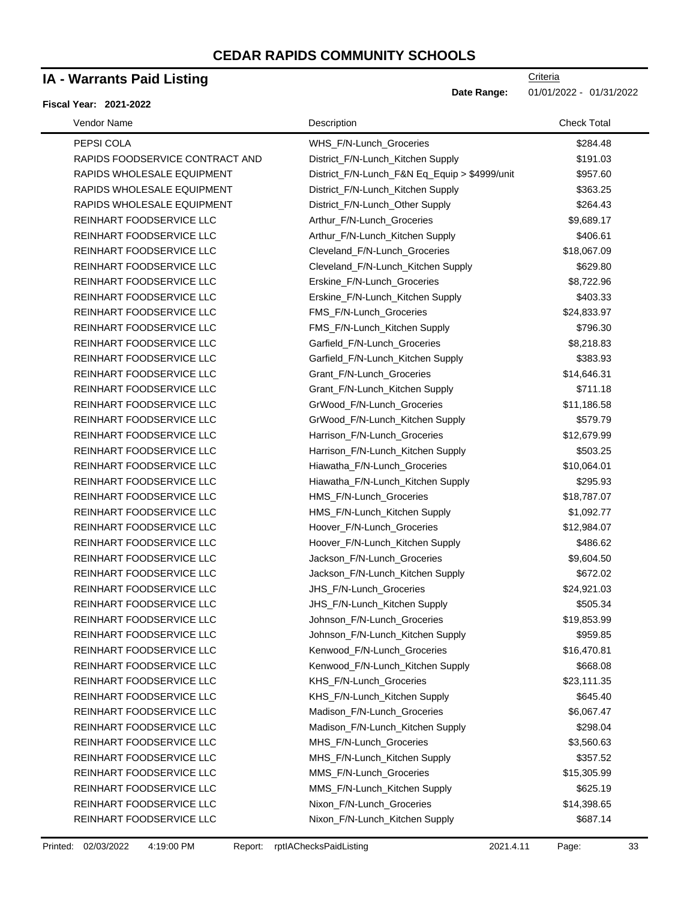# CEDAR RAPIDS COMMUNITY SCHOOLS

## IA - Warrants Paid Listing

Criteria

**Date Range:** 01/01/2022 - 01/31/2022

**Fiscal Year: 2021-2022**

| Vendor Name | Description | Check Total |
|---|---|---|
| PEPSI COLA | WHS_F/N-Lunch_Groceries | $284.48 |
| RAPIDS FOODSERVICE CONTRACT AND | District_F/N-Lunch_Kitchen Supply | $191.03 |
| RAPIDS WHOLESALE EQUIPMENT | District_F/N-Lunch_F&N Eq_Equip > $4999/unit | $957.60 |
| RAPIDS WHOLESALE EQUIPMENT | District_F/N-Lunch_Kitchen Supply | $363.25 |
| RAPIDS WHOLESALE EQUIPMENT | District_F/N-Lunch_Other Supply | $264.43 |
| REINHART FOODSERVICE LLC | Arthur_F/N-Lunch_Groceries | $9,689.17 |
| REINHART FOODSERVICE LLC | Arthur_F/N-Lunch_Kitchen Supply | $406.61 |
| REINHART FOODSERVICE LLC | Cleveland_F/N-Lunch_Groceries | $18,067.09 |
| REINHART FOODSERVICE LLC | Cleveland_F/N-Lunch_Kitchen Supply | $629.80 |
| REINHART FOODSERVICE LLC | Erskine_F/N-Lunch_Groceries | $8,722.96 |
| REINHART FOODSERVICE LLC | Erskine_F/N-Lunch_Kitchen Supply | $403.33 |
| REINHART FOODSERVICE LLC | FMS_F/N-Lunch_Groceries | $24,833.97 |
| REINHART FOODSERVICE LLC | FMS_F/N-Lunch_Kitchen Supply | $796.30 |
| REINHART FOODSERVICE LLC | Garfield_F/N-Lunch_Groceries | $8,218.83 |
| REINHART FOODSERVICE LLC | Garfield_F/N-Lunch_Kitchen Supply | $383.93 |
| REINHART FOODSERVICE LLC | Grant_F/N-Lunch_Groceries | $14,646.31 |
| REINHART FOODSERVICE LLC | Grant_F/N-Lunch_Kitchen Supply | $711.18 |
| REINHART FOODSERVICE LLC | GrWood_F/N-Lunch_Groceries | $11,186.58 |
| REINHART FOODSERVICE LLC | GrWood_F/N-Lunch_Kitchen Supply | $579.79 |
| REINHART FOODSERVICE LLC | Harrison_F/N-Lunch_Groceries | $12,679.99 |
| REINHART FOODSERVICE LLC | Harrison_F/N-Lunch_Kitchen Supply | $503.25 |
| REINHART FOODSERVICE LLC | Hiawatha_F/N-Lunch_Groceries | $10,064.01 |
| REINHART FOODSERVICE LLC | Hiawatha_F/N-Lunch_Kitchen Supply | $295.93 |
| REINHART FOODSERVICE LLC | HMS_F/N-Lunch_Groceries | $18,787.07 |
| REINHART FOODSERVICE LLC | HMS_F/N-Lunch_Kitchen Supply | $1,092.77 |
| REINHART FOODSERVICE LLC | Hoover_F/N-Lunch_Groceries | $12,984.07 |
| REINHART FOODSERVICE LLC | Hoover_F/N-Lunch_Kitchen Supply | $486.62 |
| REINHART FOODSERVICE LLC | Jackson_F/N-Lunch_Groceries | $9,604.50 |
| REINHART FOODSERVICE LLC | Jackson_F/N-Lunch_Kitchen Supply | $672.02 |
| REINHART FOODSERVICE LLC | JHS_F/N-Lunch_Groceries | $24,921.03 |
| REINHART FOODSERVICE LLC | JHS_F/N-Lunch_Kitchen Supply | $505.34 |
| REINHART FOODSERVICE LLC | Johnson_F/N-Lunch_Groceries | $19,853.99 |
| REINHART FOODSERVICE LLC | Johnson_F/N-Lunch_Kitchen Supply | $959.85 |
| REINHART FOODSERVICE LLC | Kenwood_F/N-Lunch_Groceries | $16,470.81 |
| REINHART FOODSERVICE LLC | Kenwood_F/N-Lunch_Kitchen Supply | $668.08 |
| REINHART FOODSERVICE LLC | KHS_F/N-Lunch_Groceries | $23,111.35 |
| REINHART FOODSERVICE LLC | KHS_F/N-Lunch_Kitchen Supply | $645.40 |
| REINHART FOODSERVICE LLC | Madison_F/N-Lunch_Groceries | $6,067.47 |
| REINHART FOODSERVICE LLC | Madison_F/N-Lunch_Kitchen Supply | $298.04 |
| REINHART FOODSERVICE LLC | MHS_F/N-Lunch_Groceries | $3,560.63 |
| REINHART FOODSERVICE LLC | MHS_F/N-Lunch_Kitchen Supply | $357.52 |
| REINHART FOODSERVICE LLC | MMS_F/N-Lunch_Groceries | $15,305.99 |
| REINHART FOODSERVICE LLC | MMS_F/N-Lunch_Kitchen Supply | $625.19 |
| REINHART FOODSERVICE LLC | Nixon_F/N-Lunch_Groceries | $14,398.65 |
| REINHART FOODSERVICE LLC | Nixon_F/N-Lunch_Kitchen Supply | $687.14 |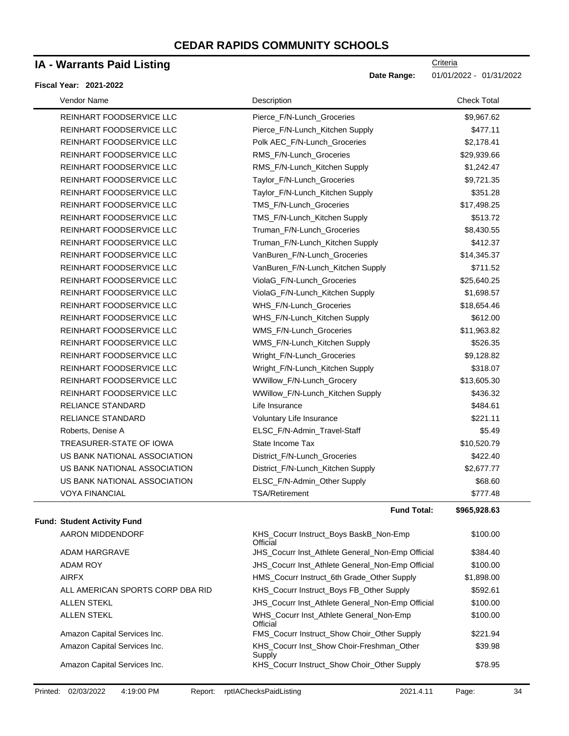# CEDAR RAPIDS COMMUNITY SCHOOLS

## IA - Warrants Paid Listing

Criteria

**Date Range:** 01/01/2022 - 01/31/2022

**Fiscal Year: 2021-2022**

| Vendor Name | Description | Check Total |
|---|---|---|
| REINHART FOODSERVICE LLC | Pierce_F/N-Lunch_Groceries | $9,967.62 |
| REINHART FOODSERVICE LLC | Pierce_F/N-Lunch_Kitchen Supply | $477.11 |
| REINHART FOODSERVICE LLC | Polk AEC_F/N-Lunch_Groceries | $2,178.41 |
| REINHART FOODSERVICE LLC | RMS_F/N-Lunch_Groceries | $29,939.66 |
| REINHART FOODSERVICE LLC | RMS_F/N-Lunch_Kitchen Supply | $1,242.47 |
| REINHART FOODSERVICE LLC | Taylor_F/N-Lunch_Groceries | $9,721.35 |
| REINHART FOODSERVICE LLC | Taylor_F/N-Lunch_Kitchen Supply | $351.28 |
| REINHART FOODSERVICE LLC | TMS_F/N-Lunch_Groceries | $17,498.25 |
| REINHART FOODSERVICE LLC | TMS_F/N-Lunch_Kitchen Supply | $513.72 |
| REINHART FOODSERVICE LLC | Truman_F/N-Lunch_Groceries | $8,430.55 |
| REINHART FOODSERVICE LLC | Truman_F/N-Lunch_Kitchen Supply | $412.37 |
| REINHART FOODSERVICE LLC | VanBuren_F/N-Lunch_Groceries | $14,345.37 |
| REINHART FOODSERVICE LLC | VanBuren_F/N-Lunch_Kitchen Supply | $711.52 |
| REINHART FOODSERVICE LLC | ViolaG_F/N-Lunch_Groceries | $25,640.25 |
| REINHART FOODSERVICE LLC | ViolaG_F/N-Lunch_Kitchen Supply | $1,698.57 |
| REINHART FOODSERVICE LLC | WHS_F/N-Lunch_Groceries | $18,654.46 |
| REINHART FOODSERVICE LLC | WHS_F/N-Lunch_Kitchen Supply | $612.00 |
| REINHART FOODSERVICE LLC | WMS_F/N-Lunch_Groceries | $11,963.82 |
| REINHART FOODSERVICE LLC | WMS_F/N-Lunch_Kitchen Supply | $526.35 |
| REINHART FOODSERVICE LLC | Wright_F/N-Lunch_Groceries | $9,128.82 |
| REINHART FOODSERVICE LLC | Wright_F/N-Lunch_Kitchen Supply | $318.07 |
| REINHART FOODSERVICE LLC | WWillow_F/N-Lunch_Grocery | $13,605.30 |
| REINHART FOODSERVICE LLC | WWillow_F/N-Lunch_Kitchen Supply | $436.32 |
| RELIANCE STANDARD | Life Insurance | $484.61 |
| RELIANCE STANDARD | Voluntary Life Insurance | $221.11 |
| Roberts, Denise A | ELSC_F/N-Admin_Travel-Staff | $5.49 |
| TREASURER-STATE OF IOWA | State Income Tax | $10,520.79 |
| US BANK NATIONAL ASSOCIATION | District_F/N-Lunch_Groceries | $422.40 |
| US BANK NATIONAL ASSOCIATION | District_F/N-Lunch_Kitchen Supply | $2,677.77 |
| US BANK NATIONAL ASSOCIATION | ELSC_F/N-Admin_Other Supply | $68.60 |
| VOYA FINANCIAL | TSA/Retirement | $777.48 |
| | **Fund Total:** | **$965,928.63** |

**Fund: Student Activity Fund**

| Vendor Name | Description | Check Total |
|---|---|---|
| AARON MIDDENDORF | KHS_Cocurr Instruct_Boys BaskB_Non-Emp Official | $100.00 |
| ADAM HARGRAVE | JHS_Cocurr Inst_Athlete General_Non-Emp Official | $384.40 |
| ADAM ROY | JHS_Cocurr Inst_Athlete General_Non-Emp Official | $100.00 |
| AIRFX | HMS_Cocurr Instruct_6th Grade_Other Supply | $1,898.00 |
| ALL AMERICAN SPORTS CORP DBA RID | KHS_Cocurr Instruct_Boys FB_Other Supply | $592.61 |
| ALLEN STEKL | JHS_Cocurr Inst_Athlete General_Non-Emp Official | $100.00 |
| ALLEN STEKL | WHS_Cocurr Inst_Athlete General_Non-Emp Official | $100.00 |
| Amazon Capital Services Inc. | FMS_Cocurr Instruct_Show Choir_Other Supply | $221.94 |
| Amazon Capital Services Inc. | KHS_Cocurr Inst_Show Choir-Freshman_Other Supply | $39.98 |
| Amazon Capital Services Inc. | KHS_Cocurr Instruct_Show Choir_Other Supply | $78.95 |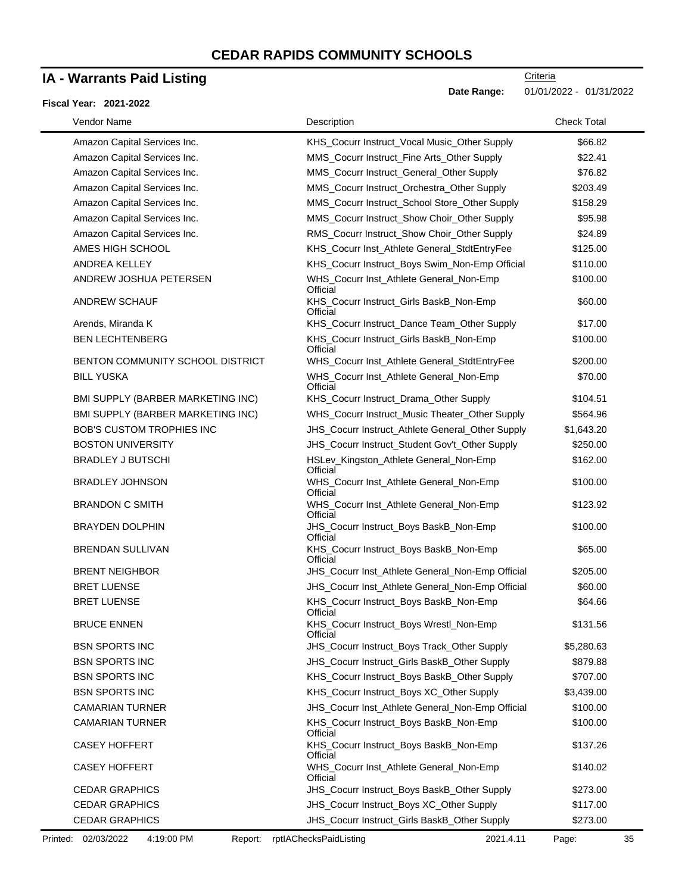# CEDAR RAPIDS COMMUNITY SCHOOLS

## IA - Warrants Paid Listing

Criteria

**Date Range:** 01/01/2022 - 01/31/2022

**Fiscal Year: 2021-2022**

| Vendor Name | Description | Check Total |
|---|---|---|
| Amazon Capital Services Inc. | KHS_Cocurr Instruct_Vocal Music_Other Supply | $66.82 |
| Amazon Capital Services Inc. | MMS_Cocurr Instruct_Fine Arts_Other Supply | $22.41 |
| Amazon Capital Services Inc. | MMS_Cocurr Instruct_General_Other Supply | $76.82 |
| Amazon Capital Services Inc. | MMS_Cocurr Instruct_Orchestra_Other Supply | $203.49 |
| Amazon Capital Services Inc. | MMS_Cocurr Instruct_School Store_Other Supply | $158.29 |
| Amazon Capital Services Inc. | MMS_Cocurr Instruct_Show Choir_Other Supply | $95.98 |
| Amazon Capital Services Inc. | RMS_Cocurr Instruct_Show Choir_Other Supply | $24.89 |
| AMES HIGH SCHOOL | KHS_Cocurr Inst_Athlete General_StdtEntryFee | $125.00 |
| ANDREA KELLEY | KHS_Cocurr Instruct_Boys Swim_Non-Emp Official | $110.00 |
| ANDREW JOSHUA PETERSEN | WHS_Cocurr Inst_Athlete General_Non-Emp Official | $100.00 |
| ANDREW SCHAUF | KHS_Cocurr Instruct_Girls BaskB_Non-Emp Official | $60.00 |
| Arends, Miranda K | KHS_Cocurr Instruct_Dance Team_Other Supply | $17.00 |
| BEN LECHTENBERG | KHS_Cocurr Instruct_Girls BaskB_Non-Emp Official | $100.00 |
| BENTON COMMUNITY SCHOOL DISTRICT | WHS_Cocurr Inst_Athlete General_StdtEntryFee | $200.00 |
| BILL YUSKA | WHS_Cocurr Inst_Athlete General_Non-Emp Official | $70.00 |
| BMI SUPPLY (BARBER MARKETING INC) | KHS_Cocurr Instruct_Drama_Other Supply | $104.51 |
| BMI SUPPLY (BARBER MARKETING INC) | WHS_Cocurr Instruct_Music Theater_Other Supply | $564.96 |
| BOB'S CUSTOM TROPHIES INC | JHS_Cocurr Instruct_Athlete General_Other Supply | $1,643.20 |
| BOSTON UNIVERSITY | JHS_Cocurr Instruct_Student Gov't_Other Supply | $250.00 |
| BRADLEY J BUTSCHI | HSLev_Kingston_Athlete General_Non-Emp Official | $162.00 |
| BRADLEY JOHNSON | WHS_Cocurr Inst_Athlete General_Non-Emp Official | $100.00 |
| BRANDON C SMITH | WHS_Cocurr Inst_Athlete General_Non-Emp Official | $123.92 |
| BRAYDEN DOLPHIN | JHS_Cocurr Instruct_Boys BaskB_Non-Emp Official | $100.00 |
| BRENDAN SULLIVAN | KHS_Cocurr Instruct_Boys BaskB_Non-Emp Official | $65.00 |
| BRENT NEIGHBOR | JHS_Cocurr Inst_Athlete General_Non-Emp Official | $205.00 |
| BRET LUENSE | JHS_Cocurr Inst_Athlete General_Non-Emp Official | $60.00 |
| BRET LUENSE | KHS_Cocurr Instruct_Boys BaskB_Non-Emp Official | $64.66 |
| BRUCE ENNEN | KHS_Cocurr Instruct_Boys Wrestl_Non-Emp Official | $131.56 |
| BSN SPORTS INC | JHS_Cocurr Instruct_Boys Track_Other Supply | $5,280.63 |
| BSN SPORTS INC | JHS_Cocurr Instruct_Girls BaskB_Other Supply | $879.88 |
| BSN SPORTS INC | KHS_Cocurr Instruct_Boys BaskB_Other Supply | $707.00 |
| BSN SPORTS INC | KHS_Cocurr Instruct_Boys XC_Other Supply | $3,439.00 |
| CAMARIAN TURNER | JHS_Cocurr Inst_Athlete General_Non-Emp Official | $100.00 |
| CAMARIAN TURNER | KHS_Cocurr Instruct_Boys BaskB_Non-Emp Official | $100.00 |
| CASEY HOFFERT | KHS_Cocurr Instruct_Boys BaskB_Non-Emp Official | $137.26 |
| CASEY HOFFERT | WHS_Cocurr Inst_Athlete General_Non-Emp Official | $140.02 |
| CEDAR GRAPHICS | JHS_Cocurr Instruct_Boys BaskB_Other Supply | $273.00 |
| CEDAR GRAPHICS | JHS_Cocurr Instruct_Boys XC_Other Supply | $117.00 |
| CEDAR GRAPHICS | JHS_Cocurr Instruct_Girls BaskB_Other Supply | $273.00 |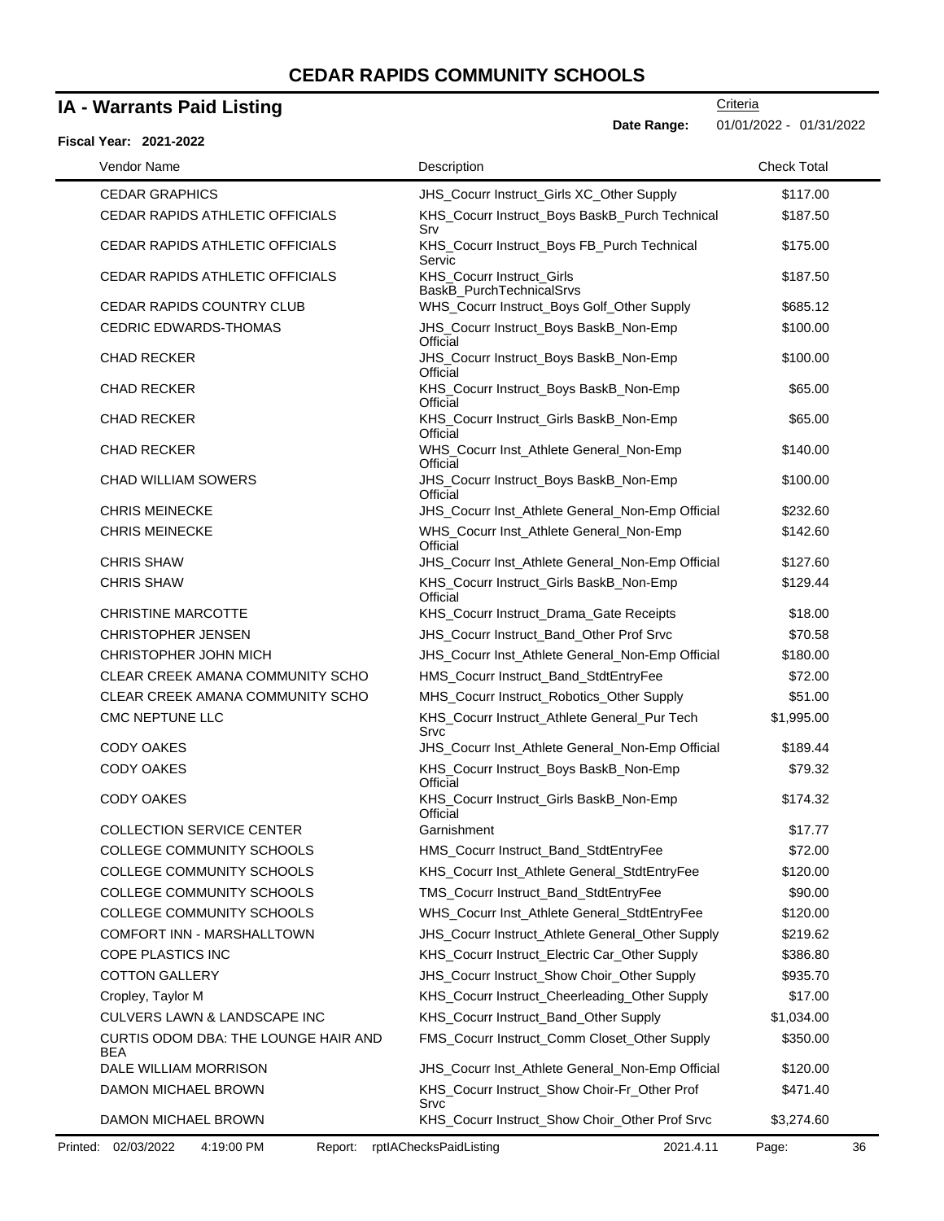# CEDAR RAPIDS COMMUNITY SCHOOLS

## IA - Warrants Paid Listing

Criteria

**Date Range:** 01/01/2022 - 01/31/2022

**Fiscal Year: 2021-2022**

| Vendor Name | Description | Check Total |
|---|---|---|
| CEDAR GRAPHICS | JHS_Cocurr Instruct_Girls XC_Other Supply | $117.00 |
| CEDAR RAPIDS ATHLETIC OFFICIALS | KHS_Cocurr Instruct_Boys BaskB_Purch Technical Srv | $187.50 |
| CEDAR RAPIDS ATHLETIC OFFICIALS | KHS_Cocurr Instruct_Boys FB_Purch Technical Servic | $175.00 |
| CEDAR RAPIDS ATHLETIC OFFICIALS | KHS_Cocurr Instruct_Girls BaskB_PurchTechnicalSrvs | $187.50 |
| CEDAR RAPIDS COUNTRY CLUB | WHS_Cocurr Instruct_Boys Golf_Other Supply | $685.12 |
| CEDRIC EDWARDS-THOMAS | JHS_Cocurr Instruct_Boys BaskB_Non-Emp Official | $100.00 |
| CHAD RECKER | JHS_Cocurr Instruct_Boys BaskB_Non-Emp Official | $100.00 |
| CHAD RECKER | KHS_Cocurr Instruct_Boys BaskB_Non-Emp Official | $65.00 |
| CHAD RECKER | KHS_Cocurr Instruct_Girls BaskB_Non-Emp Official | $65.00 |
| CHAD RECKER | WHS_Cocurr Inst_Athlete General_Non-Emp Official | $140.00 |
| CHAD WILLIAM SOWERS | JHS_Cocurr Instruct_Boys BaskB_Non-Emp Official | $100.00 |
| CHRIS MEINECKE | JHS_Cocurr Inst_Athlete General_Non-Emp Official | $232.60 |
| CHRIS MEINECKE | WHS_Cocurr Inst_Athlete General_Non-Emp Official | $142.60 |
| CHRIS SHAW | JHS_Cocurr Inst_Athlete General_Non-Emp Official | $127.60 |
| CHRIS SHAW | KHS_Cocurr Instruct_Girls BaskB_Non-Emp Official | $129.44 |
| CHRISTINE MARCOTTE | KHS_Cocurr Instruct_Drama_Gate Receipts | $18.00 |
| CHRISTOPHER JENSEN | JHS_Cocurr Instruct_Band_Other Prof Srvc | $70.58 |
| CHRISTOPHER JOHN MICH | JHS_Cocurr Inst_Athlete General_Non-Emp Official | $180.00 |
| CLEAR CREEK AMANA COMMUNITY SCHO | HMS_Cocurr Instruct_Band_StdtEntryFee | $72.00 |
| CLEAR CREEK AMANA COMMUNITY SCHO | MHS_Cocurr Instruct_Robotics_Other Supply | $51.00 |
| CMC NEPTUNE LLC | KHS_Cocurr Instruct_Athlete General_Pur Tech Srvc | $1,995.00 |
| CODY OAKES | JHS_Cocurr Inst_Athlete General_Non-Emp Official | $189.44 |
| CODY OAKES | KHS_Cocurr Instruct_Boys BaskB_Non-Emp Official | $79.32 |
| CODY OAKES | KHS_Cocurr Instruct_Girls BaskB_Non-Emp Official | $174.32 |
| COLLECTION SERVICE CENTER | Garnishment | $17.77 |
| COLLEGE COMMUNITY SCHOOLS | HMS_Cocurr Instruct_Band_StdtEntryFee | $72.00 |
| COLLEGE COMMUNITY SCHOOLS | KHS_Cocurr Inst_Athlete General_StdtEntryFee | $120.00 |
| COLLEGE COMMUNITY SCHOOLS | TMS_Cocurr Instruct_Band_StdtEntryFee | $90.00 |
| COLLEGE COMMUNITY SCHOOLS | WHS_Cocurr Inst_Athlete General_StdtEntryFee | $120.00 |
| COMFORT INN - MARSHALLTOWN | JHS_Cocurr Instruct_Athlete General_Other Supply | $219.62 |
| COPE PLASTICS INC | KHS_Cocurr Instruct_Electric Car_Other Supply | $386.80 |
| COTTON GALLERY | JHS_Cocurr Instruct_Show Choir_Other Supply | $935.70 |
| Cropley, Taylor M | KHS_Cocurr Instruct_Cheerleading_Other Supply | $17.00 |
| CULVERS LAWN & LANDSCAPE INC | KHS_Cocurr Instruct_Band_Other Supply | $1,034.00 |
| CURTIS ODOM DBA: THE LOUNGE HAIR AND BEA | FMS_Cocurr Instruct_Comm Closet_Other Supply | $350.00 |
| DALE WILLIAM MORRISON | JHS_Cocurr Inst_Athlete General_Non-Emp Official | $120.00 |
| DAMON MICHAEL BROWN | KHS_Cocurr Instruct_Show Choir-Fr_Other Prof Srvc | $471.40 |
| DAMON MICHAEL BROWN | KHS_Cocurr Instruct_Show Choir_Other Prof Srvc | $3,274.60 |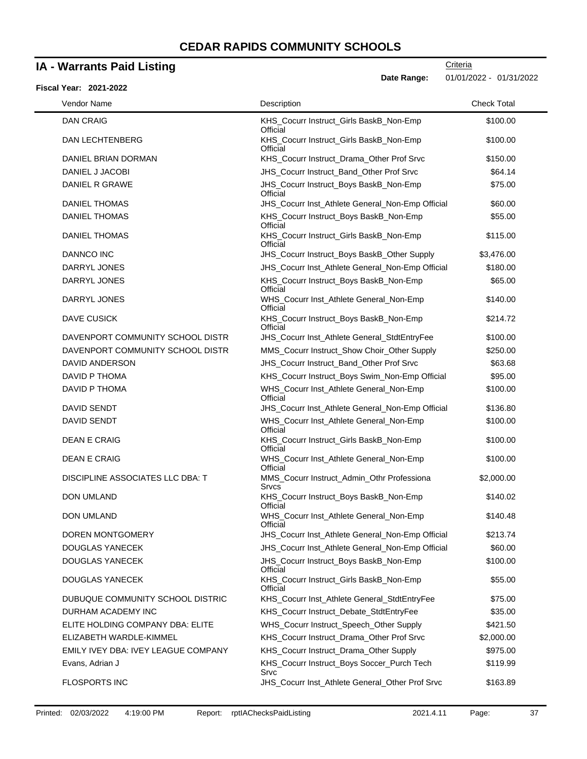# CEDAR RAPIDS COMMUNITY SCHOOLS

## IA - Warrants Paid Listing

Criteria

**Date Range:** 01/01/2022 - 01/31/2022

**Fiscal Year: 2021-2022**

| Vendor Name | Description | Check Total |
|---|---|---|
| DAN CRAIG | KHS_Cocurr Instruct_Girls BaskB_Non-Emp Official | $100.00 |
| DAN LECHTENBERG | KHS_Cocurr Instruct_Girls BaskB_Non-Emp Official | $100.00 |
| DANIEL BRIAN DORMAN | KHS_Cocurr Instruct_Drama_Other Prof Srvc | $150.00 |
| DANIEL J JACOBI | JHS_Cocurr Instruct_Band_Other Prof Srvc | $64.14 |
| DANIEL R GRAWE | JHS_Cocurr Instruct_Boys BaskB_Non-Emp Official | $75.00 |
| DANIEL THOMAS | JHS_Cocurr Inst_Athlete General_Non-Emp Official | $60.00 |
| DANIEL THOMAS | KHS_Cocurr Instruct_Boys BaskB_Non-Emp Official | $55.00 |
| DANIEL THOMAS | KHS_Cocurr Instruct_Girls BaskB_Non-Emp Official | $115.00 |
| DANNCO INC | JHS_Cocurr Instruct_Boys BaskB_Other Supply | $3,476.00 |
| DARRYL JONES | JHS_Cocurr Inst_Athlete General_Non-Emp Official | $180.00 |
| DARRYL JONES | KHS_Cocurr Instruct_Boys BaskB_Non-Emp Official | $65.00 |
| DARRYL JONES | WHS_Cocurr Inst_Athlete General_Non-Emp Official | $140.00 |
| DAVE CUSICK | KHS_Cocurr Instruct_Boys BaskB_Non-Emp Official | $214.72 |
| DAVENPORT COMMUNITY SCHOOL DISTR | JHS_Cocurr Inst_Athlete General_StdtEntryFee | $100.00 |
| DAVENPORT COMMUNITY SCHOOL DISTR | MMS_Cocurr Instruct_Show Choir_Other Supply | $250.00 |
| DAVID ANDERSON | JHS_Cocurr Instruct_Band_Other Prof Srvc | $63.68 |
| DAVID P THOMA | KHS_Cocurr Instruct_Boys Swim_Non-Emp Official | $95.00 |
| DAVID P THOMA | WHS_Cocurr Inst_Athlete General_Non-Emp Official | $100.00 |
| DAVID SENDT | JHS_Cocurr Inst_Athlete General_Non-Emp Official | $136.80 |
| DAVID SENDT | WHS_Cocurr Inst_Athlete General_Non-Emp Official | $100.00 |
| DEAN E CRAIG | KHS_Cocurr Instruct_Girls BaskB_Non-Emp Official | $100.00 |
| DEAN E CRAIG | WHS_Cocurr Inst_Athlete General_Non-Emp Official | $100.00 |
| DISCIPLINE ASSOCIATES LLC DBA: T | MMS_Cocurr Instruct_Admin_Othr Professiona Srvcs | $2,000.00 |
| DON UMLAND | KHS_Cocurr Instruct_Boys BaskB_Non-Emp Official | $140.02 |
| DON UMLAND | WHS_Cocurr Inst_Athlete General_Non-Emp Official | $140.48 |
| DOREN MONTGOMERY | JHS_Cocurr Inst_Athlete General_Non-Emp Official | $213.74 |
| DOUGLAS YANECEK | JHS_Cocurr Inst_Athlete General_Non-Emp Official | $60.00 |
| DOUGLAS YANECEK | JHS_Cocurr Instruct_Boys BaskB_Non-Emp Official | $100.00 |
| DOUGLAS YANECEK | KHS_Cocurr Instruct_Girls BaskB_Non-Emp Official | $55.00 |
| DUBUQUE COMMUNITY SCHOOL DISTRIC | KHS_Cocurr Inst_Athlete General_StdtEntryFee | $75.00 |
| DURHAM ACADEMY INC | KHS_Cocurr Instruct_Debate_StdtEntryFee | $35.00 |
| ELITE HOLDING COMPANY DBA: ELITE | WHS_Cocurr Instruct_Speech_Other Supply | $421.50 |
| ELIZABETH WARDLE-KIMMEL | KHS_Cocurr Instruct_Drama_Other Prof Srvc | $2,000.00 |
| EMILY IVEY DBA: IVEY LEAGUE COMPANY | KHS_Cocurr Instruct_Drama_Other Supply | $975.00 |
| Evans, Adrian J | KHS_Cocurr Instruct_Boys Soccer_Purch Tech Srvc | $119.99 |
| FLOSPORTS INC | JHS_Cocurr Inst_Athlete General_Other Prof Srvc | $163.89 |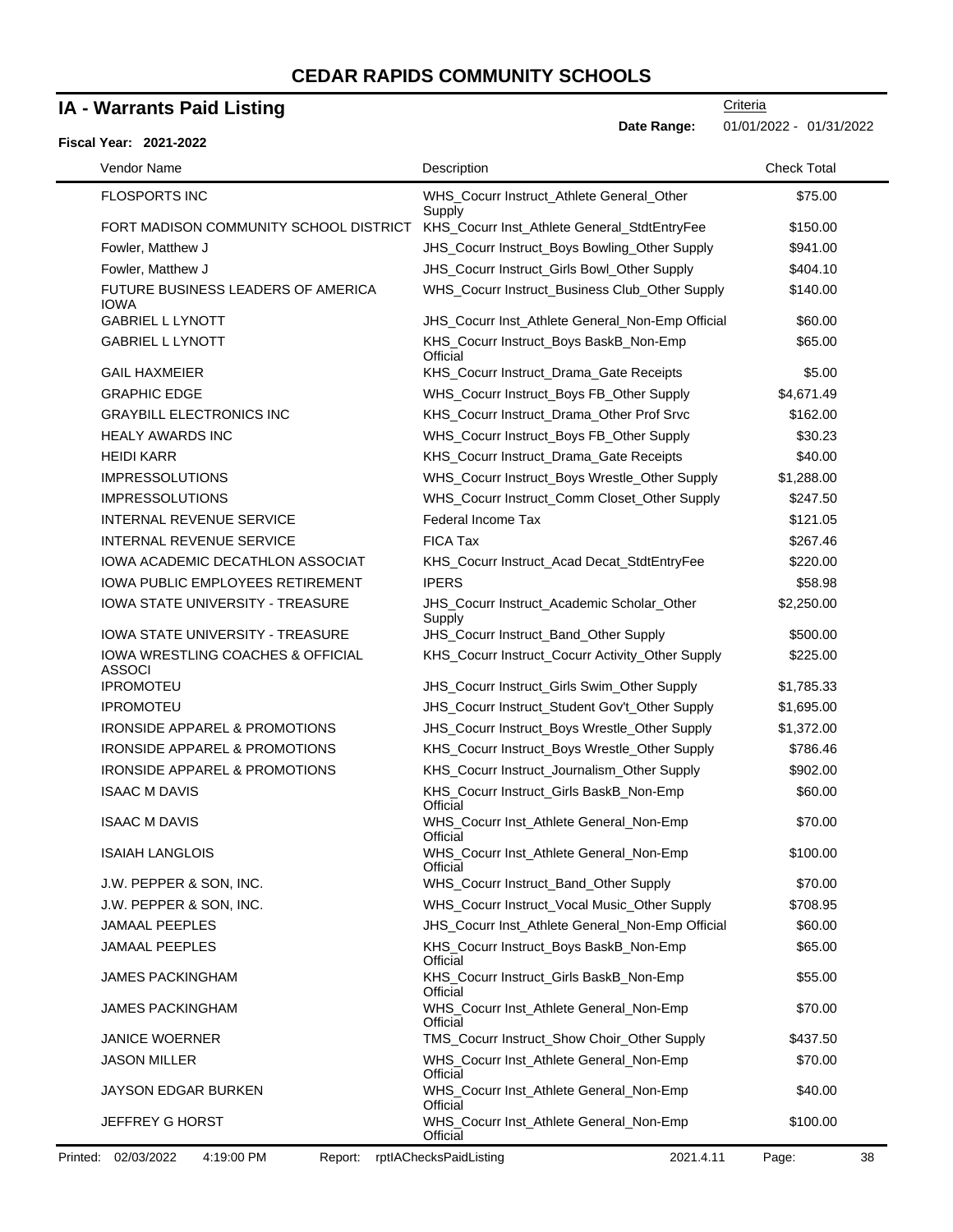# CEDAR RAPIDS COMMUNITY SCHOOLS

## IA - Warrants Paid Listing

**Fiscal Year: 2021-2022**

Criteria

**Date Range:** 01/01/2022 - 01/31/2022

| Vendor Name | Description | Check Total |
|---|---|---|
| FLOSPORTS INC | WHS_Cocurr Instruct_Athlete General_Other Supply | $75.00 |
| FORT MADISON COMMUNITY SCHOOL DISTRICT | KHS_Cocurr Inst_Athlete General_StdtEntryFee | $150.00 |
| Fowler, Matthew J | JHS_Cocurr Instruct_Boys Bowling_Other Supply | $941.00 |
| Fowler, Matthew J | JHS_Cocurr Instruct_Girls Bowl_Other Supply | $404.10 |
| FUTURE BUSINESS LEADERS OF AMERICA IOWA | WHS_Cocurr Instruct_Business Club_Other Supply | $140.00 |
| GABRIEL L LYNOTT | JHS_Cocurr Inst_Athlete General_Non-Emp Official | $60.00 |
| GABRIEL L LYNOTT | KHS_Cocurr Instruct_Boys BaskB_Non-Emp Official | $65.00 |
| GAIL HAXMEIER | KHS_Cocurr Instruct_Drama_Gate Receipts | $5.00 |
| GRAPHIC EDGE | WHS_Cocurr Instruct_Boys FB_Other Supply | $4,671.49 |
| GRAYBILL ELECTRONICS INC | KHS_Cocurr Instruct_Drama_Other Prof Srvc | $162.00 |
| HEALY AWARDS INC | WHS_Cocurr Instruct_Boys FB_Other Supply | $30.23 |
| HEIDI KARR | KHS_Cocurr Instruct_Drama_Gate Receipts | $40.00 |
| IMPRESSOLUTIONS | WHS_Cocurr Instruct_Boys Wrestle_Other Supply | $1,288.00 |
| IMPRESSOLUTIONS | WHS_Cocurr Instruct_Comm Closet_Other Supply | $247.50 |
| INTERNAL REVENUE SERVICE | Federal Income Tax | $121.05 |
| INTERNAL REVENUE SERVICE | FICA Tax | $267.46 |
| IOWA ACADEMIC DECATHLON ASSOCIAT | KHS_Cocurr Instruct_Acad Decat_StdtEntryFee | $220.00 |
| IOWA PUBLIC EMPLOYEES RETIREMENT | IPERS | $58.98 |
| IOWA STATE UNIVERSITY - TREASURE | JHS_Cocurr Instruct_Academic Scholar_Other Supply | $2,250.00 |
| IOWA STATE UNIVERSITY - TREASURE | JHS_Cocurr Instruct_Band_Other Supply | $500.00 |
| IOWA WRESTLING COACHES & OFFICIAL ASSOCI | KHS_Cocurr Instruct_Cocurr Activity_Other Supply | $225.00 |
| IPROMOTEU | JHS_Cocurr Instruct_Girls Swim_Other Supply | $1,785.33 |
| IPROMOTEU | JHS_Cocurr Instruct_Student Gov't_Other Supply | $1,695.00 |
| IRONSIDE APPAREL & PROMOTIONS | JHS_Cocurr Instruct_Boys Wrestle_Other Supply | $1,372.00 |
| IRONSIDE APPAREL & PROMOTIONS | KHS_Cocurr Instruct_Boys Wrestle_Other Supply | $786.46 |
| IRONSIDE APPAREL & PROMOTIONS | KHS_Cocurr Instruct_Journalism_Other Supply | $902.00 |
| ISAAC M DAVIS | KHS_Cocurr Instruct_Girls BaskB_Non-Emp Official | $60.00 |
| ISAAC M DAVIS | WHS_Cocurr Inst_Athlete General_Non-Emp Official | $70.00 |
| ISAIAH LANGLOIS | WHS_Cocurr Inst_Athlete General_Non-Emp Official | $100.00 |
| J.W. PEPPER & SON, INC. | WHS_Cocurr Instruct_Band_Other Supply | $70.00 |
| J.W. PEPPER & SON, INC. | WHS_Cocurr Instruct_Vocal Music_Other Supply | $708.95 |
| JAMAAL PEEPLES | JHS_Cocurr Inst_Athlete General_Non-Emp Official | $60.00 |
| JAMAAL PEEPLES | KHS_Cocurr Instruct_Boys BaskB_Non-Emp Official | $65.00 |
| JAMES PACKINGHAM | KHS_Cocurr Instruct_Girls BaskB_Non-Emp Official | $55.00 |
| JAMES PACKINGHAM | WHS_Cocurr Inst_Athlete General_Non-Emp Official | $70.00 |
| JANICE WOERNER | TMS_Cocurr Instruct_Show Choir_Other Supply | $437.50 |
| JASON MILLER | WHS_Cocurr Inst_Athlete General_Non-Emp Official | $70.00 |
| JAYSON EDGAR BURKEN | WHS_Cocurr Inst_Athlete General_Non-Emp Official | $40.00 |
| JEFFREY G HORST | WHS_Cocurr Inst_Athlete General_Non-Emp Official | $100.00 |

Printed: 02/03/2022 4:19:00 PM Report: rptIAChecksPaidListing 2021.4.11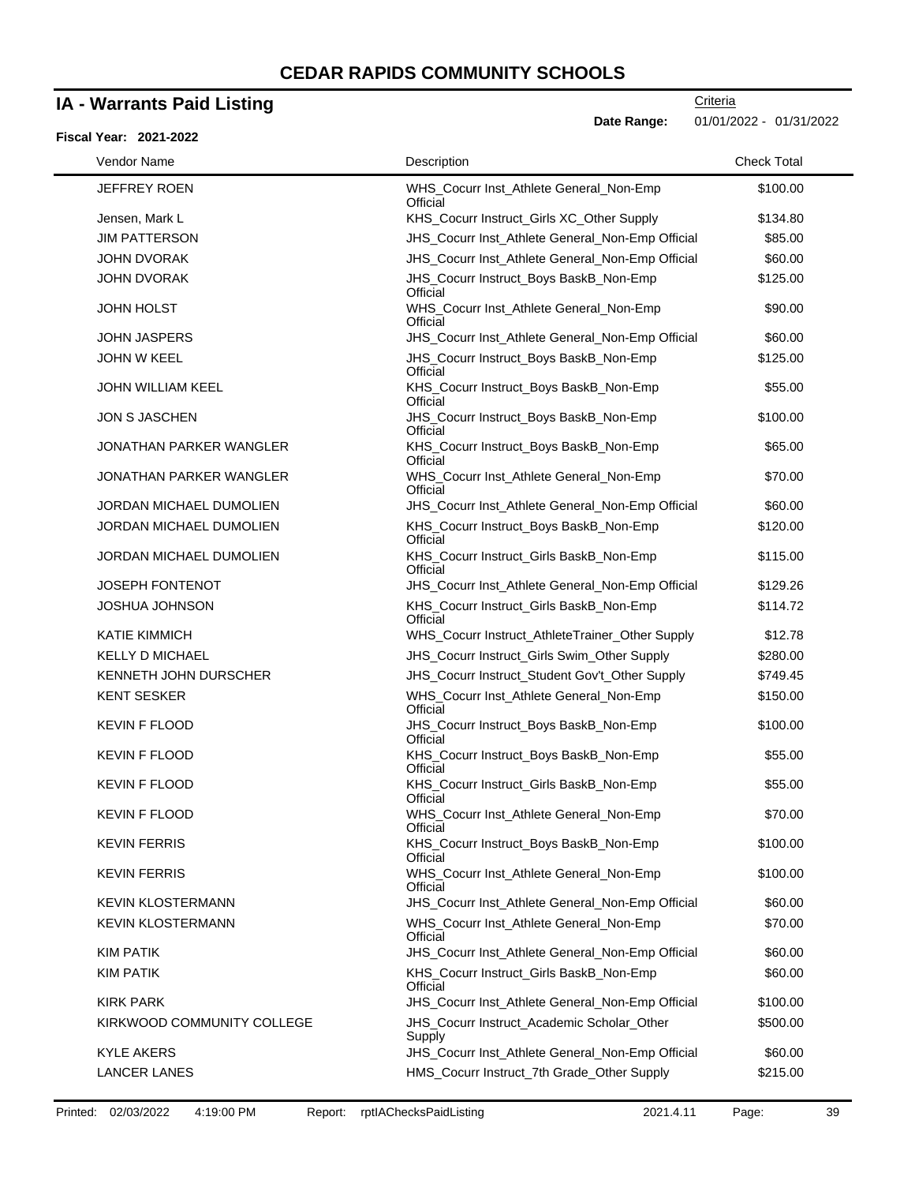# CEDAR RAPIDS COMMUNITY SCHOOLS

## IA - Warrants Paid Listing

Criteria

**Date Range:** 01/01/2022 - 01/31/2022

**Fiscal Year: 2021-2022**

| Vendor Name | Description | Check Total |
|---|---|---|
| JEFFREY ROEN | WHS_Cocurr Inst_Athlete General_Non-Emp Official | $100.00 |
| Jensen, Mark L | KHS_Cocurr Instruct_Girls XC_Other Supply | $134.80 |
| JIM PATTERSON | JHS_Cocurr Inst_Athlete General_Non-Emp Official | $85.00 |
| JOHN DVORAK | JHS_Cocurr Inst_Athlete General_Non-Emp Official | $60.00 |
| JOHN DVORAK | JHS_Cocurr Instruct_Boys BaskB_Non-Emp Official | $125.00 |
| JOHN HOLST | WHS_Cocurr Inst_Athlete General_Non-Emp Official | $90.00 |
| JOHN JASPERS | JHS_Cocurr Inst_Athlete General_Non-Emp Official | $60.00 |
| JOHN W KEEL | JHS_Cocurr Instruct_Boys BaskB_Non-Emp Official | $125.00 |
| JOHN WILLIAM KEEL | KHS_Cocurr Instruct_Boys BaskB_Non-Emp Official | $55.00 |
| JON S JASCHEN | JHS_Cocurr Instruct_Boys BaskB_Non-Emp Official | $100.00 |
| JONATHAN PARKER WANGLER | KHS_Cocurr Instruct_Boys BaskB_Non-Emp Official | $65.00 |
| JONATHAN PARKER WANGLER | WHS_Cocurr Inst_Athlete General_Non-Emp Official | $70.00 |
| JORDAN MICHAEL DUMOLIEN | JHS_Cocurr Inst_Athlete General_Non-Emp Official | $60.00 |
| JORDAN MICHAEL DUMOLIEN | KHS_Cocurr Instruct_Boys BaskB_Non-Emp Official | $120.00 |
| JORDAN MICHAEL DUMOLIEN | KHS_Cocurr Instruct_Girls BaskB_Non-Emp Official | $115.00 |
| JOSEPH FONTENOT | JHS_Cocurr Inst_Athlete General_Non-Emp Official | $129.26 |
| JOSHUA JOHNSON | KHS_Cocurr Instruct_Girls BaskB_Non-Emp Official | $114.72 |
| KATIE KIMMICH | WHS_Cocurr Instruct_AthleteTrainer_Other Supply | $12.78 |
| KELLY D MICHAEL | JHS_Cocurr Instruct_Girls Swim_Other Supply | $280.00 |
| KENNETH JOHN DURSCHER | JHS_Cocurr Instruct_Student Gov't_Other Supply | $749.45 |
| KENT SESKER | WHS_Cocurr Inst_Athlete General_Non-Emp Official | $150.00 |
| KEVIN F FLOOD | JHS_Cocurr Instruct_Boys BaskB_Non-Emp Official | $100.00 |
| KEVIN F FLOOD | KHS_Cocurr Instruct_Boys BaskB_Non-Emp Official | $55.00 |
| KEVIN F FLOOD | KHS_Cocurr Instruct_Girls BaskB_Non-Emp Official | $55.00 |
| KEVIN F FLOOD | WHS_Cocurr Inst_Athlete General_Non-Emp Official | $70.00 |
| KEVIN FERRIS | KHS_Cocurr Instruct_Boys BaskB_Non-Emp Official | $100.00 |
| KEVIN FERRIS | WHS_Cocurr Inst_Athlete General_Non-Emp Official | $100.00 |
| KEVIN KLOSTERMANN | JHS_Cocurr Inst_Athlete General_Non-Emp Official | $60.00 |
| KEVIN KLOSTERMANN | WHS_Cocurr Inst_Athlete General_Non-Emp Official | $70.00 |
| KIM PATIK | JHS_Cocurr Inst_Athlete General_Non-Emp Official | $60.00 |
| KIM PATIK | KHS_Cocurr Instruct_Girls BaskB_Non-Emp Official | $60.00 |
| KIRK PARK | JHS_Cocurr Inst_Athlete General_Non-Emp Official | $100.00 |
| KIRKWOOD COMMUNITY COLLEGE | JHS_Cocurr Instruct_Academic Scholar_Other Supply | $500.00 |
| KYLE AKERS | JHS_Cocurr Inst_Athlete General_Non-Emp Official | $60.00 |
| LANCER LANES | HMS_Cocurr Instruct_7th Grade_Other Supply | $215.00 |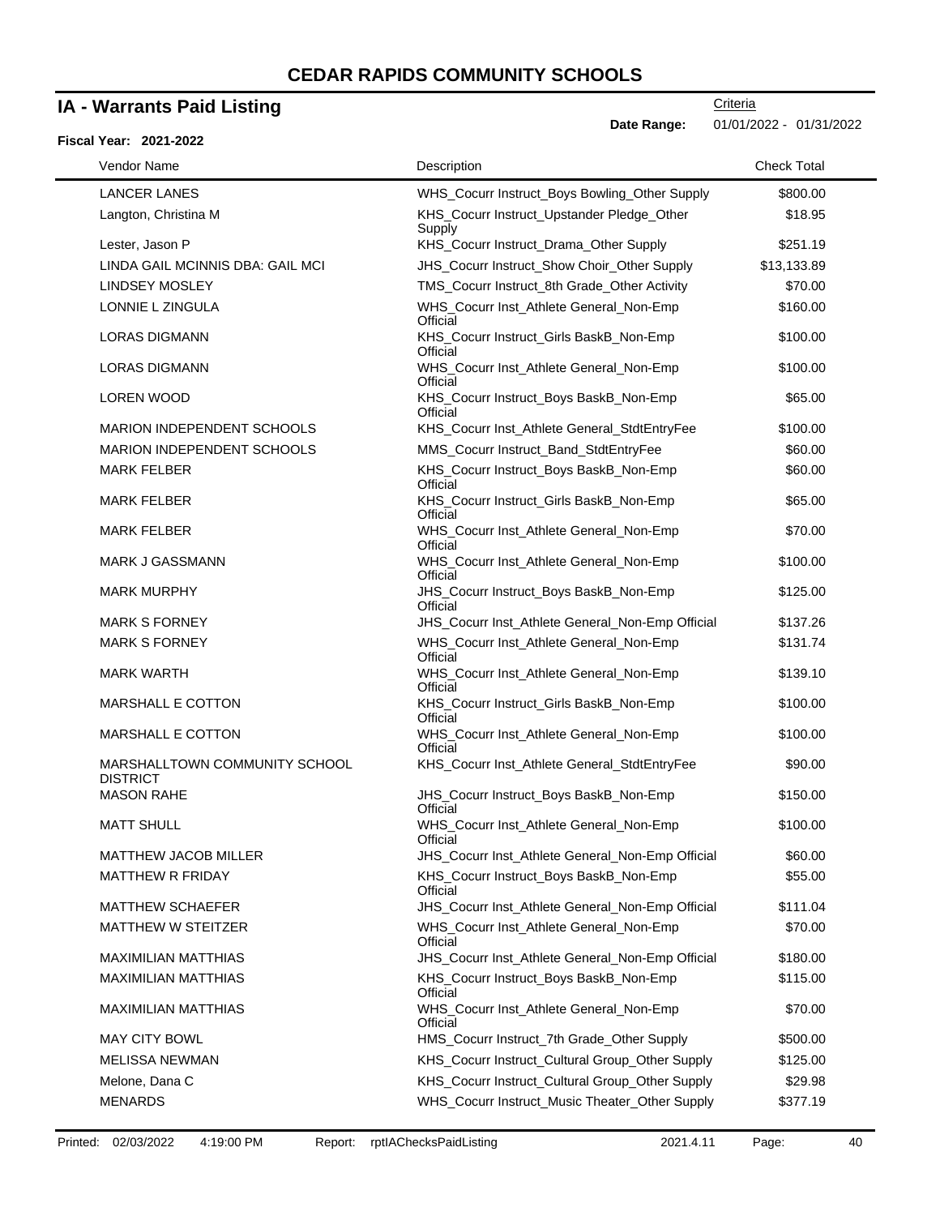# CEDAR RAPIDS COMMUNITY SCHOOLS

## IA - Warrants Paid Listing

Criteria

**Date Range:** 01/01/2022 - 01/31/2022

**Fiscal Year: 2021-2022**

| Vendor Name | Description | Check Total |
|---|---|---|
| LANCER LANES | WHS_Cocurr Instruct_Boys Bowling_Other Supply | $800.00 |
| Langton, Christina M | KHS_Cocurr Instruct_Upstander Pledge_Other Supply | $18.95 |
| Lester, Jason P | KHS_Cocurr Instruct_Drama_Other Supply | $251.19 |
| LINDA GAIL MCINNIS DBA: GAIL MCI | JHS_Cocurr Instruct_Show Choir_Other Supply | $13,133.89 |
| LINDSEY MOSLEY | TMS_Cocurr Instruct_8th Grade_Other Activity | $70.00 |
| LONNIE L ZINGULA | WHS_Cocurr Inst_Athlete General_Non-Emp Official | $160.00 |
| LORAS DIGMANN | KHS_Cocurr Instruct_Girls BaskB_Non-Emp Official | $100.00 |
| LORAS DIGMANN | WHS_Cocurr Inst_Athlete General_Non-Emp Official | $100.00 |
| LOREN WOOD | KHS_Cocurr Instruct_Boys BaskB_Non-Emp Official | $65.00 |
| MARION INDEPENDENT SCHOOLS | KHS_Cocurr Inst_Athlete General_StdtEntryFee | $100.00 |
| MARION INDEPENDENT SCHOOLS | MMS_Cocurr Instruct_Band_StdtEntryFee | $60.00 |
| MARK FELBER | KHS_Cocurr Instruct_Boys BaskB_Non-Emp Official | $60.00 |
| MARK FELBER | KHS_Cocurr Instruct_Girls BaskB_Non-Emp Official | $65.00 |
| MARK FELBER | WHS_Cocurr Inst_Athlete General_Non-Emp Official | $70.00 |
| MARK J GASSMANN | WHS_Cocurr Inst_Athlete General_Non-Emp Official | $100.00 |
| MARK MURPHY | JHS_Cocurr Instruct_Boys BaskB_Non-Emp Official | $125.00 |
| MARK S FORNEY | JHS_Cocurr Inst_Athlete General_Non-Emp Official | $137.26 |
| MARK S FORNEY | WHS_Cocurr Inst_Athlete General_Non-Emp Official | $131.74 |
| MARK WARTH | WHS_Cocurr Inst_Athlete General_Non-Emp Official | $139.10 |
| MARSHALL E COTTON | KHS_Cocurr Instruct_Girls BaskB_Non-Emp Official | $100.00 |
| MARSHALL E COTTON | WHS_Cocurr Inst_Athlete General_Non-Emp Official | $100.00 |
| MARSHALLTOWN COMMUNITY SCHOOL DISTRICT | KHS_Cocurr Inst_Athlete General_StdtEntryFee | $90.00 |
| MASON RAHE | JHS_Cocurr Instruct_Boys BaskB_Non-Emp Official | $150.00 |
| MATT SHULL | WHS_Cocurr Inst_Athlete General_Non-Emp Official | $100.00 |
| MATTHEW JACOB MILLER | JHS_Cocurr Inst_Athlete General_Non-Emp Official | $60.00 |
| MATTHEW R FRIDAY | KHS_Cocurr Instruct_Boys BaskB_Non-Emp Official | $55.00 |
| MATTHEW SCHAEFER | JHS_Cocurr Inst_Athlete General_Non-Emp Official | $111.04 |
| MATTHEW W STEITZER | WHS_Cocurr Inst_Athlete General_Non-Emp Official | $70.00 |
| MAXIMILIAN MATTHIAS | JHS_Cocurr Inst_Athlete General_Non-Emp Official | $180.00 |
| MAXIMILIAN MATTHIAS | KHS_Cocurr Instruct_Boys BaskB_Non-Emp Official | $115.00 |
| MAXIMILIAN MATTHIAS | WHS_Cocurr Inst_Athlete General_Non-Emp Official | $70.00 |
| MAY CITY BOWL | HMS_Cocurr Instruct_7th Grade_Other Supply | $500.00 |
| MELISSA NEWMAN | KHS_Cocurr Instruct_Cultural Group_Other Supply | $125.00 |
| Melone, Dana C | KHS_Cocurr Instruct_Cultural Group_Other Supply | $29.98 |
| MENARDS | WHS_Cocurr Instruct_Music Theater_Other Supply | $377.19 |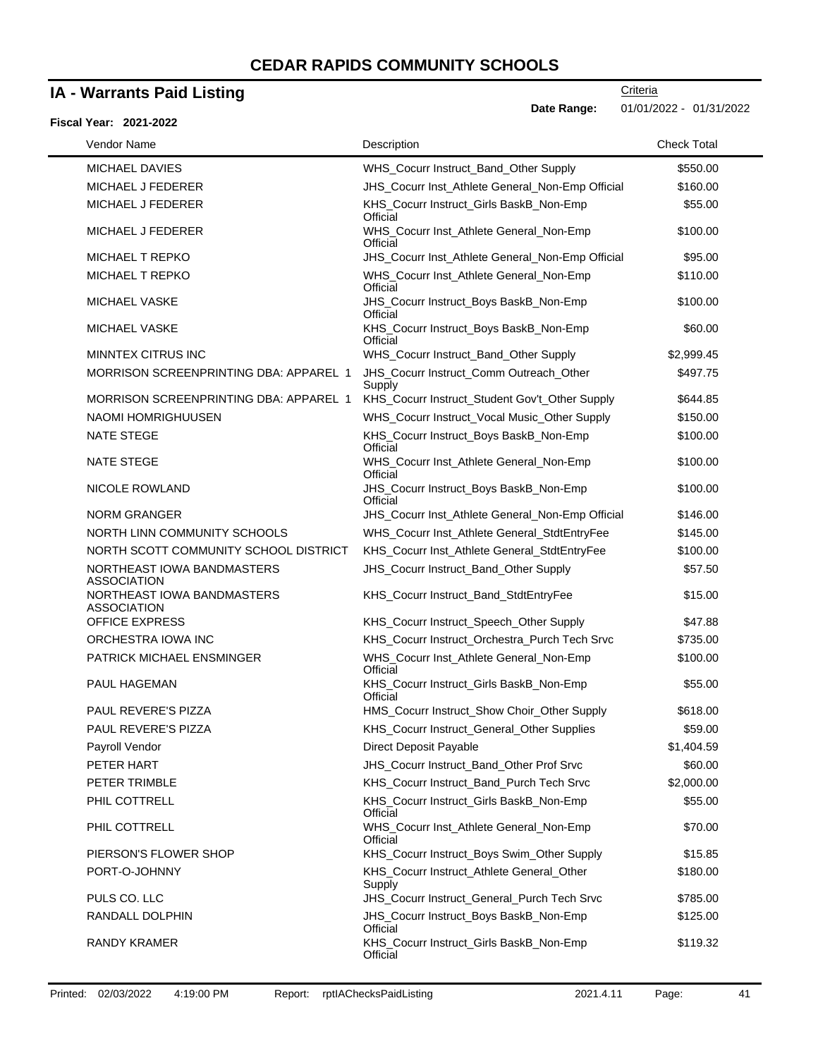# CEDAR RAPIDS COMMUNITY SCHOOLS

## IA - Warrants Paid Listing

Criteria

**Date Range:** 01/01/2022 - 01/31/2022

**Fiscal Year: 2021-2022**

| Vendor Name | Description | Check Total |
|---|---|---|
| MICHAEL DAVIES | WHS_Cocurr Instruct_Band_Other Supply | $550.00 |
| MICHAEL J FEDERER | JHS_Cocurr Inst_Athlete General_Non-Emp Official | $160.00 |
| MICHAEL J FEDERER | KHS_Cocurr Instruct_Girls BaskB_Non-Emp Official | $55.00 |
| MICHAEL J FEDERER | WHS_Cocurr Inst_Athlete General_Non-Emp Official | $100.00 |
| MICHAEL T REPKO | JHS_Cocurr Inst_Athlete General_Non-Emp Official | $95.00 |
| MICHAEL T REPKO | WHS_Cocurr Inst_Athlete General_Non-Emp Official | $110.00 |
| MICHAEL VASKE | JHS_Cocurr Instruct_Boys BaskB_Non-Emp Official | $100.00 |
| MICHAEL VASKE | KHS_Cocurr Instruct_Boys BaskB_Non-Emp Official | $60.00 |
| MINNTEX CITRUS INC | WHS_Cocurr Instruct_Band_Other Supply | $2,999.45 |
| MORRISON SCREENPRINTING DBA: APPAREL 1 | JHS_Cocurr Instruct_Comm Outreach_Other Supply | $497.75 |
| MORRISON SCREENPRINTING DBA: APPAREL 1 | KHS_Cocurr Instruct_Student Gov't_Other Supply | $644.85 |
| NAOMI HOMRIGHUUSEN | WHS_Cocurr Instruct_Vocal Music_Other Supply | $150.00 |
| NATE STEGE | KHS_Cocurr Instruct_Boys BaskB_Non-Emp Official | $100.00 |
| NATE STEGE | WHS_Cocurr Inst_Athlete General_Non-Emp Official | $100.00 |
| NICOLE ROWLAND | JHS_Cocurr Instruct_Boys BaskB_Non-Emp Official | $100.00 |
| NORM GRANGER | JHS_Cocurr Inst_Athlete General_Non-Emp Official | $146.00 |
| NORTH LINN COMMUNITY SCHOOLS | WHS_Cocurr Inst_Athlete General_StdtEntryFee | $145.00 |
| NORTH SCOTT COMMUNITY SCHOOL DISTRICT | KHS_Cocurr Inst_Athlete General_StdtEntryFee | $100.00 |
| NORTHEAST IOWA BANDMASTERS ASSOCIATION | JHS_Cocurr Instruct_Band_Other Supply | $57.50 |
| NORTHEAST IOWA BANDMASTERS ASSOCIATION | KHS_Cocurr Instruct_Band_StdtEntryFee | $15.00 |
| OFFICE EXPRESS | KHS_Cocurr Instruct_Speech_Other Supply | $47.88 |
| ORCHESTRA IOWA INC | KHS_Cocurr Instruct_Orchestra_Purch Tech Srvc | $735.00 |
| PATRICK MICHAEL ENSMINGER | WHS_Cocurr Inst_Athlete General_Non-Emp Official | $100.00 |
| PAUL HAGEMAN | KHS_Cocurr Instruct_Girls BaskB_Non-Emp Official | $55.00 |
| PAUL REVERE'S PIZZA | HMS_Cocurr Instruct_Show Choir_Other Supply | $618.00 |
| PAUL REVERE'S PIZZA | KHS_Cocurr Instruct_General_Other Supplies | $59.00 |
| Payroll Vendor | Direct Deposit Payable | $1,404.59 |
| PETER HART | JHS_Cocurr Instruct_Band_Other Prof Srvc | $60.00 |
| PETER TRIMBLE | KHS_Cocurr Instruct_Band_Purch Tech Srvc | $2,000.00 |
| PHIL COTTRELL | KHS_Cocurr Instruct_Girls BaskB_Non-Emp Official | $55.00 |
| PHIL COTTRELL | WHS_Cocurr Inst_Athlete General_Non-Emp Official | $70.00 |
| PIERSON'S FLOWER SHOP | KHS_Cocurr Instruct_Boys Swim_Other Supply | $15.85 |
| PORT-O-JOHNNY | KHS_Cocurr Instruct_Athlete General_Other Supply | $180.00 |
| PULS CO. LLC | JHS_Cocurr Instruct_General_Purch Tech Srvc | $785.00 |
| RANDALL DOLPHIN | JHS_Cocurr Instruct_Boys BaskB_Non-Emp Official | $125.00 |
| RANDY KRAMER | KHS_Cocurr Instruct_Girls BaskB_Non-Emp Official | $119.32 |

Printed: 02/03/2022 4:19:00 PM Report: rptIAChecksPaidListing 2021.4.11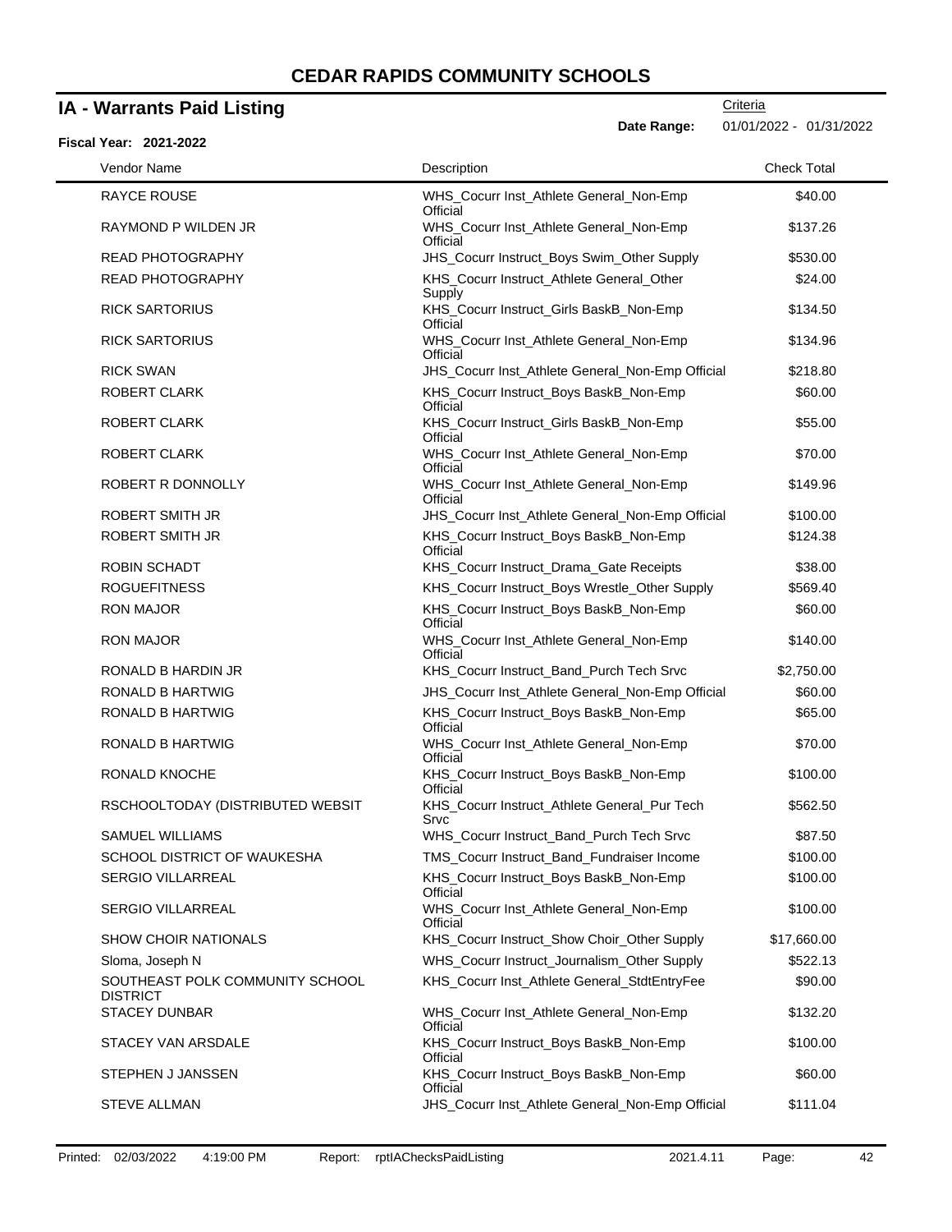# CEDAR RAPIDS COMMUNITY SCHOOLS

## IA - Warrants Paid Listing

**Fiscal Year: 2021-2022**

Criteria

**Date Range:** 01/01/2022 - 01/31/2022

| Vendor Name | Description | Check Total |
|---|---|---|
| RAYCE ROUSE | WHS_Cocurr Inst_Athlete General_Non-Emp Official | $40.00 |
| RAYMOND P WILDEN JR | WHS_Cocurr Inst_Athlete General_Non-Emp Official | $137.26 |
| READ PHOTOGRAPHY | JHS_Cocurr Instruct_Boys Swim_Other Supply | $530.00 |
| READ PHOTOGRAPHY | KHS_Cocurr Instruct_Athlete General_Other Supply | $24.00 |
| RICK SARTORIUS | KHS_Cocurr Instruct_Girls BaskB_Non-Emp Official | $134.50 |
| RICK SARTORIUS | WHS_Cocurr Inst_Athlete General_Non-Emp Official | $134.96 |
| RICK SWAN | JHS_Cocurr Inst_Athlete General_Non-Emp Official | $218.80 |
| ROBERT CLARK | KHS_Cocurr Instruct_Boys BaskB_Non-Emp Official | $60.00 |
| ROBERT CLARK | KHS_Cocurr Instruct_Girls BaskB_Non-Emp Official | $55.00 |
| ROBERT CLARK | WHS_Cocurr Inst_Athlete General_Non-Emp Official | $70.00 |
| ROBERT R DONNOLLY | WHS_Cocurr Inst_Athlete General_Non-Emp Official | $149.96 |
| ROBERT SMITH JR | JHS_Cocurr Inst_Athlete General_Non-Emp Official | $100.00 |
| ROBERT SMITH JR | KHS_Cocurr Instruct_Boys BaskB_Non-Emp Official | $124.38 |
| ROBIN SCHADT | KHS_Cocurr Instruct_Drama_Gate Receipts | $38.00 |
| ROGUEFITNESS | KHS_Cocurr Instruct_Boys Wrestle_Other Supply | $569.40 |
| RON MAJOR | KHS_Cocurr Instruct_Boys BaskB_Non-Emp Official | $60.00 |
| RON MAJOR | WHS_Cocurr Inst_Athlete General_Non-Emp Official | $140.00 |
| RONALD B HARDIN JR | KHS_Cocurr Instruct_Band_Purch Tech Srvc | $2,750.00 |
| RONALD B HARTWIG | JHS_Cocurr Inst_Athlete General_Non-Emp Official | $60.00 |
| RONALD B HARTWIG | KHS_Cocurr Instruct_Boys BaskB_Non-Emp Official | $65.00 |
| RONALD B HARTWIG | WHS_Cocurr Inst_Athlete General_Non-Emp Official | $70.00 |
| RONALD KNOCHE | KHS_Cocurr Instruct_Boys BaskB_Non-Emp Official | $100.00 |
| RSCHOOLTODAY (DISTRIBUTED WEBSIT | KHS_Cocurr Instruct_Athlete General_Pur Tech Srvc | $562.50 |
| SAMUEL WILLIAMS | WHS_Cocurr Instruct_Band_Purch Tech Srvc | $87.50 |
| SCHOOL DISTRICT OF WAUKESHA | TMS_Cocurr Instruct_Band_Fundraiser Income | $100.00 |
| SERGIO VILLARREAL | KHS_Cocurr Instruct_Boys BaskB_Non-Emp Official | $100.00 |
| SERGIO VILLARREAL | WHS_Cocurr Inst_Athlete General_Non-Emp Official | $100.00 |
| SHOW CHOIR NATIONALS | KHS_Cocurr Instruct_Show Choir_Other Supply | $17,660.00 |
| Sloma, Joseph N | WHS_Cocurr Instruct_Journalism_Other Supply | $522.13 |
| SOUTHEAST POLK COMMUNITY SCHOOL DISTRICT | KHS_Cocurr Inst_Athlete General_StdtEntryFee | $90.00 |
| STACEY DUNBAR | WHS_Cocurr Inst_Athlete General_Non-Emp Official | $132.20 |
| STACEY VAN ARSDALE | KHS_Cocurr Instruct_Boys BaskB_Non-Emp Official | $100.00 |
| STEPHEN J JANSSEN | KHS_Cocurr Instruct_Boys BaskB_Non-Emp Official | $60.00 |
| STEVE ALLMAN | JHS_Cocurr Inst_Athlete General_Non-Emp Official | $111.04 |

Printed: 02/03/2022 4:19:00 PM Report: rptIAChecksPaidListing 2021.4.11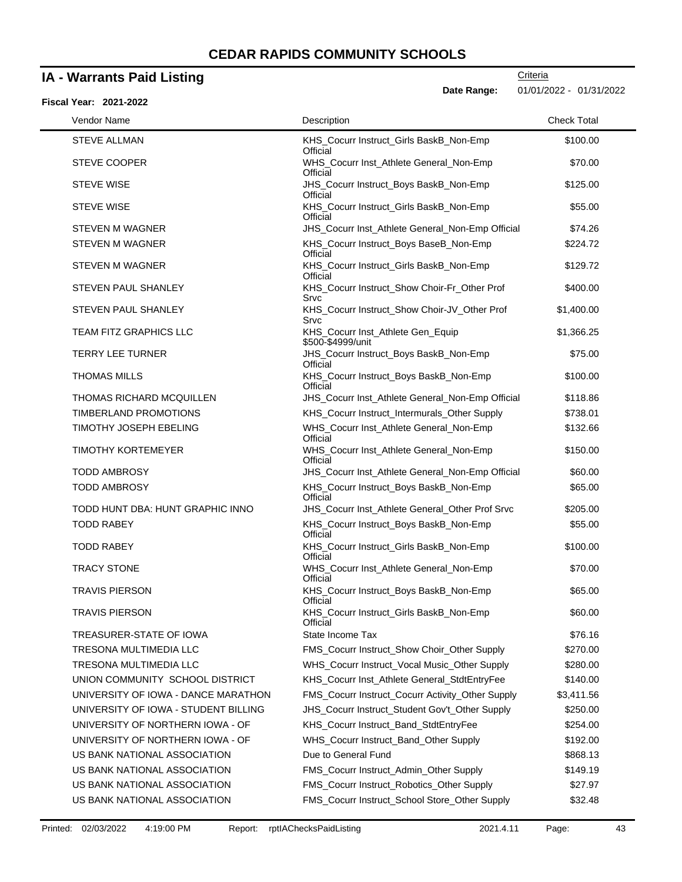# CEDAR RAPIDS COMMUNITY SCHOOLS

## IA - Warrants Paid Listing

Criteria

**Date Range:** 01/01/2022 - 01/31/2022

**Fiscal Year: 2021-2022**

| Vendor Name | Description | Check Total |
|---|---|---|
| STEVE ALLMAN | KHS_Cocurr Instruct_Girls BaskB_Non-Emp Official | $100.00 |
| STEVE COOPER | WHS_Cocurr Inst_Athlete General_Non-Emp Official | $70.00 |
| STEVE WISE | JHS_Cocurr Instruct_Boys BaskB_Non-Emp Official | $125.00 |
| STEVE WISE | KHS_Cocurr Instruct_Girls BaskB_Non-Emp Official | $55.00 |
| STEVEN M WAGNER | JHS_Cocurr Inst_Athlete General_Non-Emp Official | $74.26 |
| STEVEN M WAGNER | KHS_Cocurr Instruct_Boys BaseB_Non-Emp Official | $224.72 |
| STEVEN M WAGNER | KHS_Cocurr Instruct_Girls BaskB_Non-Emp Official | $129.72 |
| STEVEN PAUL SHANLEY | KHS_Cocurr Instruct_Show Choir-Fr_Other Prof Srvc | $400.00 |
| STEVEN PAUL SHANLEY | KHS_Cocurr Instruct_Show Choir-JV_Other Prof Srvc | $1,400.00 |
| TEAM FITZ GRAPHICS LLC | KHS_Cocurr Inst_Athlete Gen_Equip $500-$4999/unit | $1,366.25 |
| TERRY LEE TURNER | JHS_Cocurr Instruct_Boys BaskB_Non-Emp Official | $75.00 |
| THOMAS MILLS | KHS_Cocurr Instruct_Boys BaskB_Non-Emp Official | $100.00 |
| THOMAS RICHARD MCQUILLEN | JHS_Cocurr Inst_Athlete General_Non-Emp Official | $118.86 |
| TIMBERLAND PROMOTIONS | KHS_Cocurr Instruct_Intermurals_Other Supply | $738.01 |
| TIMOTHY JOSEPH EBELING | WHS_Cocurr Inst_Athlete General_Non-Emp Official | $132.66 |
| TIMOTHY KORTEMEYER | WHS_Cocurr Inst_Athlete General_Non-Emp Official | $150.00 |
| TODD AMBROSY | JHS_Cocurr Inst_Athlete General_Non-Emp Official | $60.00 |
| TODD AMBROSY | KHS_Cocurr Instruct_Boys BaskB_Non-Emp Official | $65.00 |
| TODD HUNT DBA: HUNT GRAPHIC INNO | JHS_Cocurr Inst_Athlete General_Other Prof Srvc | $205.00 |
| TODD RABEY | KHS_Cocurr Instruct_Boys BaskB_Non-Emp Official | $55.00 |
| TODD RABEY | KHS_Cocurr Instruct_Girls BaskB_Non-Emp Official | $100.00 |
| TRACY STONE | WHS_Cocurr Inst_Athlete General_Non-Emp Official | $70.00 |
| TRAVIS PIERSON | KHS_Cocurr Instruct_Boys BaskB_Non-Emp Official | $65.00 |
| TRAVIS PIERSON | KHS_Cocurr Instruct_Girls BaskB_Non-Emp Official | $60.00 |
| TREASURER-STATE OF IOWA | State Income Tax | $76.16 |
| TRESONA MULTIMEDIA LLC | FMS_Cocurr Instruct_Show Choir_Other Supply | $270.00 |
| TRESONA MULTIMEDIA LLC | WHS_Cocurr Instruct_Vocal Music_Other Supply | $280.00 |
| UNION COMMUNITY SCHOOL DISTRICT | KHS_Cocurr Inst_Athlete General_StdtEntryFee | $140.00 |
| UNIVERSITY OF IOWA - DANCE MARATHON | FMS_Cocurr Instruct_Cocurr Activity_Other Supply | $3,411.56 |
| UNIVERSITY OF IOWA - STUDENT BILLING | JHS_Cocurr Instruct_Student Gov't_Other Supply | $250.00 |
| UNIVERSITY OF NORTHERN IOWA - OF | KHS_Cocurr Instruct_Band_StdtEntryFee | $254.00 |
| UNIVERSITY OF NORTHERN IOWA - OF | WHS_Cocurr Instruct_Band_Other Supply | $192.00 |
| US BANK NATIONAL ASSOCIATION | Due to General Fund | $868.13 |
| US BANK NATIONAL ASSOCIATION | FMS_Cocurr Instruct_Admin_Other Supply | $149.19 |
| US BANK NATIONAL ASSOCIATION | FMS_Cocurr Instruct_Robotics_Other Supply | $27.97 |
| US BANK NATIONAL ASSOCIATION | FMS_Cocurr Instruct_School Store_Other Supply | $32.48 |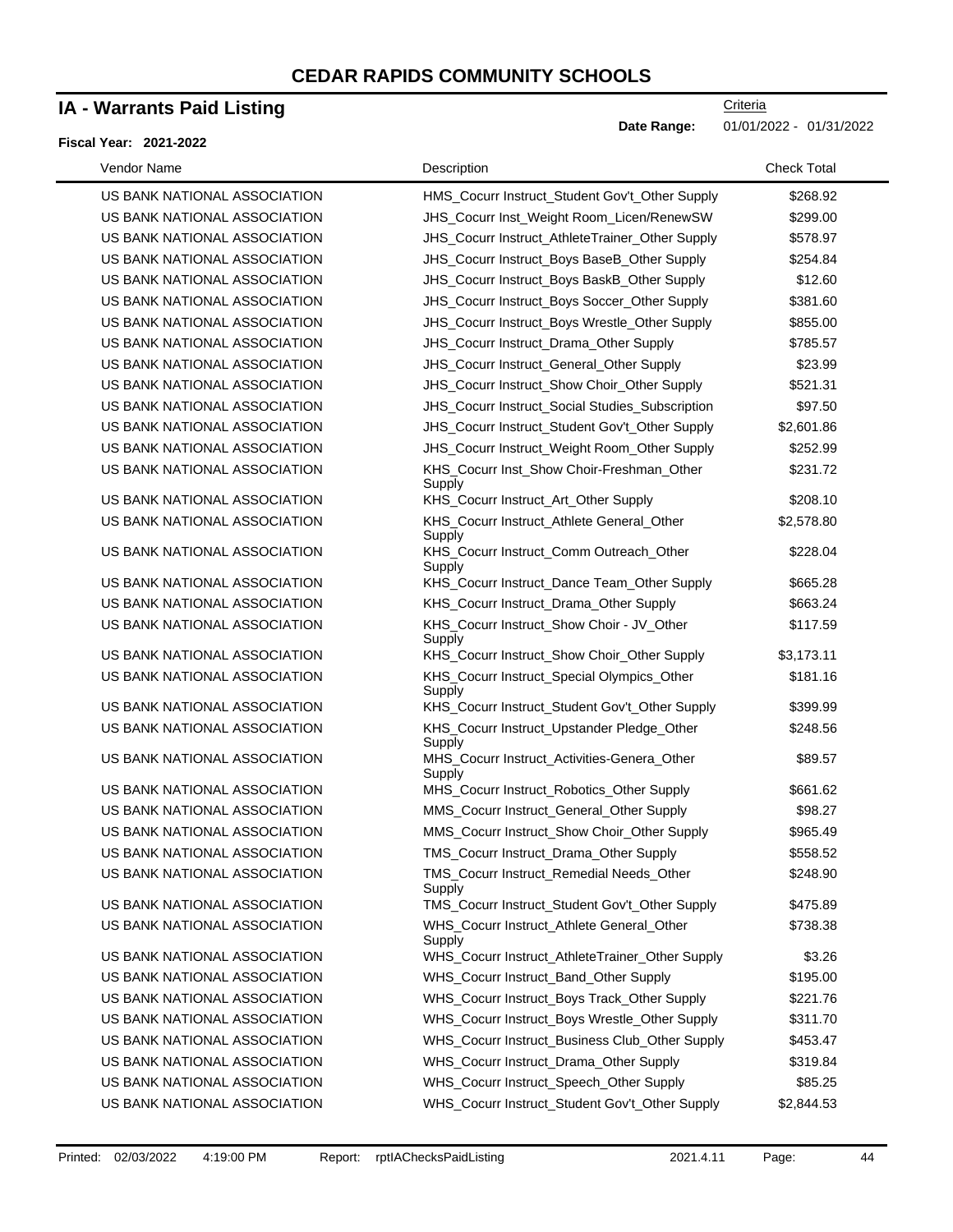# CEDAR RAPIDS COMMUNITY SCHOOLS

## IA - Warrants Paid Listing

Criteria

**Date Range:** 01/01/2022 - 01/31/2022

**Fiscal Year: 2021-2022**

| Vendor Name | Description | Check Total |
|---|---|---|
| US BANK NATIONAL ASSOCIATION | HMS_Cocurr Instruct_Student Gov't_Other Supply | $268.92 |
| US BANK NATIONAL ASSOCIATION | JHS_Cocurr Inst_Weight Room_Licen/RenewSW | $299.00 |
| US BANK NATIONAL ASSOCIATION | JHS_Cocurr Instruct_AthleteTrainer_Other Supply | $578.97 |
| US BANK NATIONAL ASSOCIATION | JHS_Cocurr Instruct_Boys BaseB_Other Supply | $254.84 |
| US BANK NATIONAL ASSOCIATION | JHS_Cocurr Instruct_Boys BaskB_Other Supply | $12.60 |
| US BANK NATIONAL ASSOCIATION | JHS_Cocurr Instruct_Boys Soccer_Other Supply | $381.60 |
| US BANK NATIONAL ASSOCIATION | JHS_Cocurr Instruct_Boys Wrestle_Other Supply | $855.00 |
| US BANK NATIONAL ASSOCIATION | JHS_Cocurr Instruct_Drama_Other Supply | $785.57 |
| US BANK NATIONAL ASSOCIATION | JHS_Cocurr Instruct_General_Other Supply | $23.99 |
| US BANK NATIONAL ASSOCIATION | JHS_Cocurr Instruct_Show Choir_Other Supply | $521.31 |
| US BANK NATIONAL ASSOCIATION | JHS_Cocurr Instruct_Social Studies_Subscription | $97.50 |
| US BANK NATIONAL ASSOCIATION | JHS_Cocurr Instruct_Student Gov't_Other Supply | $2,601.86 |
| US BANK NATIONAL ASSOCIATION | JHS_Cocurr Instruct_Weight Room_Other Supply | $252.99 |
| US BANK NATIONAL ASSOCIATION | KHS_Cocurr Inst_Show Choir-Freshman_Other Supply | $231.72 |
| US BANK NATIONAL ASSOCIATION | KHS_Cocurr Instruct_Art_Other Supply | $208.10 |
| US BANK NATIONAL ASSOCIATION | KHS_Cocurr Instruct_Athlete General_Other Supply | $2,578.80 |
| US BANK NATIONAL ASSOCIATION | KHS_Cocurr Instruct_Comm Outreach_Other Supply | $228.04 |
| US BANK NATIONAL ASSOCIATION | KHS_Cocurr Instruct_Dance Team_Other Supply | $665.28 |
| US BANK NATIONAL ASSOCIATION | KHS_Cocurr Instruct_Drama_Other Supply | $663.24 |
| US BANK NATIONAL ASSOCIATION | KHS_Cocurr Instruct_Show Choir - JV_Other Supply | $117.59 |
| US BANK NATIONAL ASSOCIATION | KHS_Cocurr Instruct_Show Choir_Other Supply | $3,173.11 |
| US BANK NATIONAL ASSOCIATION | KHS_Cocurr Instruct_Special Olympics_Other Supply | $181.16 |
| US BANK NATIONAL ASSOCIATION | KHS_Cocurr Instruct_Student Gov't_Other Supply | $399.99 |
| US BANK NATIONAL ASSOCIATION | KHS_Cocurr Instruct_Upstander Pledge_Other Supply | $248.56 |
| US BANK NATIONAL ASSOCIATION | MHS_Cocurr Instruct_Activities-Genera_Other Supply | $89.57 |
| US BANK NATIONAL ASSOCIATION | MHS_Cocurr Instruct_Robotics_Other Supply | $661.62 |
| US BANK NATIONAL ASSOCIATION | MMS_Cocurr Instruct_General_Other Supply | $98.27 |
| US BANK NATIONAL ASSOCIATION | MMS_Cocurr Instruct_Show Choir_Other Supply | $965.49 |
| US BANK NATIONAL ASSOCIATION | TMS_Cocurr Instruct_Drama_Other Supply | $558.52 |
| US BANK NATIONAL ASSOCIATION | TMS_Cocurr Instruct_Remedial Needs_Other Supply | $248.90 |
| US BANK NATIONAL ASSOCIATION | TMS_Cocurr Instruct_Student Gov't_Other Supply | $475.89 |
| US BANK NATIONAL ASSOCIATION | WHS_Cocurr Instruct_Athlete General_Other Supply | $738.38 |
| US BANK NATIONAL ASSOCIATION | WHS_Cocurr Instruct_AthleteTrainer_Other Supply | $3.26 |
| US BANK NATIONAL ASSOCIATION | WHS_Cocurr Instruct_Band_Other Supply | $195.00 |
| US BANK NATIONAL ASSOCIATION | WHS_Cocurr Instruct_Boys Track_Other Supply | $221.76 |
| US BANK NATIONAL ASSOCIATION | WHS_Cocurr Instruct_Boys Wrestle_Other Supply | $311.70 |
| US BANK NATIONAL ASSOCIATION | WHS_Cocurr Instruct_Business Club_Other Supply | $453.47 |
| US BANK NATIONAL ASSOCIATION | WHS_Cocurr Instruct_Drama_Other Supply | $319.84 |
| US BANK NATIONAL ASSOCIATION | WHS_Cocurr Instruct_Speech_Other Supply | $85.25 |
| US BANK NATIONAL ASSOCIATION | WHS_Cocurr Instruct_Student Gov't_Other Supply | $2,844.53 |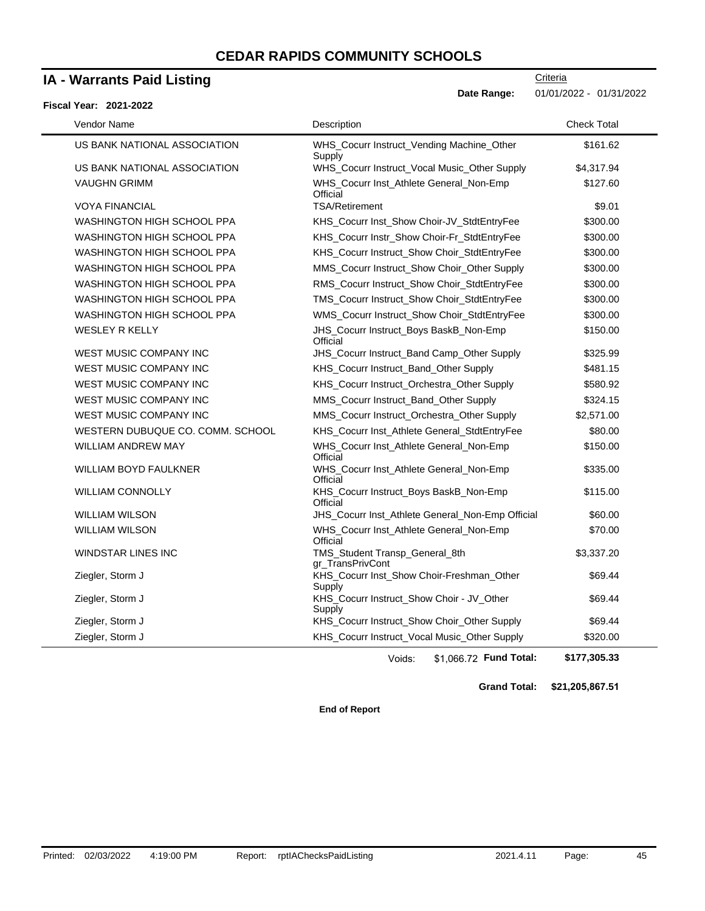## CEDAR RAPIDS COMMUNITY SCHOOLS

### IA - Warrants Paid Listing

Criteria

**Date Range:** 01/01/2022 - 01/31/2022

**Fiscal Year: 2021-2022**

| Vendor Name | Description | Check Total |
|---|---|---|
| US BANK NATIONAL ASSOCIATION | WHS_Cocurr Instruct_Vending Machine_Other Supply | $161.62 |
| US BANK NATIONAL ASSOCIATION | WHS_Cocurr Instruct_Vocal Music_Other Supply | $4,317.94 |
| VAUGHN GRIMM | WHS_Cocurr Inst_Athlete General_Non-Emp Official | $127.60 |
| VOYA FINANCIAL | TSA/Retirement | $9.01 |
| WASHINGTON HIGH SCHOOL PPA | KHS_Cocurr Inst_Show Choir-JV_StdtEntryFee | $300.00 |
| WASHINGTON HIGH SCHOOL PPA | KHS_Cocurr Instr_Show Choir-Fr_StdtEntryFee | $300.00 |
| WASHINGTON HIGH SCHOOL PPA | KHS_Cocurr Instruct_Show Choir_StdtEntryFee | $300.00 |
| WASHINGTON HIGH SCHOOL PPA | MMS_Cocurr Instruct_Show Choir_Other Supply | $300.00 |
| WASHINGTON HIGH SCHOOL PPA | RMS_Cocurr Instruct_Show Choir_StdtEntryFee | $300.00 |
| WASHINGTON HIGH SCHOOL PPA | TMS_Cocurr Instruct_Show Choir_StdtEntryFee | $300.00 |
| WASHINGTON HIGH SCHOOL PPA | WMS_Cocurr Instruct_Show Choir_StdtEntryFee | $300.00 |
| WESLEY R KELLY | JHS_Cocurr Instruct_Boys BaskB_Non-Emp Official | $150.00 |
| WEST MUSIC COMPANY INC | JHS_Cocurr Instruct_Band Camp_Other Supply | $325.99 |
| WEST MUSIC COMPANY INC | KHS_Cocurr Instruct_Band_Other Supply | $481.15 |
| WEST MUSIC COMPANY INC | KHS_Cocurr Instruct_Orchestra_Other Supply | $580.92 |
| WEST MUSIC COMPANY INC | MMS_Cocurr Instruct_Band_Other Supply | $324.15 |
| WEST MUSIC COMPANY INC | MMS_Cocurr Instruct_Orchestra_Other Supply | $2,571.00 |
| WESTERN DUBUQUE CO. COMM. SCHOOL | KHS_Cocurr Inst_Athlete General_StdtEntryFee | $80.00 |
| WILLIAM ANDREW MAY | WHS_Cocurr Inst_Athlete General_Non-Emp Official | $150.00 |
| WILLIAM BOYD FAULKNER | WHS_Cocurr Inst_Athlete General_Non-Emp Official | $335.00 |
| WILLIAM CONNOLLY | KHS_Cocurr Instruct_Boys BaskB_Non-Emp Official | $115.00 |
| WILLIAM WILSON | JHS_Cocurr Inst_Athlete General_Non-Emp Official | $60.00 |
| WILLIAM WILSON | WHS_Cocurr Inst_Athlete General_Non-Emp Official | $70.00 |
| WINDSTAR LINES INC | TMS_Student Transp_General_8th gr_TransPrivCont | $3,337.20 |
| Ziegler, Storm J | KHS_Cocurr Inst_Show Choir-Freshman_Other Supply | $69.44 |
| Ziegler, Storm J | KHS_Cocurr Instruct_Show Choir - JV_Other Supply | $69.44 |
| Ziegler, Storm J | KHS_Cocurr Instruct_Show Choir_Other Supply | $69.44 |
| Ziegler, Storm J | KHS_Cocurr Instruct_Vocal Music_Other Supply | $320.00 |

Voids: $1,066.72 **Fund Total: $177,305.33**

**Grand Total: $21,205,867.51**

**End of Report**